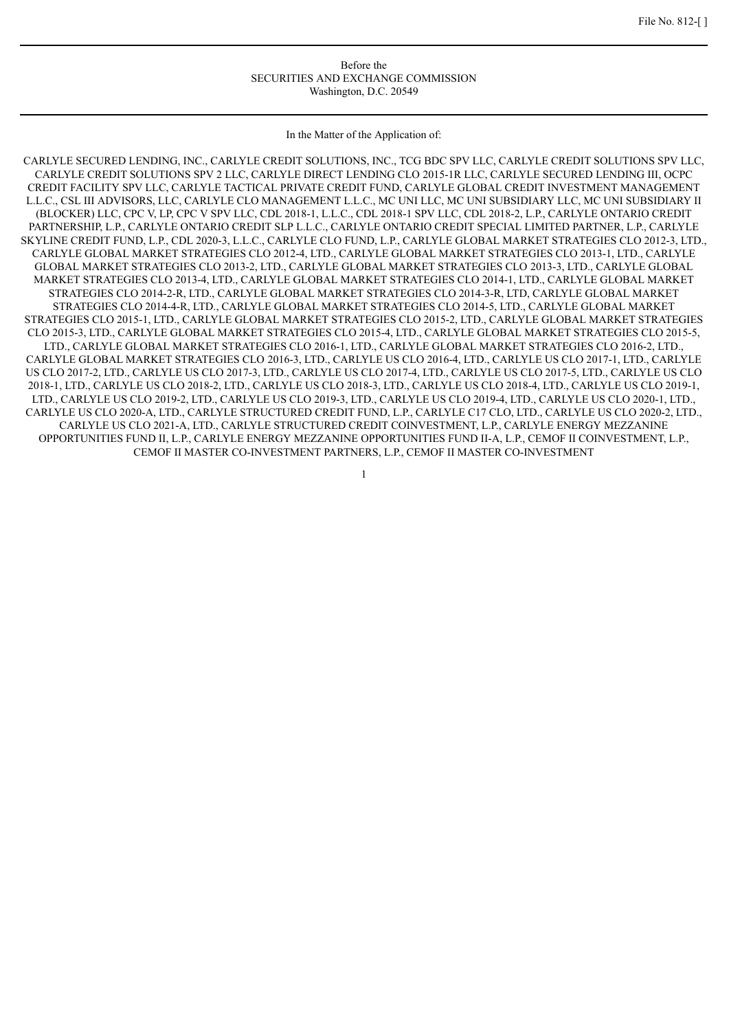File No. 812-[ ]

Before the
SECURITIES AND EXCHANGE COMMISSION
Washington, D.C. 20549

In the Matter of the Application of:

CARLYLE SECURED LENDING, INC., CARLYLE CREDIT SOLUTIONS, INC., TCG BDC SPV LLC, CARLYLE CREDIT SOLUTIONS SPV LLC, CARLYLE CREDIT SOLUTIONS SPV 2 LLC, CARLYLE DIRECT LENDING CLO 2015-1R LLC, CARLYLE SECURED LENDING III, OCPC CREDIT FACILITY SPV LLC, CARLYLE TACTICAL PRIVATE CREDIT FUND, CARLYLE GLOBAL CREDIT INVESTMENT MANAGEMENT L.L.C., CSL III ADVISORS, LLC, CARLYLE CLO MANAGEMENT L.L.C., MC UNI LLC, MC UNI SUBSIDIARY LLC, MC UNI SUBSIDIARY II (BLOCKER) LLC, CPC V, LP, CPC V SPV LLC, CDL 2018-1, L.L.C., CDL 2018-1 SPV LLC, CDL 2018-2, L.P., CARLYLE ONTARIO CREDIT PARTNERSHIP, L.P., CARLYLE ONTARIO CREDIT SLP L.L.C., CARLYLE ONTARIO CREDIT SPECIAL LIMITED PARTNER, L.P., CARLYLE SKYLINE CREDIT FUND, L.P., CDL 2020-3, L.L.C., CARLYLE CLO FUND, L.P., CARLYLE GLOBAL MARKET STRATEGIES CLO 2012-3, LTD., CARLYLE GLOBAL MARKET STRATEGIES CLO 2012-4, LTD., CARLYLE GLOBAL MARKET STRATEGIES CLO 2013-1, LTD., CARLYLE GLOBAL MARKET STRATEGIES CLO 2013-2, LTD., CARLYLE GLOBAL MARKET STRATEGIES CLO 2013-3, LTD., CARLYLE GLOBAL MARKET STRATEGIES CLO 2013-4, LTD., CARLYLE GLOBAL MARKET STRATEGIES CLO 2014-1, LTD., CARLYLE GLOBAL MARKET STRATEGIES CLO 2014-2-R, LTD., CARLYLE GLOBAL MARKET STRATEGIES CLO 2014-3-R, LTD, CARLYLE GLOBAL MARKET STRATEGIES CLO 2014-4-R, LTD., CARLYLE GLOBAL MARKET STRATEGIES CLO 2014-5, LTD., CARLYLE GLOBAL MARKET STRATEGIES CLO 2015-1, LTD., CARLYLE GLOBAL MARKET STRATEGIES CLO 2015-2, LTD., CARLYLE GLOBAL MARKET STRATEGIES CLO 2015-3, LTD., CARLYLE GLOBAL MARKET STRATEGIES CLO 2015-4, LTD., CARLYLE GLOBAL MARKET STRATEGIES CLO 2015-5, LTD., CARLYLE GLOBAL MARKET STRATEGIES CLO 2016-1, LTD., CARLYLE GLOBAL MARKET STRATEGIES CLO 2016-2, LTD., CARLYLE GLOBAL MARKET STRATEGIES CLO 2016-3, LTD., CARLYLE US CLO 2016-4, LTD., CARLYLE US CLO 2017-1, LTD., CARLYLE US CLO 2017-2, LTD., CARLYLE US CLO 2017-3, LTD., CARLYLE US CLO 2017-4, LTD., CARLYLE US CLO 2017-5, LTD., CARLYLE US CLO 2018-1, LTD., CARLYLE US CLO 2018-2, LTD., CARLYLE US CLO 2018-3, LTD., CARLYLE US CLO 2018-4, LTD., CARLYLE US CLO 2019-1, LTD., CARLYLE US CLO 2019-2, LTD., CARLYLE US CLO 2019-3, LTD., CARLYLE US CLO 2019-4, LTD., CARLYLE US CLO 2020-1, LTD., CARLYLE US CLO 2020-A, LTD., CARLYLE STRUCTURED CREDIT FUND, L.P., CARLYLE C17 CLO, LTD., CARLYLE US CLO 2020-2, LTD., CARLYLE US CLO 2021-A, LTD., CARLYLE STRUCTURED CREDIT COINVESTMENT, L.P., CARLYLE ENERGY MEZZANINE OPPORTUNITIES FUND II, L.P., CARLYLE ENERGY MEZZANINE OPPORTUNITIES FUND II-A, L.P., CEMOF II COINVESTMENT, L.P., CEMOF II MASTER CO-INVESTMENT PARTNERS, L.P., CEMOF II MASTER CO-INVESTMENT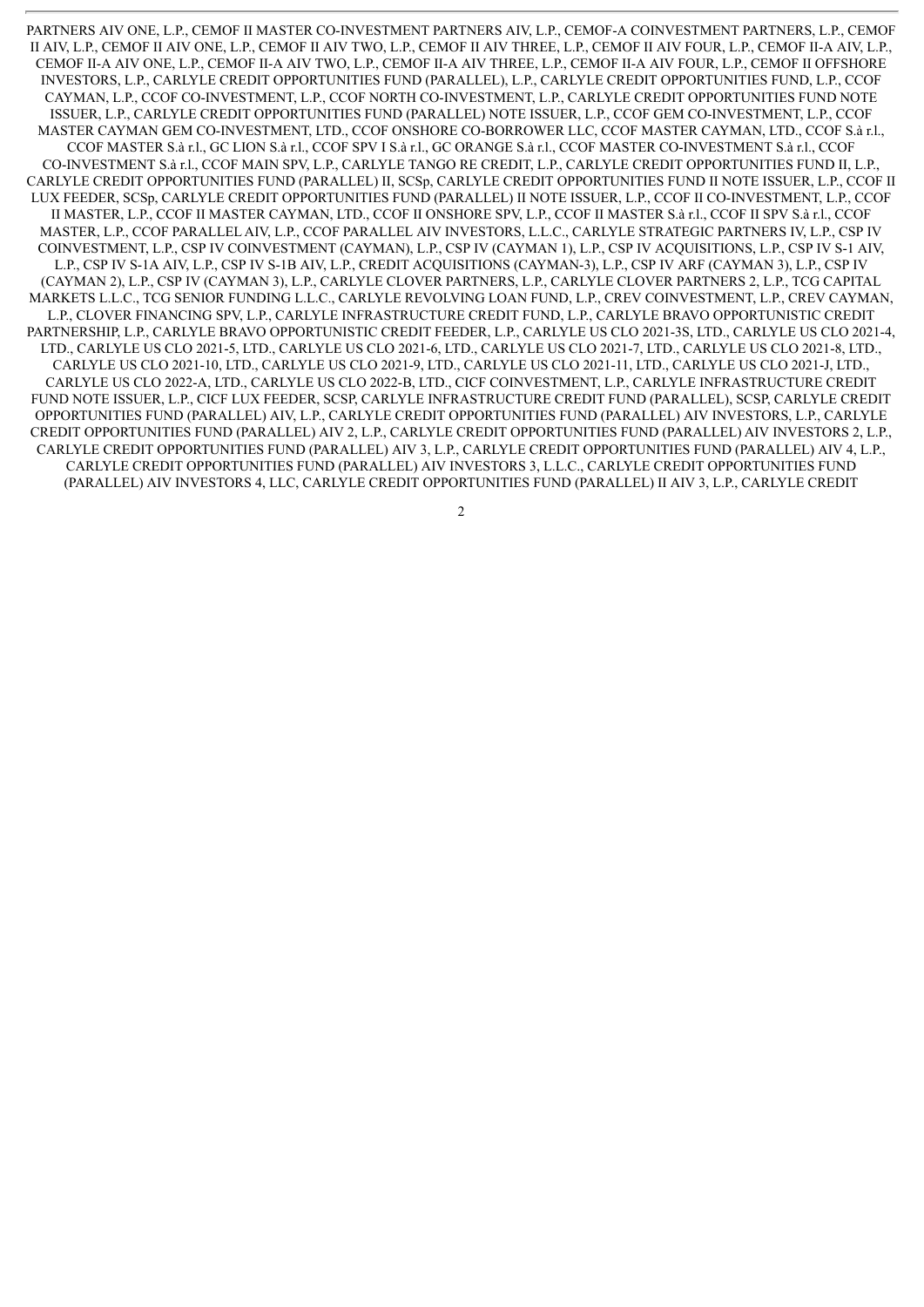PARTNERS AIV ONE, L.P., CEMOF II MASTER CO-INVESTMENT PARTNERS AIV, L.P., CEMOF-A COINVESTMENT PARTNERS, L.P., CEMOF II AIV, L.P., CEMOF II AIV ONE, L.P., CEMOF II AIV TWO, L.P., CEMOF II AIV THREE, L.P., CEMOF II AIV FOUR, L.P., CEMOF II-A AIV, L.P., CEMOF II-A AIV ONE, L.P., CEMOF II-A AIV TWO, L.P., CEMOF II-A AIV THREE, L.P., CEMOF II-A AIV FOUR, L.P., CEMOF II OFFSHORE INVESTORS, L.P., CARLYLE CREDIT OPPORTUNITIES FUND (PARALLEL), L.P., CARLYLE CREDIT OPPORTUNITIES FUND, L.P., CCOF CAYMAN, L.P., CCOF CO-INVESTMENT, L.P., CCOF NORTH CO-INVESTMENT, L.P., CARLYLE CREDIT OPPORTUNITIES FUND NOTE ISSUER, L.P., CARLYLE CREDIT OPPORTUNITIES FUND (PARALLEL) NOTE ISSUER, L.P., CCOF GEM CO-INVESTMENT, L.P., CCOF MASTER CAYMAN GEM CO-INVESTMENT, LTD., CCOF ONSHORE CO-BORROWER LLC, CCOF MASTER CAYMAN, LTD., CCOF S.à r.l., CCOF MASTER S.à r.l., GC LION S.à r.l., CCOF SPV I S.à r.l., GC ORANGE S.à r.l., CCOF MASTER CO-INVESTMENT S.à r.l., CCOF CO-INVESTMENT S.à r.l., CCOF MAIN SPV, L.P., CARLYLE TANGO RE CREDIT, L.P., CARLYLE CREDIT OPPORTUNITIES FUND II, L.P., CARLYLE CREDIT OPPORTUNITIES FUND (PARALLEL) II, SCSp, CARLYLE CREDIT OPPORTUNITIES FUND II NOTE ISSUER, L.P., CCOF II LUX FEEDER, SCSp, CARLYLE CREDIT OPPORTUNITIES FUND (PARALLEL) II NOTE ISSUER, L.P., CCOF II CO-INVESTMENT, L.P., CCOF II MASTER, L.P., CCOF II MASTER CAYMAN, LTD., CCOF II ONSHORE SPV, L.P., CCOF II MASTER S.à r.l., CCOF II SPV S.à r.l., CCOF MASTER, L.P., CCOF PARALLEL AIV, L.P., CCOF PARALLEL AIV INVESTORS, L.L.C., CARLYLE STRATEGIC PARTNERS IV, L.P., CSP IV COINVESTMENT, L.P., CSP IV COINVESTMENT (CAYMAN), L.P., CSP IV (CAYMAN 1), L.P., CSP IV ACQUISITIONS, L.P., CSP IV S-1 AIV, L.P., CSP IV S-1A AIV, L.P., CSP IV S-1B AIV, L.P., CREDIT ACQUISITIONS (CAYMAN-3), L.P., CSP IV ARF (CAYMAN 3), L.P., CSP IV (CAYMAN 2), L.P., CSP IV (CAYMAN 3), L.P., CARLYLE CLOVER PARTNERS, L.P., CARLYLE CLOVER PARTNERS 2, L.P., TCG CAPITAL MARKETS L.L.C., TCG SENIOR FUNDING L.L.C., CARLYLE REVOLVING LOAN FUND, L.P., CREV COINVESTMENT, L.P., CREV CAYMAN, L.P., CLOVER FINANCING SPV, L.P., CARLYLE INFRASTRUCTURE CREDIT FUND, L.P., CARLYLE BRAVO OPPORTUNISTIC CREDIT PARTNERSHIP, L.P., CARLYLE BRAVO OPPORTUNISTIC CREDIT FEEDER, L.P., CARLYLE US CLO 2021-3S, LTD., CARLYLE US CLO 2021-4, LTD., CARLYLE US CLO 2021-5, LTD., CARLYLE US CLO 2021-6, LTD., CARLYLE US CLO 2021-7, LTD., CARLYLE US CLO 2021-8, LTD., CARLYLE US CLO 2021-10, LTD., CARLYLE US CLO 2021-9, LTD., CARLYLE US CLO 2021-11, LTD., CARLYLE US CLO 2021-J, LTD., CARLYLE US CLO 2022-A, LTD., CARLYLE US CLO 2022-B, LTD., CICF COINVESTMENT, L.P., CARLYLE INFRASTRUCTURE CREDIT FUND NOTE ISSUER, L.P., CICF LUX FEEDER, SCSP, CARLYLE INFRASTRUCTURE CREDIT FUND (PARALLEL), SCSP, CARLYLE CREDIT OPPORTUNITIES FUND (PARALLEL) AIV, L.P., CARLYLE CREDIT OPPORTUNITIES FUND (PARALLEL) AIV INVESTORS, L.P., CARLYLE CREDIT OPPORTUNITIES FUND (PARALLEL) AIV 2, L.P., CARLYLE CREDIT OPPORTUNITIES FUND (PARALLEL) AIV INVESTORS 2, L.P., CARLYLE CREDIT OPPORTUNITIES FUND (PARALLEL) AIV 3, L.P., CARLYLE CREDIT OPPORTUNITIES FUND (PARALLEL) AIV 4, L.P., CARLYLE CREDIT OPPORTUNITIES FUND (PARALLEL) AIV INVESTORS 3, L.L.C., CARLYLE CREDIT OPPORTUNITIES FUND (PARALLEL) AIV INVESTORS 4, LLC, CARLYLE CREDIT OPPORTUNITIES FUND (PARALLEL) II AIV 3, L.P., CARLYLE CREDIT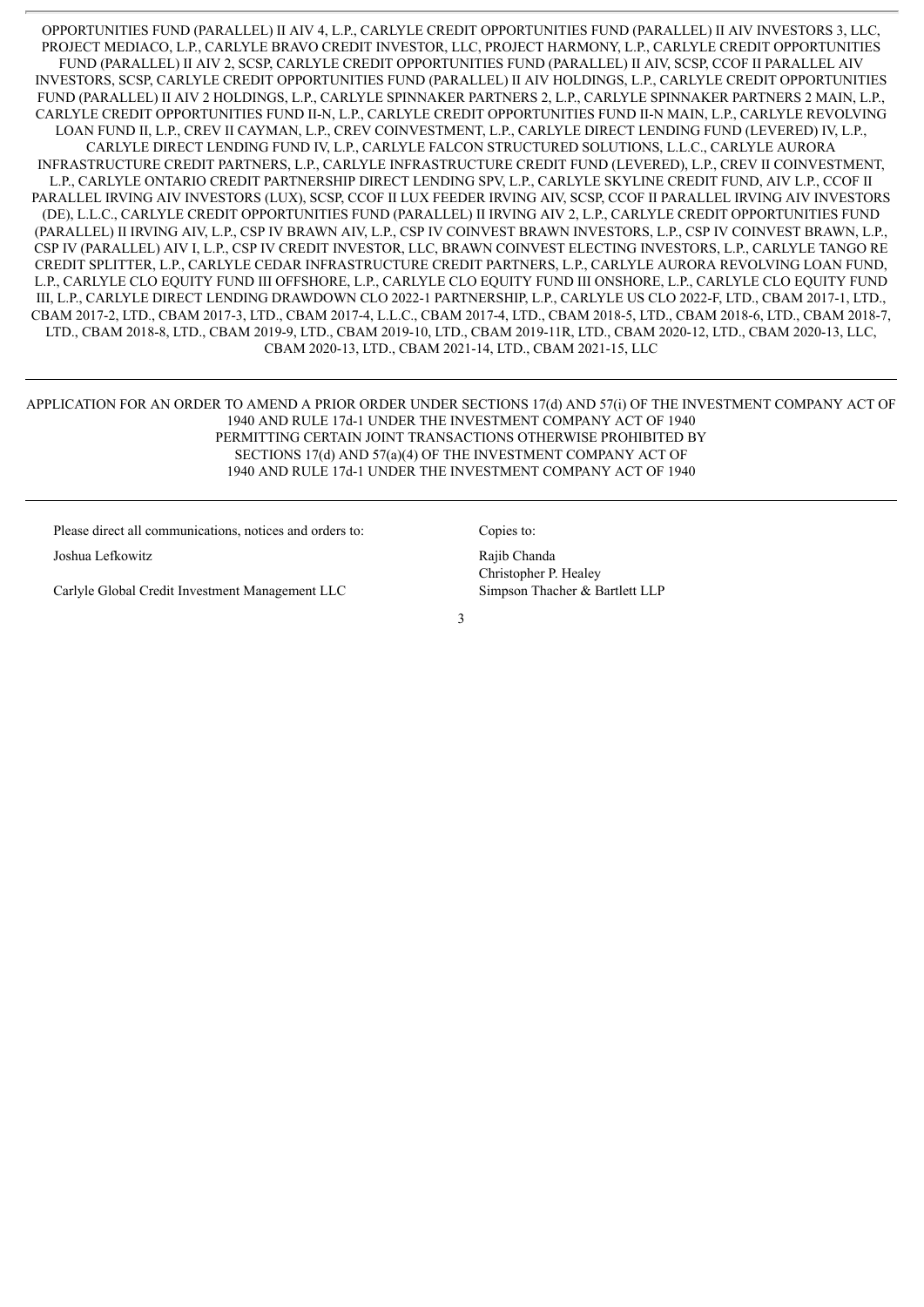OPPORTUNITIES FUND (PARALLEL) II AIV 4, L.P., CARLYLE CREDIT OPPORTUNITIES FUND (PARALLEL) II AIV INVESTORS 3, LLC, PROJECT MEDIACO, L.P., CARLYLE BRAVO CREDIT INVESTOR, LLC, PROJECT HARMONY, L.P., CARLYLE CREDIT OPPORTUNITIES FUND (PARALLEL) II AIV 2, SCSP, CARLYLE CREDIT OPPORTUNITIES FUND (PARALLEL) II AIV, SCSP, CCOF II PARALLEL AIV INVESTORS, SCSP, CARLYLE CREDIT OPPORTUNITIES FUND (PARALLEL) II AIV HOLDINGS, L.P., CARLYLE CREDIT OPPORTUNITIES FUND (PARALLEL) II AIV 2 HOLDINGS, L.P., CARLYLE SPINNAKER PARTNERS 2, L.P., CARLYLE SPINNAKER PARTNERS 2 MAIN, L.P., CARLYLE CREDIT OPPORTUNITIES FUND II-N, L.P., CARLYLE CREDIT OPPORTUNITIES FUND II-N MAIN, L.P., CARLYLE REVOLVING LOAN FUND II, L.P., CREV II CAYMAN, L.P., CREV COINVESTMENT, L.P., CARLYLE DIRECT LENDING FUND (LEVERED) IV, L.P., CARLYLE DIRECT LENDING FUND IV, L.P., CARLYLE FALCON STRUCTURED SOLUTIONS, L.L.C., CARLYLE AURORA INFRASTRUCTURE CREDIT PARTNERS, L.P., CARLYLE INFRASTRUCTURE CREDIT FUND (LEVERED), L.P., CREV II COINVESTMENT, L.P., CARLYLE ONTARIO CREDIT PARTNERSHIP DIRECT LENDING SPV, L.P., CARLYLE SKYLINE CREDIT FUND, AIV L.P., CCOF II PARALLEL IRVING AIV INVESTORS (LUX), SCSP, CCOF II LUX FEEDER IRVING AIV, SCSP, CCOF II PARALLEL IRVING AIV INVESTORS (DE), L.L.C., CARLYLE CREDIT OPPORTUNITIES FUND (PARALLEL) II IRVING AIV 2, L.P., CARLYLE CREDIT OPPORTUNITIES FUND (PARALLEL) II IRVING AIV, L.P., CSP IV BRAWN AIV, L.P., CSP IV COINVEST BRAWN INVESTORS, L.P., CSP IV COINVEST BRAWN, L.P., CSP IV (PARALLEL) AIV I, L.P., CSP IV CREDIT INVESTOR, LLC, BRAWN COINVEST ELECTING INVESTORS, L.P., CARLYLE TANGO RE CREDIT SPLITTER, L.P., CARLYLE CEDAR INFRASTRUCTURE CREDIT PARTNERS, L.P., CARLYLE AURORA REVOLVING LOAN FUND, L.P., CARLYLE CLO EQUITY FUND III OFFSHORE, L.P., CARLYLE CLO EQUITY FUND III ONSHORE, L.P., CARLYLE CLO EQUITY FUND III, L.P., CARLYLE DIRECT LENDING DRAWDOWN CLO 2022-1 PARTNERSHIP, L.P., CARLYLE US CLO 2022-F, LTD., CBAM 2017-1, LTD., CBAM 2017-2, LTD., CBAM 2017-3, LTD., CBAM 2017-4, L.L.C., CBAM 2017-4, LTD., CBAM 2018-5, LTD., CBAM 2018-6, LTD., CBAM 2018-7, LTD., CBAM 2018-8, LTD., CBAM 2019-9, LTD., CBAM 2019-10, LTD., CBAM 2019-11R, LTD., CBAM 2020-12, LTD., CBAM 2020-13, LLC, CBAM 2020-13, LTD., CBAM 2021-14, LTD., CBAM 2021-15, LLC

---

APPLICATION FOR AN ORDER TO AMEND A PRIOR ORDER UNDER SECTIONS 17(d) AND 57(i) OF THE INVESTMENT COMPANY ACT OF 1940 AND RULE 17d-1 UNDER THE INVESTMENT COMPANY ACT OF 1940
PERMITTING CERTAIN JOINT TRANSACTIONS OTHERWISE PROHIBITED BY
SECTIONS 17(d) AND 57(a)(4) OF THE INVESTMENT COMPANY ACT OF
1940 AND RULE 17d-1 UNDER THE INVESTMENT COMPANY ACT OF 1940

---

Please direct all communications, notices and orders to:

Joshua Lefkowitz

Carlyle Global Credit Investment Management LLC

Copies to:

Rajib Chanda
Christopher P. Healey
Simpson Thacher & Bartlett LLP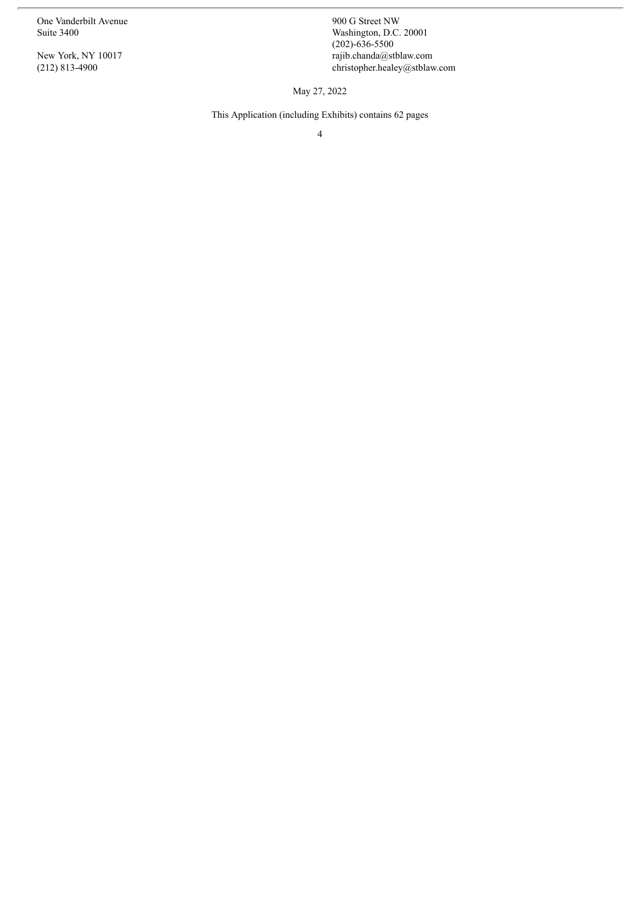One Vanderbilt Avenue
Suite 3400

New York, NY 10017
(212) 813-4900

900 G Street NW
Washington, D.C. 20001
(202)-636-5500
rajib.chanda@stblaw.com
christopher.healey@stblaw.com

May 27, 2022

This Application (including Exhibits) contains 62 pages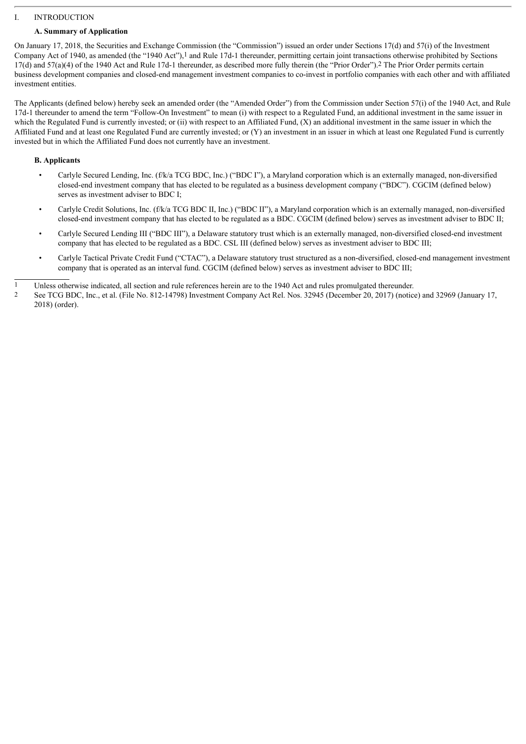I. INTRODUCTION

### A. Summary of Application

On January 17, 2018, the Securities and Exchange Commission (the "Commission") issued an order under Sections 17(d) and 57(i) of the Investment Company Act of 1940, as amended (the "1940 Act"),[1] and Rule 17d-1 thereunder, permitting certain joint transactions otherwise prohibited by Sections 17(d) and 57(a)(4) of the 1940 Act and Rule 17d-1 thereunder, as described more fully therein (the "Prior Order").[2] The Prior Order permits certain business development companies and closed-end management investment companies to co-invest in portfolio companies with each other and with affiliated investment entities.

The Applicants (defined below) hereby seek an amended order (the "Amended Order") from the Commission under Section 57(i) of the 1940 Act, and Rule 17d-1 thereunder to amend the term "Follow-On Investment" to mean (i) with respect to a Regulated Fund, an additional investment in the same issuer in which the Regulated Fund is currently invested; or (ii) with respect to an Affiliated Fund, (X) an additional investment in the same issuer in which the Affiliated Fund and at least one Regulated Fund are currently invested; or (Y) an investment in an issuer in which at least one Regulated Fund is currently invested but in which the Affiliated Fund does not currently have an investment.

### B. Applicants

- Carlyle Secured Lending, Inc. (f/k/a TCG BDC, Inc.) ("BDC I"), a Maryland corporation which is an externally managed, non-diversified closed-end investment company that has elected to be regulated as a business development company ("BDC"). CGCIM (defined below) serves as investment adviser to BDC I;
- Carlyle Credit Solutions, Inc. (f/k/a TCG BDC II, Inc.) ("BDC II"), a Maryland corporation which is an externally managed, non-diversified closed-end investment company that has elected to be regulated as a BDC. CGCIM (defined below) serves as investment adviser to BDC II;
- Carlyle Secured Lending III ("BDC III"), a Delaware statutory trust which is an externally managed, non-diversified closed-end investment company that has elected to be regulated as a BDC. CSL III (defined below) serves as investment adviser to BDC III;
- Carlyle Tactical Private Credit Fund ("CTAC"), a Delaware statutory trust structured as a non-diversified, closed-end management investment company that is operated as an interval fund. CGCIM (defined below) serves as investment adviser to BDC III;

---

[1] Unless otherwise indicated, all section and rule references herein are to the 1940 Act and rules promulgated thereunder.

[2] See TCG BDC, Inc., et al. (File No. 812-14798) Investment Company Act Rel. Nos. 32945 (December 20, 2017) (notice) and 32969 (January 17, 2018) (order).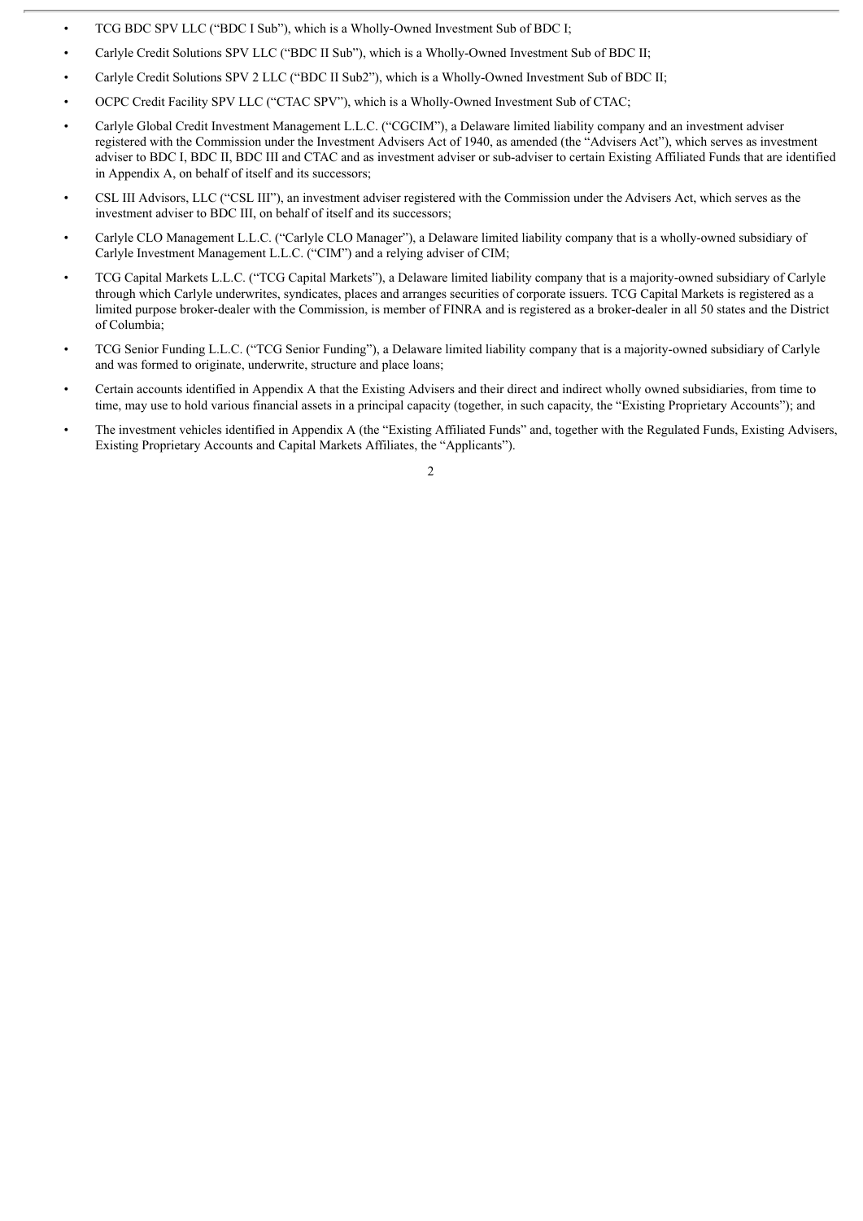- TCG BDC SPV LLC ("BDC I Sub"), which is a Wholly-Owned Investment Sub of BDC I;
- Carlyle Credit Solutions SPV LLC ("BDC II Sub"), which is a Wholly-Owned Investment Sub of BDC II;
- Carlyle Credit Solutions SPV 2 LLC ("BDC II Sub2"), which is a Wholly-Owned Investment Sub of BDC II;
- OCPC Credit Facility SPV LLC ("CTAC SPV"), which is a Wholly-Owned Investment Sub of CTAC;
- Carlyle Global Credit Investment Management L.L.C. ("CGCIM"), a Delaware limited liability company and an investment adviser registered with the Commission under the Investment Advisers Act of 1940, as amended (the "Advisers Act"), which serves as investment adviser to BDC I, BDC II, BDC III and CTAC and as investment adviser or sub-adviser to certain Existing Affiliated Funds that are identified in Appendix A, on behalf of itself and its successors;
- CSL III Advisors, LLC ("CSL III"), an investment adviser registered with the Commission under the Advisers Act, which serves as the investment adviser to BDC III, on behalf of itself and its successors;
- Carlyle CLO Management L.L.C. ("Carlyle CLO Manager"), a Delaware limited liability company that is a wholly-owned subsidiary of Carlyle Investment Management L.L.C. ("CIM") and a relying adviser of CIM;
- TCG Capital Markets L.L.C. ("TCG Capital Markets"), a Delaware limited liability company that is a majority-owned subsidiary of Carlyle through which Carlyle underwrites, syndicates, places and arranges securities of corporate issuers. TCG Capital Markets is registered as a limited purpose broker-dealer with the Commission, is member of FINRA and is registered as a broker-dealer in all 50 states and the District of Columbia;
- TCG Senior Funding L.L.C. ("TCG Senior Funding"), a Delaware limited liability company that is a majority-owned subsidiary of Carlyle and was formed to originate, underwrite, structure and place loans;
- Certain accounts identified in Appendix A that the Existing Advisers and their direct and indirect wholly owned subsidiaries, from time to time, may use to hold various financial assets in a principal capacity (together, in such capacity, the "Existing Proprietary Accounts"); and
- The investment vehicles identified in Appendix A (the "Existing Affiliated Funds" and, together with the Regulated Funds, Existing Advisers, Existing Proprietary Accounts and Capital Markets Affiliates, the "Applicants").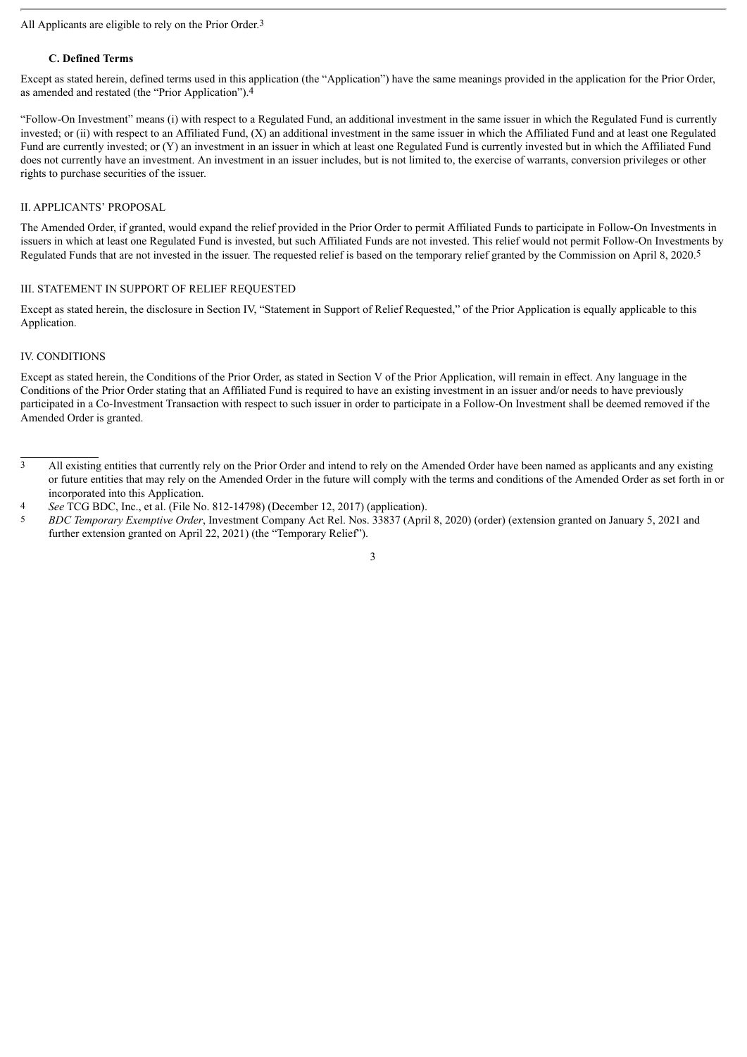All Applicants are eligible to rely on the Prior Order.[3]

### C. Defined Terms

Except as stated herein, defined terms used in this application (the "Application") have the same meanings provided in the application for the Prior Order, as amended and restated (the "Prior Application").[4]

"Follow-On Investment" means (i) with respect to a Regulated Fund, an additional investment in the same issuer in which the Regulated Fund is currently invested; or (ii) with respect to an Affiliated Fund, (X) an additional investment in the same issuer in which the Affiliated Fund and at least one Regulated Fund are currently invested; or (Y) an investment in an issuer in which at least one Regulated Fund is currently invested but in which the Affiliated Fund does not currently have an investment. An investment in an issuer includes, but is not limited to, the exercise of warrants, conversion privileges or other rights to purchase securities of the issuer.

## II. APPLICANTS' PROPOSAL

The Amended Order, if granted, would expand the relief provided in the Prior Order to permit Affiliated Funds to participate in Follow-On Investments in issuers in which at least one Regulated Fund is invested, but such Affiliated Funds are not invested. This relief would not permit Follow-On Investments by Regulated Funds that are not invested in the issuer. The requested relief is based on the temporary relief granted by the Commission on April 8, 2020.[5]

## III. STATEMENT IN SUPPORT OF RELIEF REQUESTED

Except as stated herein, the disclosure in Section IV, "Statement in Support of Relief Requested," of the Prior Application is equally applicable to this Application.

## IV. CONDITIONS

Except as stated herein, the Conditions of the Prior Order, as stated in Section V of the Prior Application, will remain in effect. Any language in the Conditions of the Prior Order stating that an Affiliated Fund is required to have an existing investment in an issuer and/or needs to have previously participated in a Co-Investment Transaction with respect to such issuer in order to participate in a Follow-On Investment shall be deemed removed if the Amended Order is granted.

---

[3] All existing entities that currently rely on the Prior Order and intend to rely on the Amended Order have been named as applicants and any existing or future entities that may rely on the Amended Order in the future will comply with the terms and conditions of the Amended Order as set forth in or incorporated into this Application.

[4] *See* TCG BDC, Inc., et al. (File No. 812-14798) (December 12, 2017) (application).

[5] *BDC Temporary Exemptive Order*, Investment Company Act Rel. Nos. 33837 (April 8, 2020) (order) (extension granted on January 5, 2021 and further extension granted on April 22, 2021) (the "Temporary Relief").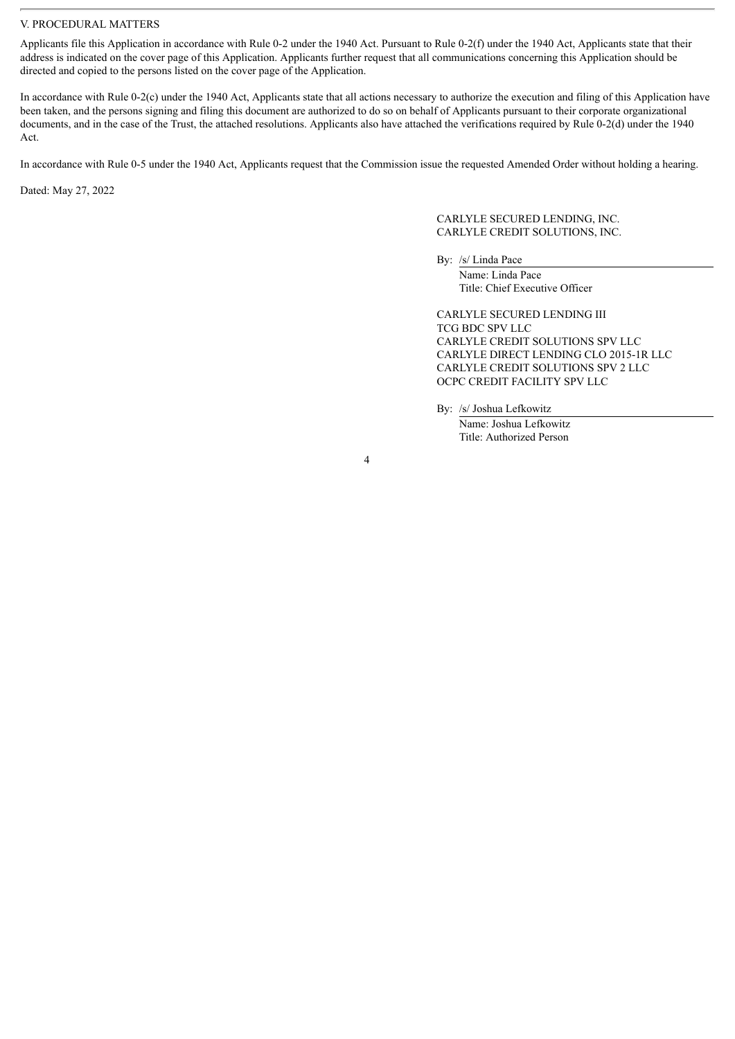## V. PROCEDURAL MATTERS

Applicants file this Application in accordance with Rule 0-2 under the 1940 Act. Pursuant to Rule 0-2(f) under the 1940 Act, Applicants state that their address is indicated on the cover page of this Application. Applicants further request that all communications concerning this Application should be directed and copied to the persons listed on the cover page of the Application.

In accordance with Rule 0-2(c) under the 1940 Act, Applicants state that all actions necessary to authorize the execution and filing of this Application have been taken, and the persons signing and filing this document are authorized to do so on behalf of Applicants pursuant to their corporate organizational documents, and in the case of the Trust, the attached resolutions. Applicants also have attached the verifications required by Rule 0-2(d) under the 1940 Act.

In accordance with Rule 0-5 under the 1940 Act, Applicants request that the Commission issue the requested Amended Order without holding a hearing.

Dated: May 27, 2022

CARLYLE SECURED LENDING, INC.
CARLYLE CREDIT SOLUTIONS, INC.

By: /s/ Linda Pace
Name: Linda Pace
Title: Chief Executive Officer

CARLYLE SECURED LENDING III
TCG BDC SPV LLC
CARLYLE CREDIT SOLUTIONS SPV LLC
CARLYLE DIRECT LENDING CLO 2015-1R LLC
CARLYLE CREDIT SOLUTIONS SPV 2 LLC
OCPC CREDIT FACILITY SPV LLC

By: /s/ Joshua Lefkowitz
Name: Joshua Lefkowitz
Title: Authorized Person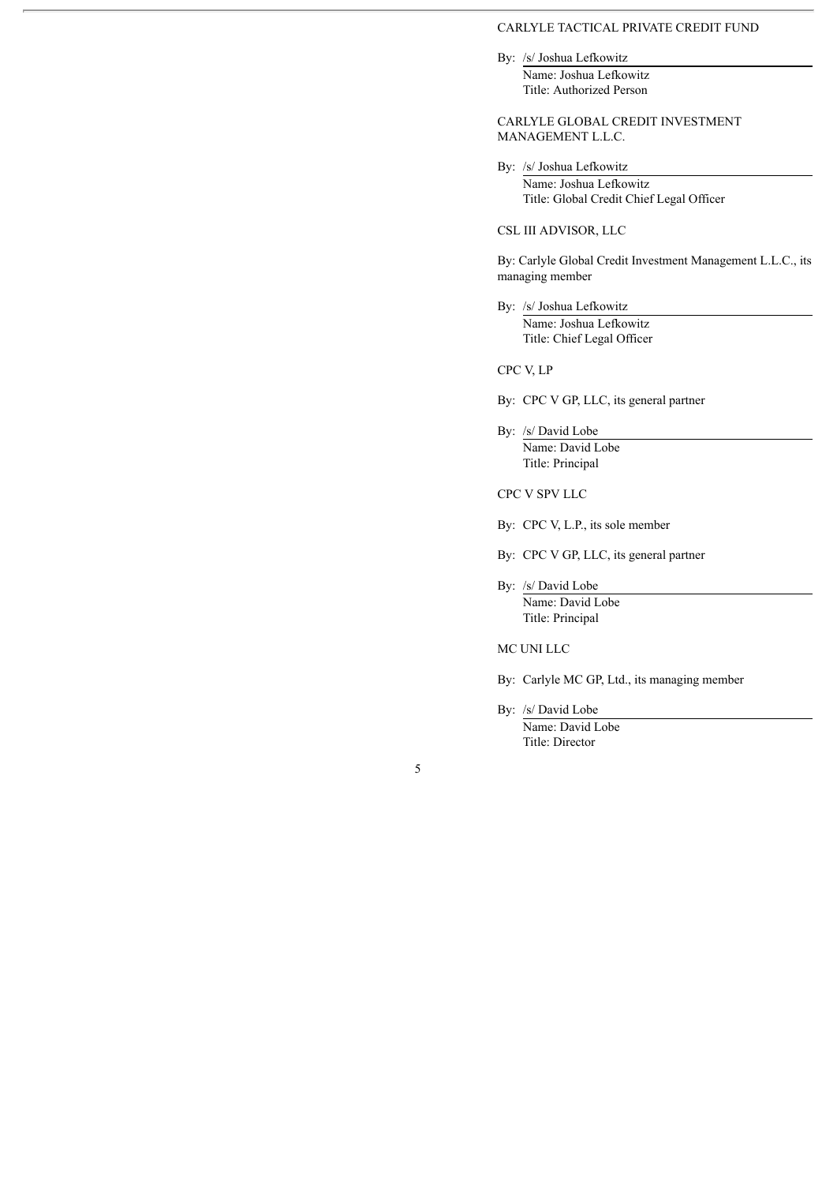CARLYLE TACTICAL PRIVATE CREDIT FUND

By: /s/ Joshua Lefkowitz
Name: Joshua Lefkowitz
Title: Authorized Person

CARLYLE GLOBAL CREDIT INVESTMENT MANAGEMENT L.L.C.

By: /s/ Joshua Lefkowitz
Name: Joshua Lefkowitz
Title: Global Credit Chief Legal Officer

CSL III ADVISOR, LLC

By: Carlyle Global Credit Investment Management L.L.C., its managing member

By: /s/ Joshua Lefkowitz
Name: Joshua Lefkowitz
Title: Chief Legal Officer

CPC V, LP

By: CPC V GP, LLC, its general partner

By: /s/ David Lobe
Name: David Lobe
Title: Principal

CPC V SPV LLC

By: CPC V, L.P., its sole member

By: CPC V GP, LLC, its general partner

By: /s/ David Lobe
Name: David Lobe
Title: Principal

MC UNI LLC

By: Carlyle MC GP, Ltd., its managing member

By: /s/ David Lobe
Name: David Lobe
Title: Director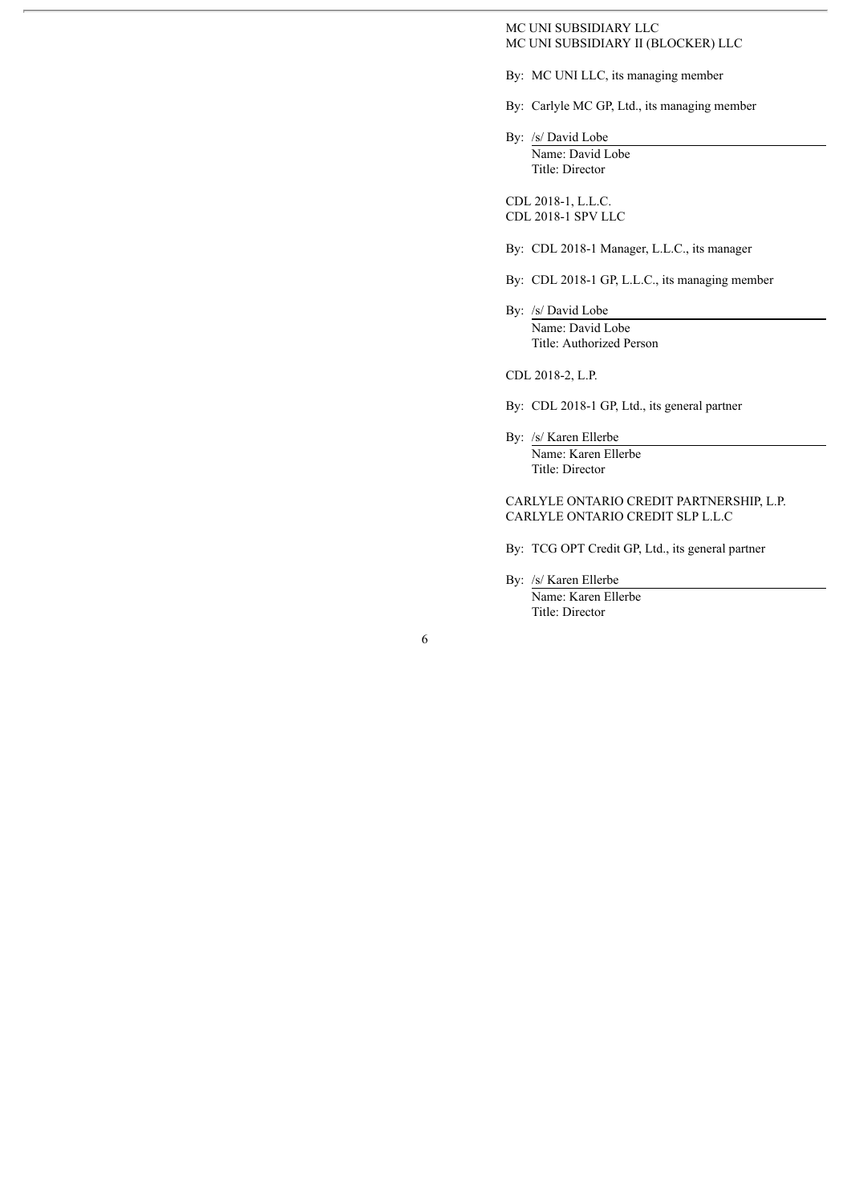MC UNI SUBSIDIARY LLC
MC UNI SUBSIDIARY II (BLOCKER) LLC

By: MC UNI LLC, its managing member

By: Carlyle MC GP, Ltd., its managing member

By: /s/ David Lobe
Name: David Lobe
Title: Director

CDL 2018-1, L.L.C.
CDL 2018-1 SPV LLC

By: CDL 2018-1 Manager, L.L.C., its manager

By: CDL 2018-1 GP, L.L.C., its managing member

By: /s/ David Lobe
Name: David Lobe
Title: Authorized Person

CDL 2018-2, L.P.

By: CDL 2018-1 GP, Ltd., its general partner

By: /s/ Karen Ellerbe
Name: Karen Ellerbe
Title: Director

CARLYLE ONTARIO CREDIT PARTNERSHIP, L.P.
CARLYLE ONTARIO CREDIT SLP L.L.C

By: TCG OPT Credit GP, Ltd., its general partner

By: /s/ Karen Ellerbe
Name: Karen Ellerbe
Title: Director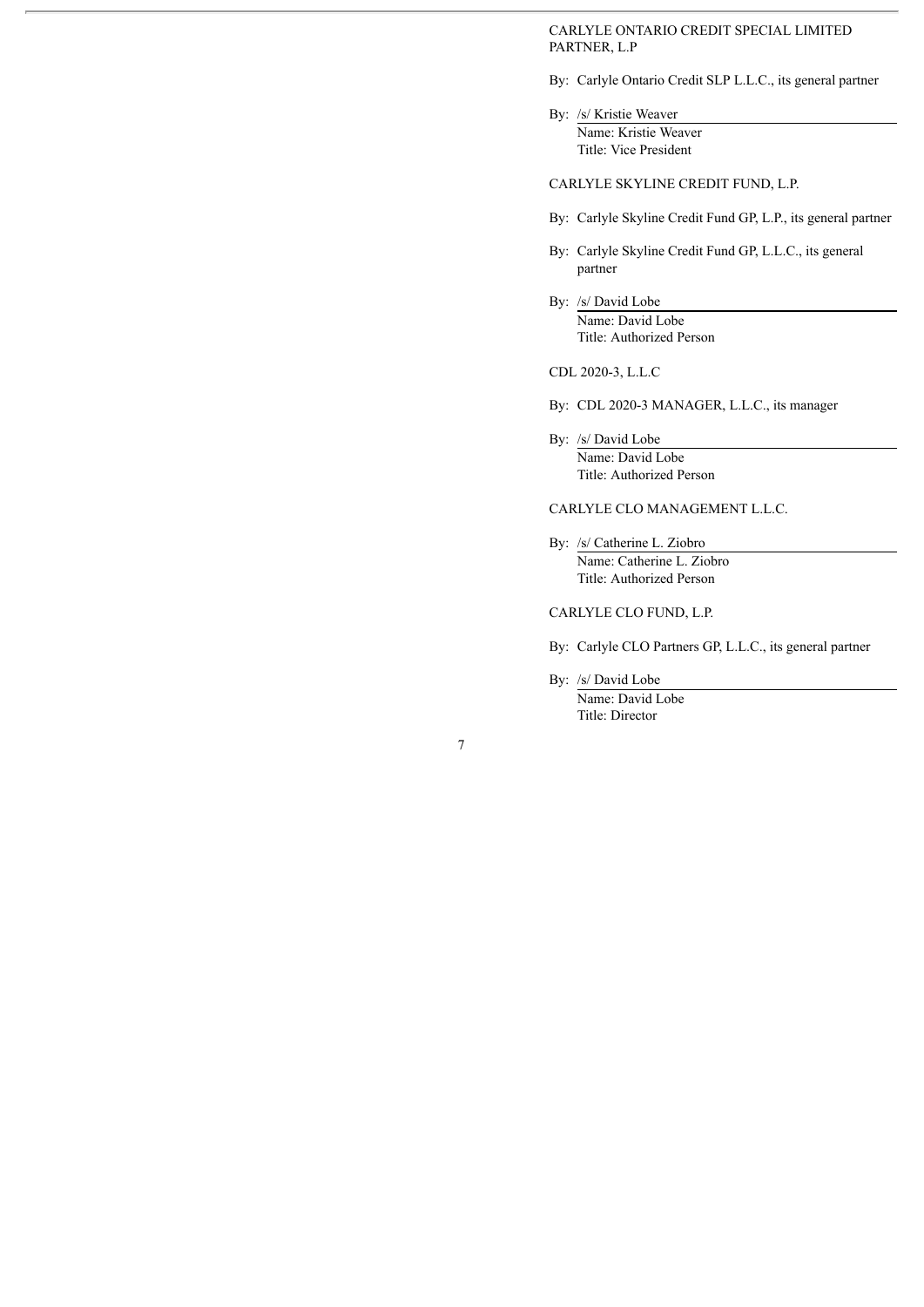CARLYLE ONTARIO CREDIT SPECIAL LIMITED PARTNER, L.P

By: Carlyle Ontario Credit SLP L.L.C., its general partner

By: /s/ Kristie Weaver
Name: Kristie Weaver
Title: Vice President

CARLYLE SKYLINE CREDIT FUND, L.P.

By: Carlyle Skyline Credit Fund GP, L.P., its general partner

By: Carlyle Skyline Credit Fund GP, L.L.C., its general partner

By: /s/ David Lobe
Name: David Lobe
Title: Authorized Person

CDL 2020-3, L.L.C

By: CDL 2020-3 MANAGER, L.L.C., its manager

By: /s/ David Lobe
Name: David Lobe
Title: Authorized Person

CARLYLE CLO MANAGEMENT L.L.C.

By: /s/ Catherine L. Ziobro
Name: Catherine L. Ziobro
Title: Authorized Person

CARLYLE CLO FUND, L.P.

By: Carlyle CLO Partners GP, L.L.C., its general partner

By: /s/ David Lobe
Name: David Lobe
Title: Director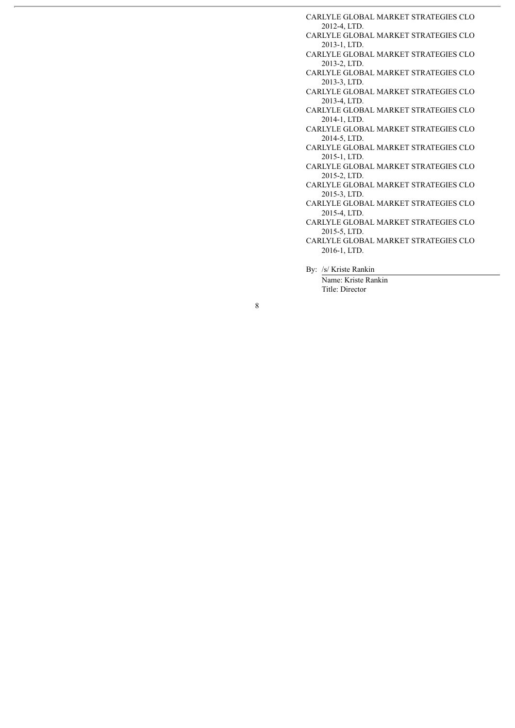CARLYLE GLOBAL MARKET STRATEGIES CLO 2012-4, LTD.
CARLYLE GLOBAL MARKET STRATEGIES CLO 2013-1, LTD.
CARLYLE GLOBAL MARKET STRATEGIES CLO 2013-2, LTD.
CARLYLE GLOBAL MARKET STRATEGIES CLO 2013-3, LTD.
CARLYLE GLOBAL MARKET STRATEGIES CLO 2013-4, LTD.
CARLYLE GLOBAL MARKET STRATEGIES CLO 2014-1, LTD.
CARLYLE GLOBAL MARKET STRATEGIES CLO 2014-5, LTD.
CARLYLE GLOBAL MARKET STRATEGIES CLO 2015-1, LTD.
CARLYLE GLOBAL MARKET STRATEGIES CLO 2015-2, LTD.
CARLYLE GLOBAL MARKET STRATEGIES CLO 2015-3, LTD.
CARLYLE GLOBAL MARKET STRATEGIES CLO 2015-4, LTD.
CARLYLE GLOBAL MARKET STRATEGIES CLO 2015-5, LTD.
CARLYLE GLOBAL MARKET STRATEGIES CLO 2016-1, LTD.

By: /s/ Kriste Rankin
Name: Kriste Rankin
Title: Director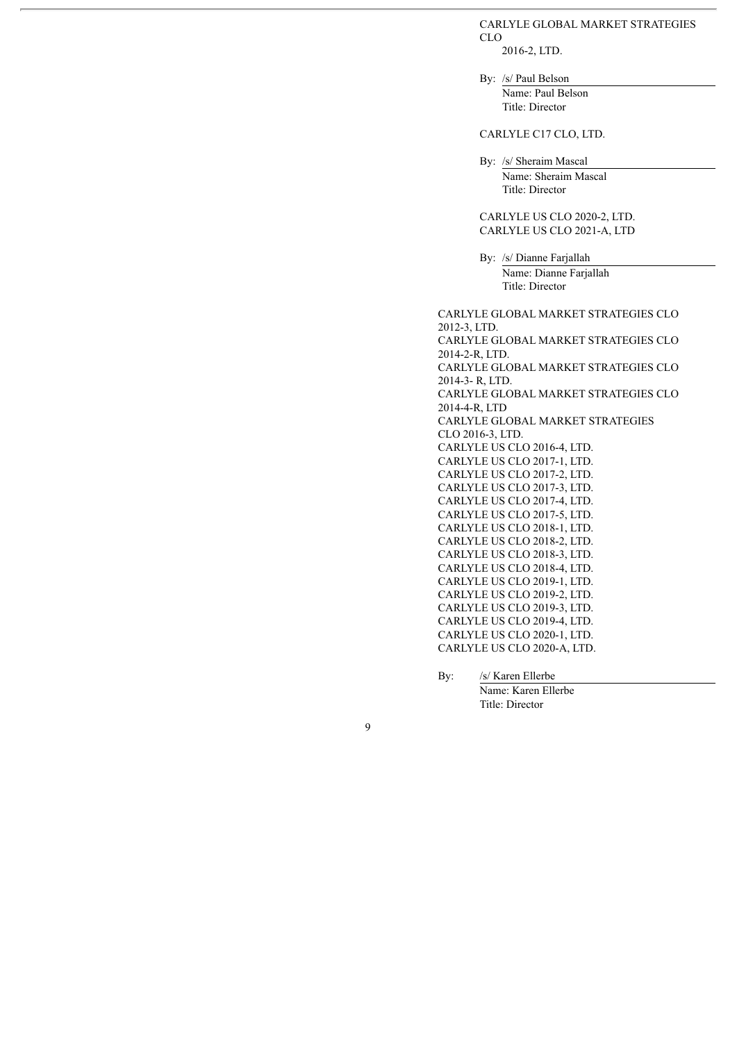CARLYLE GLOBAL MARKET STRATEGIES CLO 2016-2, LTD.

By: /s/ Paul Belson
Name: Paul Belson
Title: Director

CARLYLE C17 CLO, LTD.

By: /s/ Sheraim Mascal
Name: Sheraim Mascal
Title: Director

CARLYLE US CLO 2020-2, LTD.
CARLYLE US CLO 2021-A, LTD

By: /s/ Dianne Farjallah
Name: Dianne Farjallah
Title: Director

CARLYLE GLOBAL MARKET STRATEGIES CLO 2012-3, LTD.
CARLYLE GLOBAL MARKET STRATEGIES CLO 2014-2-R, LTD.
CARLYLE GLOBAL MARKET STRATEGIES CLO 2014-3- R, LTD.
CARLYLE GLOBAL MARKET STRATEGIES CLO 2014-4-R, LTD
CARLYLE GLOBAL MARKET STRATEGIES CLO 2016-3, LTD.
CARLYLE US CLO 2016-4, LTD.
CARLYLE US CLO 2017-1, LTD.
CARLYLE US CLO 2017-2, LTD.
CARLYLE US CLO 2017-3, LTD.
CARLYLE US CLO 2017-4, LTD.
CARLYLE US CLO 2017-5, LTD.
CARLYLE US CLO 2018-1, LTD.
CARLYLE US CLO 2018-2, LTD.
CARLYLE US CLO 2018-3, LTD.
CARLYLE US CLO 2018-4, LTD.
CARLYLE US CLO 2019-1, LTD.
CARLYLE US CLO 2019-2, LTD.
CARLYLE US CLO 2019-3, LTD.
CARLYLE US CLO 2019-4, LTD.
CARLYLE US CLO 2020-1, LTD.
CARLYLE US CLO 2020-A, LTD.

By: /s/ Karen Ellerbe
Name: Karen Ellerbe
Title: Director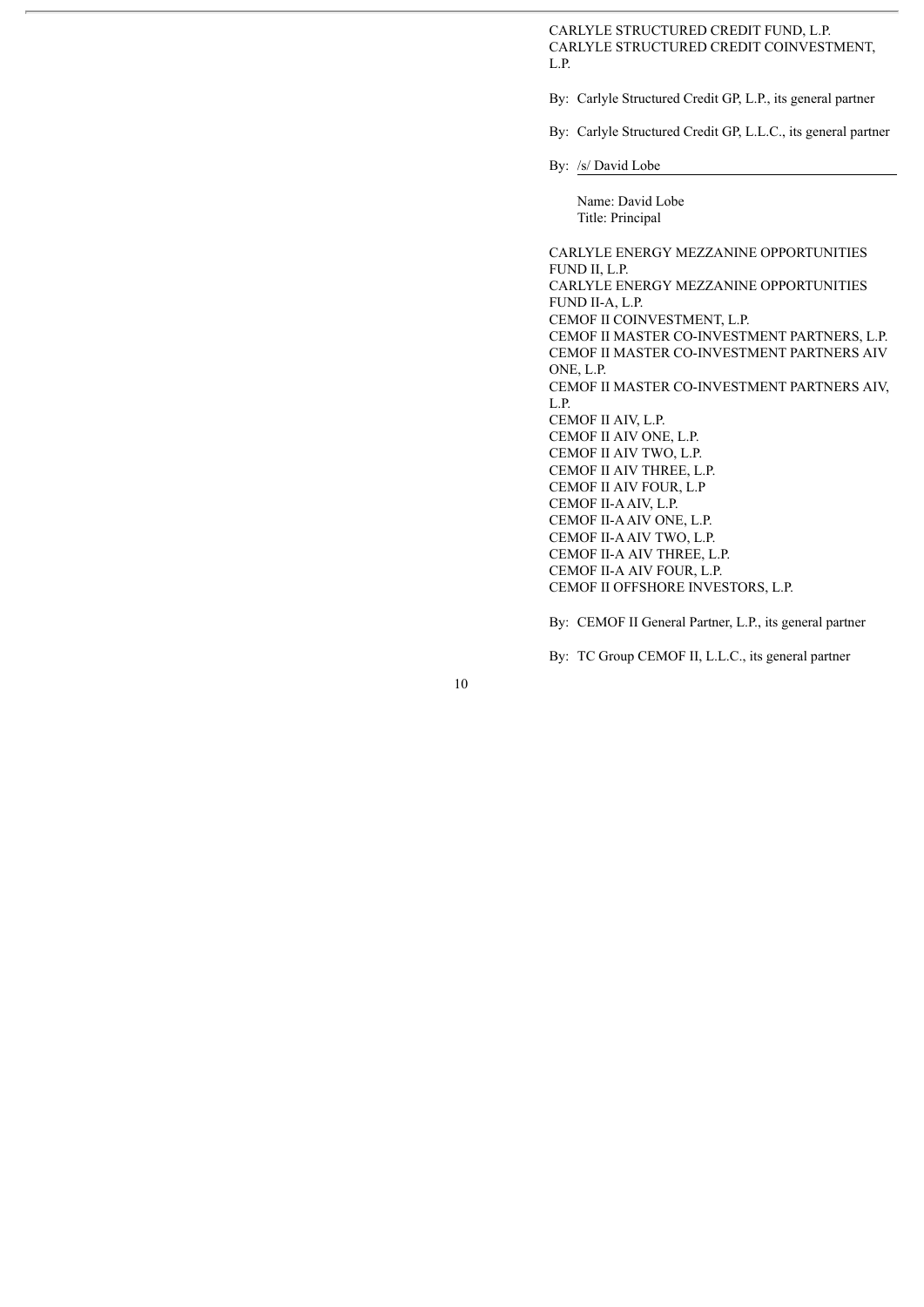CARLYLE STRUCTURED CREDIT FUND, L.P.
CARLYLE STRUCTURED CREDIT COINVESTMENT, L.P.

By: Carlyle Structured Credit GP, L.P., its general partner

By: Carlyle Structured Credit GP, L.L.C., its general partner

By: /s/ David Lobe

Name: David Lobe
Title: Principal

CARLYLE ENERGY MEZZANINE OPPORTUNITIES FUND II, L.P.
CARLYLE ENERGY MEZZANINE OPPORTUNITIES FUND II-A, L.P.
CEMOF II COINVESTMENT, L.P.
CEMOF II MASTER CO-INVESTMENT PARTNERS, L.P.
CEMOF II MASTER CO-INVESTMENT PARTNERS AIV ONE, L.P.
CEMOF II MASTER CO-INVESTMENT PARTNERS AIV, L.P.
CEMOF II AIV, L.P.
CEMOF II AIV ONE, L.P.
CEMOF II AIV TWO, L.P.
CEMOF II AIV THREE, L.P.
CEMOF II AIV FOUR, L.P
CEMOF II-A AIV, L.P.
CEMOF II-A AIV ONE, L.P.
CEMOF II-A AIV TWO, L.P.
CEMOF II-A AIV THREE, L.P.
CEMOF II-A AIV FOUR, L.P.
CEMOF II OFFSHORE INVESTORS, L.P.

By: CEMOF II General Partner, L.P., its general partner

By: TC Group CEMOF II, L.L.C., its general partner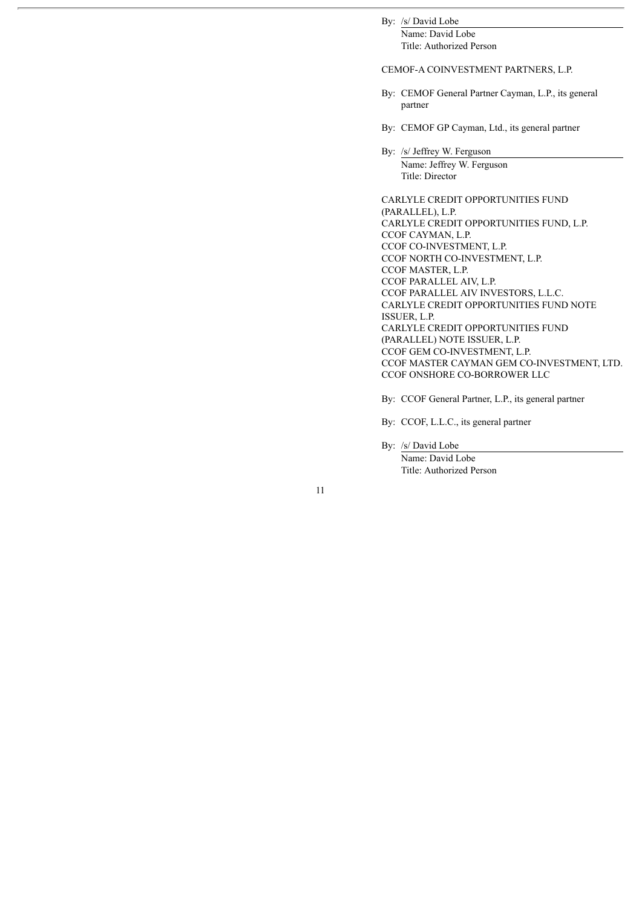By: /s/ David Lobe
Name: David Lobe
Title: Authorized Person

CEMOF-A COINVESTMENT PARTNERS, L.P.

By: CEMOF General Partner Cayman, L.P., its general partner

By: CEMOF GP Cayman, Ltd., its general partner

By: /s/ Jeffrey W. Ferguson
Name: Jeffrey W. Ferguson
Title: Director

CARLYLE CREDIT OPPORTUNITIES FUND (PARALLEL), L.P.
CARLYLE CREDIT OPPORTUNITIES FUND, L.P.
CCOF CAYMAN, L.P.
CCOF CO-INVESTMENT, L.P.
CCOF NORTH CO-INVESTMENT, L.P.
CCOF MASTER, L.P.
CCOF PARALLEL AIV, L.P.
CCOF PARALLEL AIV INVESTORS, L.L.C.
CARLYLE CREDIT OPPORTUNITIES FUND NOTE ISSUER, L.P.
CARLYLE CREDIT OPPORTUNITIES FUND (PARALLEL) NOTE ISSUER, L.P.
CCOF GEM CO-INVESTMENT, L.P.
CCOF MASTER CAYMAN GEM CO-INVESTMENT, LTD.
CCOF ONSHORE CO-BORROWER LLC

By: CCOF General Partner, L.P., its general partner

By: CCOF, L.L.C., its general partner

By: /s/ David Lobe
Name: David Lobe
Title: Authorized Person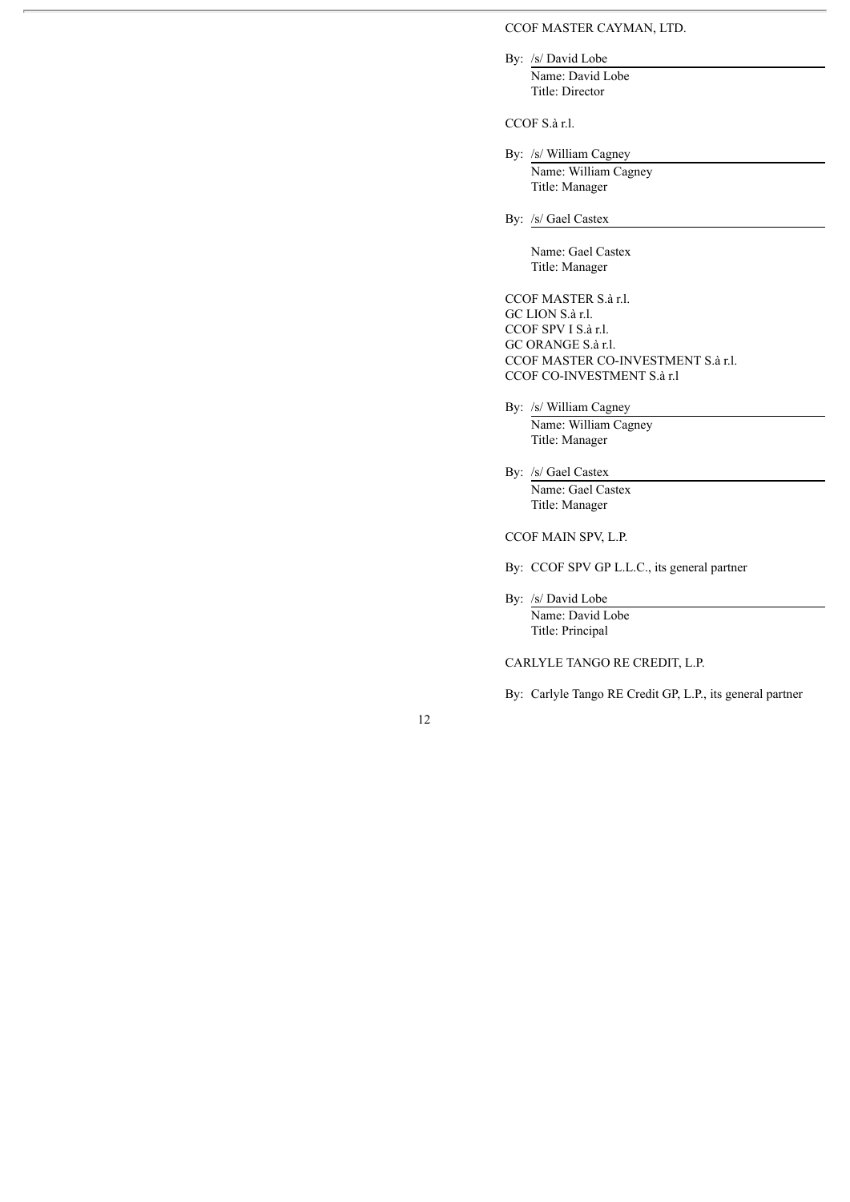CCOF MASTER CAYMAN, LTD.

By: /s/ David Lobe
Name: David Lobe
Title: Director

CCOF S.à r.l.

By: /s/ William Cagney
Name: William Cagney
Title: Manager

By: /s/ Gael Castex
Name: Gael Castex
Title: Manager

CCOF MASTER S.à r.l.
GC LION S.à r.l.
CCOF SPV I S.à r.l.
GC ORANGE S.à r.l.
CCOF MASTER CO-INVESTMENT S.à r.l.
CCOF CO-INVESTMENT S.à r.l

By: /s/ William Cagney
Name: William Cagney
Title: Manager

By: /s/ Gael Castex
Name: Gael Castex
Title: Manager

CCOF MAIN SPV, L.P.

By: CCOF SPV GP L.L.C., its general partner

By: /s/ David Lobe
Name: David Lobe
Title: Principal

CARLYLE TANGO RE CREDIT, L.P.

By: Carlyle Tango RE Credit GP, L.P., its general partner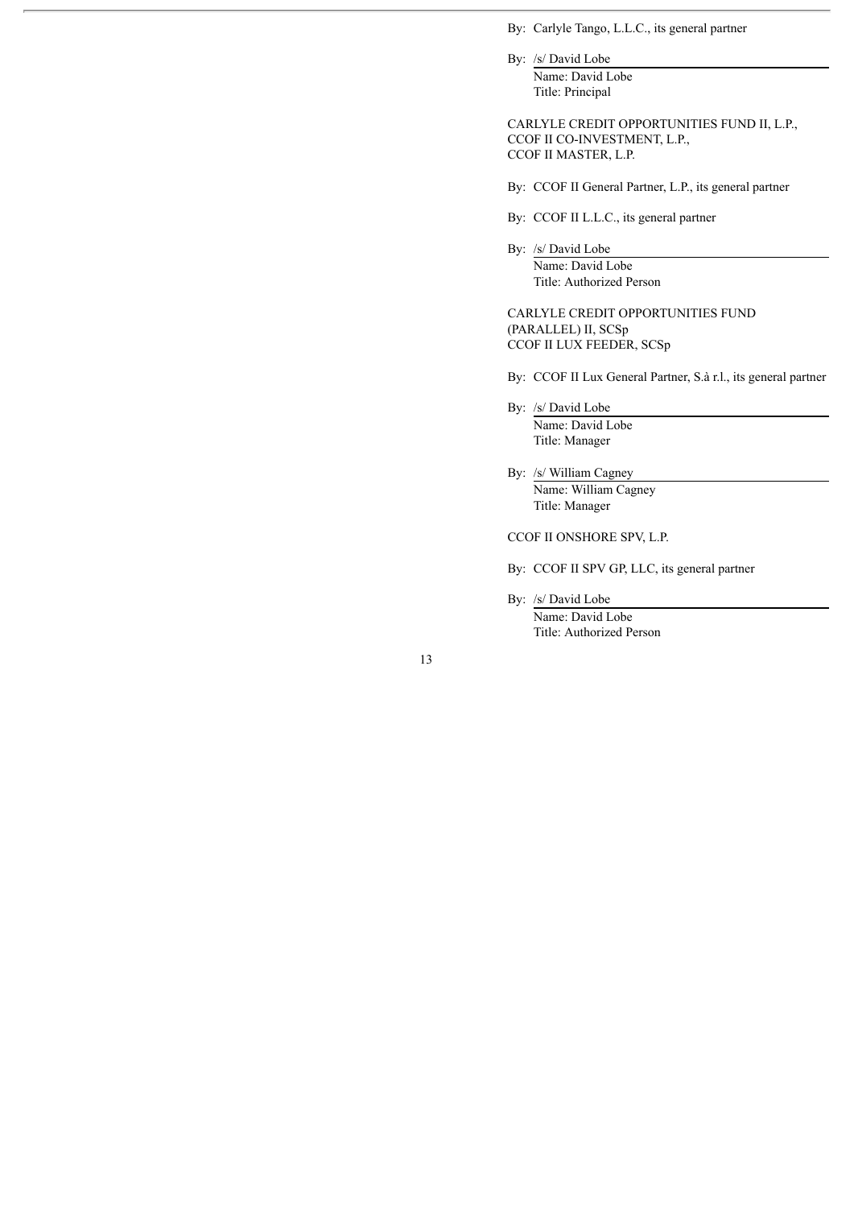By: Carlyle Tango, L.L.C., its general partner

By: /s/ David Lobe
Name: David Lobe
Title: Principal

CARLYLE CREDIT OPPORTUNITIES FUND II, L.P.,
CCOF II CO-INVESTMENT, L.P.,
CCOF II MASTER, L.P.

By: CCOF II General Partner, L.P., its general partner

By: CCOF II L.L.C., its general partner

By: /s/ David Lobe
Name: David Lobe
Title: Authorized Person

CARLYLE CREDIT OPPORTUNITIES FUND
(PARALLEL) II, SCSp
CCOF II LUX FEEDER, SCSp

By: CCOF II Lux General Partner, S.à r.l., its general partner

By: /s/ David Lobe
Name: David Lobe
Title: Manager

By: /s/ William Cagney
Name: William Cagney
Title: Manager

CCOF II ONSHORE SPV, L.P.

By: CCOF II SPV GP, LLC, its general partner

By: /s/ David Lobe
Name: David Lobe
Title: Authorized Person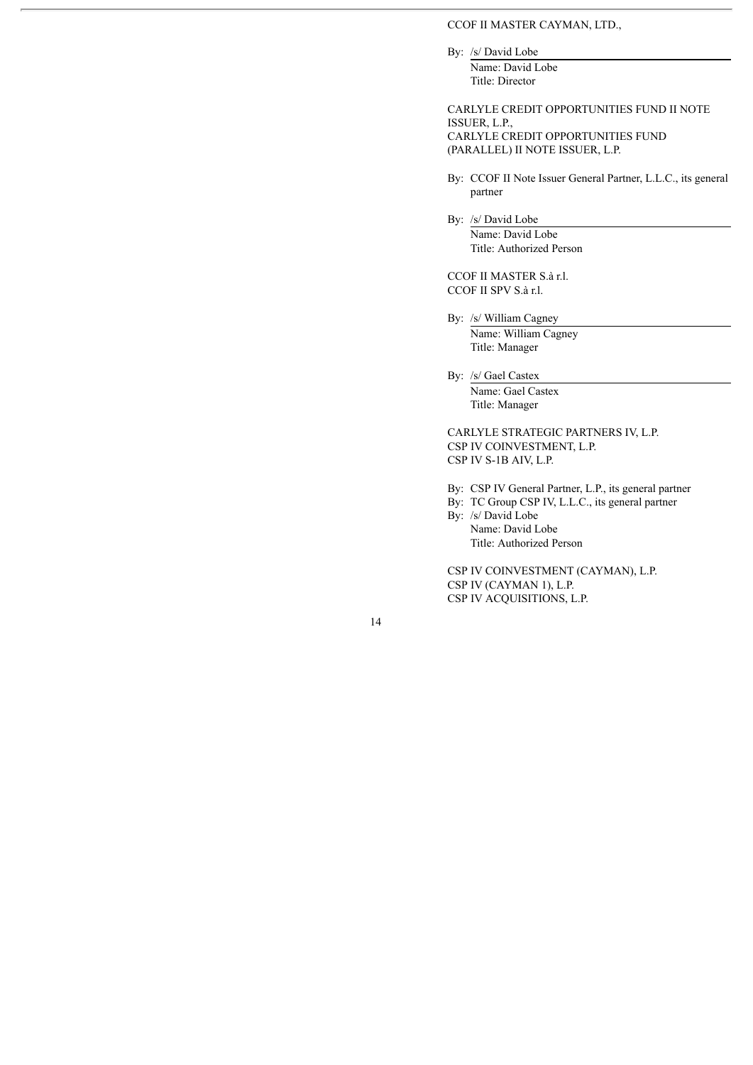CCOF II MASTER CAYMAN, LTD.,

By: /s/ David Lobe
Name: David Lobe
Title: Director

CARLYLE CREDIT OPPORTUNITIES FUND II NOTE ISSUER, L.P.,
CARLYLE CREDIT OPPORTUNITIES FUND (PARALLEL) II NOTE ISSUER, L.P.

By: CCOF II Note Issuer General Partner, L.L.C., its general partner

By: /s/ David Lobe
Name: David Lobe
Title: Authorized Person

CCOF II MASTER S.à r.l.
CCOF II SPV S.à r.l.

By: /s/ William Cagney
Name: William Cagney
Title: Manager

By: /s/ Gael Castex
Name: Gael Castex
Title: Manager

CARLYLE STRATEGIC PARTNERS IV, L.P.
CSP IV COINVESTMENT, L.P.
CSP IV S-1B AIV, L.P.

By: CSP IV General Partner, L.P., its general partner
By: TC Group CSP IV, L.L.C., its general partner
By: /s/ David Lobe
Name: David Lobe
Title: Authorized Person

CSP IV COINVESTMENT (CAYMAN), L.P.
CSP IV (CAYMAN 1), L.P.
CSP IV ACQUISITIONS, L.P.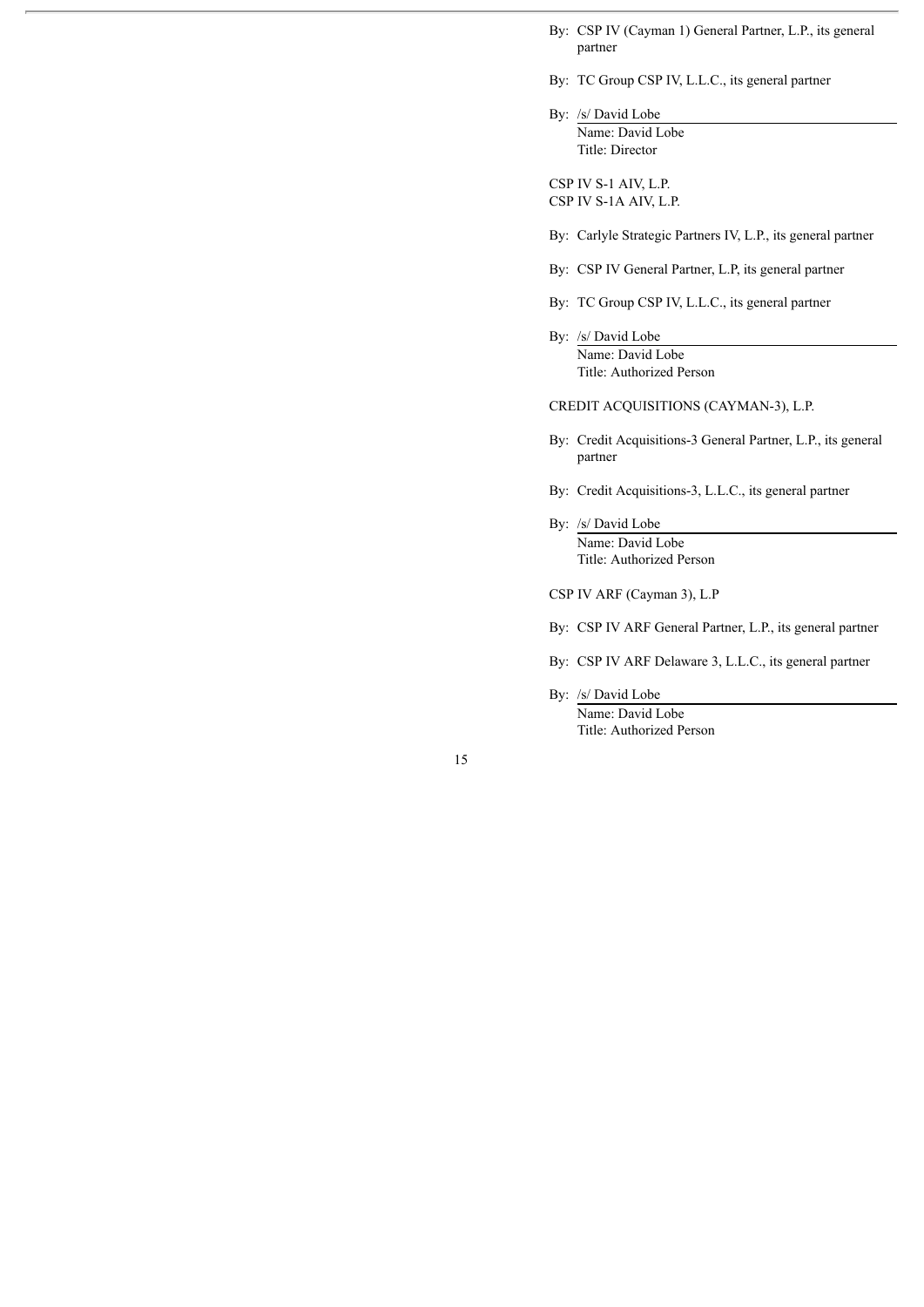By: CSP IV (Cayman 1) General Partner, L.P., its general partner

By: TC Group CSP IV, L.L.C., its general partner

By: /s/ David Lobe
Name: David Lobe
Title: Director

CSP IV S-1 AIV, L.P.
CSP IV S-1A AIV, L.P.

By: Carlyle Strategic Partners IV, L.P., its general partner

By: CSP IV General Partner, L.P, its general partner

By: TC Group CSP IV, L.L.C., its general partner

By: /s/ David Lobe
Name: David Lobe
Title: Authorized Person

CREDIT ACQUISITIONS (CAYMAN-3), L.P.

By: Credit Acquisitions-3 General Partner, L.P., its general partner

By: Credit Acquisitions-3, L.L.C., its general partner

By: /s/ David Lobe
Name: David Lobe
Title: Authorized Person

CSP IV ARF (Cayman 3), L.P

By: CSP IV ARF General Partner, L.P., its general partner

By: CSP IV ARF Delaware 3, L.L.C., its general partner

By: /s/ David Lobe
Name: David Lobe
Title: Authorized Person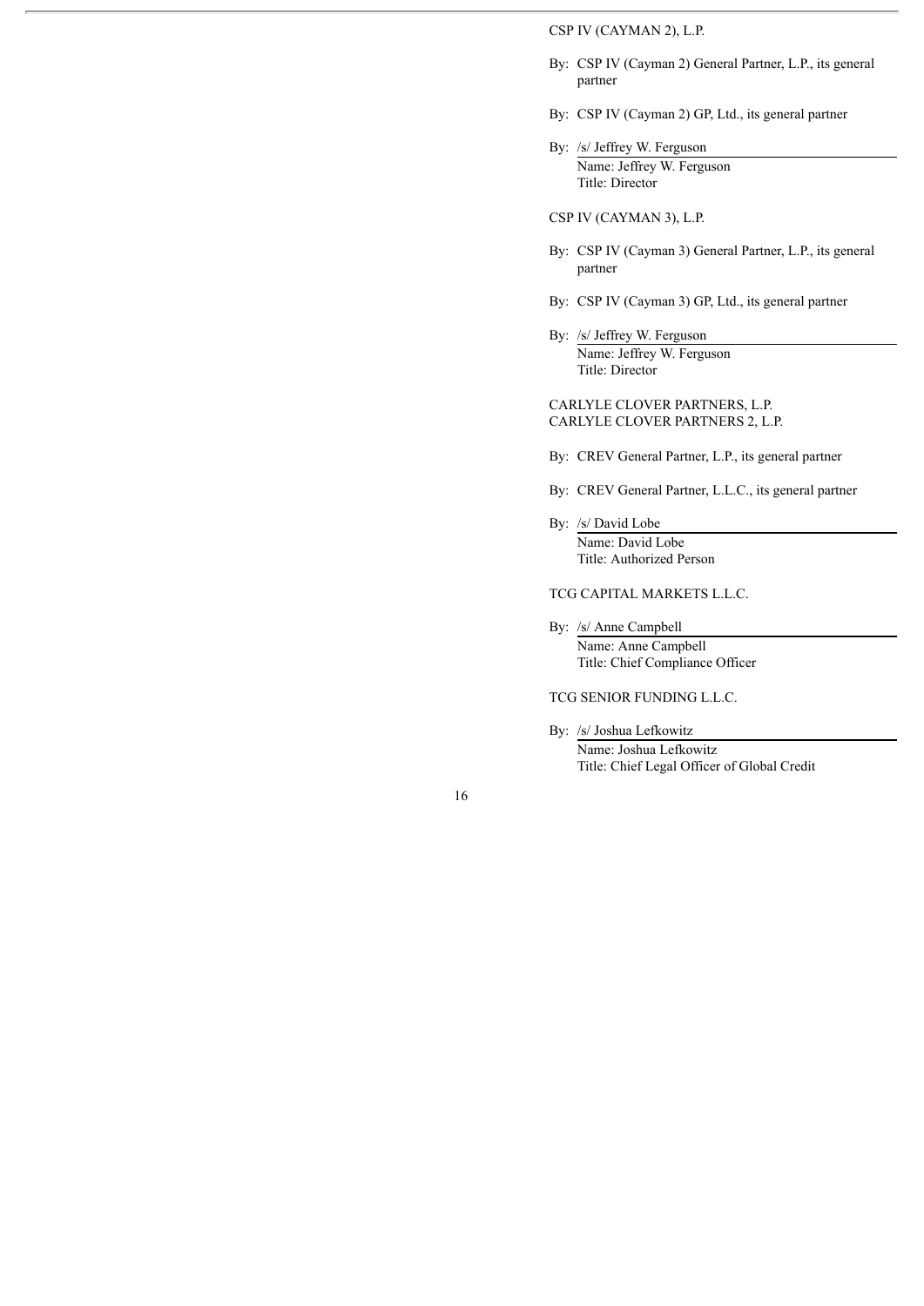CSP IV (CAYMAN 2), L.P.

By: CSP IV (Cayman 2) General Partner, L.P., its general partner

By: CSP IV (Cayman 2) GP, Ltd., its general partner

By: /s/ Jeffrey W. Ferguson
Name: Jeffrey W. Ferguson
Title: Director

CSP IV (CAYMAN 3), L.P.

By: CSP IV (Cayman 3) General Partner, L.P., its general partner

By: CSP IV (Cayman 3) GP, Ltd., its general partner

By: /s/ Jeffrey W. Ferguson
Name: Jeffrey W. Ferguson
Title: Director

CARLYLE CLOVER PARTNERS, L.P.
CARLYLE CLOVER PARTNERS 2, L.P.

By: CREV General Partner, L.P., its general partner

By: CREV General Partner, L.L.C., its general partner

By: /s/ David Lobe
Name: David Lobe
Title: Authorized Person

TCG CAPITAL MARKETS L.L.C.

By: /s/ Anne Campbell
Name: Anne Campbell
Title: Chief Compliance Officer

TCG SENIOR FUNDING L.L.C.

By: /s/ Joshua Lefkowitz
Name: Joshua Lefkowitz
Title: Chief Legal Officer of Global Credit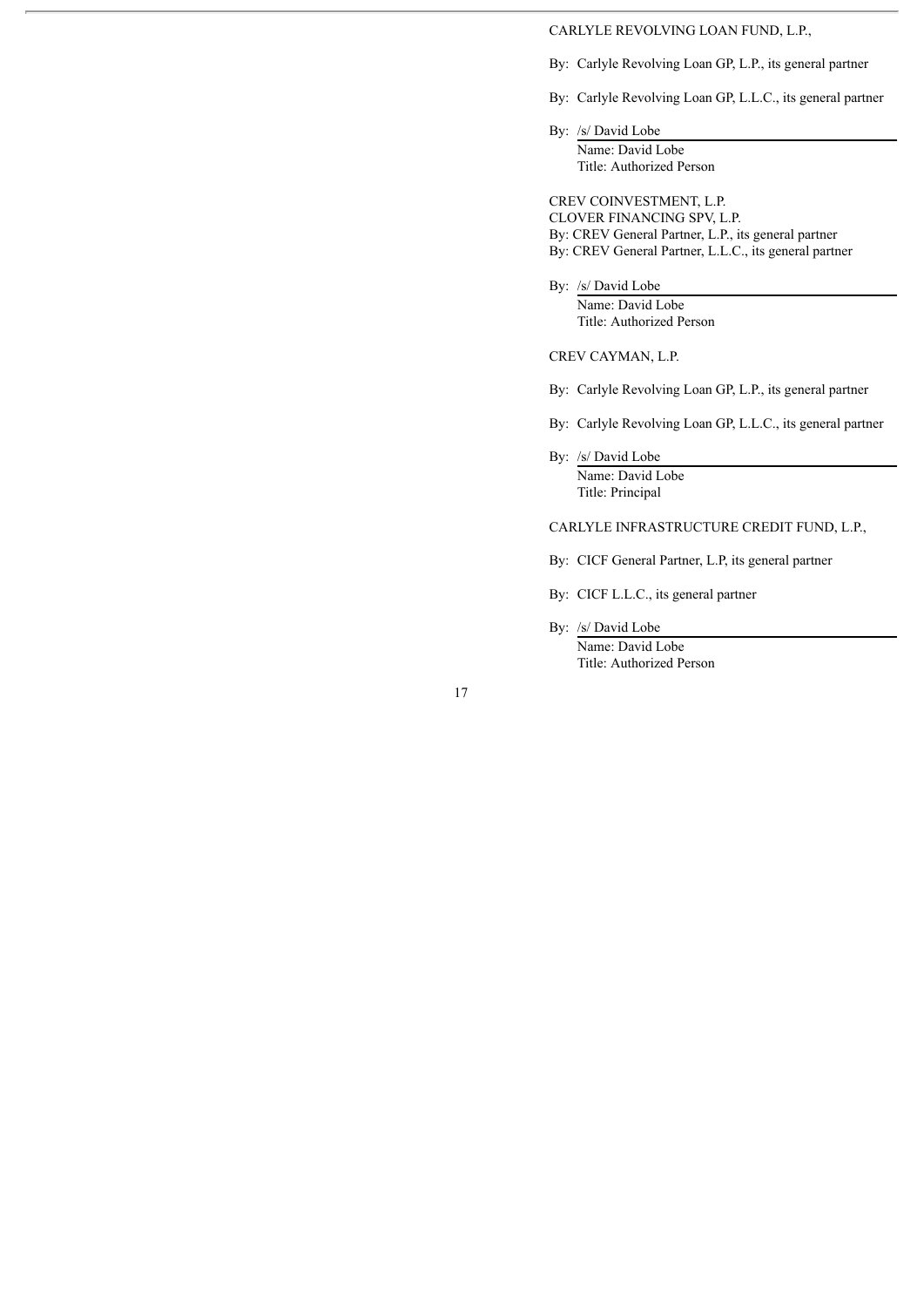CARLYLE REVOLVING LOAN FUND, L.P.,

By: Carlyle Revolving Loan GP, L.P., its general partner

By: Carlyle Revolving Loan GP, L.L.C., its general partner

By: /s/ David Lobe
Name: David Lobe
Title: Authorized Person

CREV COINVESTMENT, L.P.
CLOVER FINANCING SPV, L.P.
By: CREV General Partner, L.P., its general partner
By: CREV General Partner, L.L.C., its general partner

By: /s/ David Lobe
Name: David Lobe
Title: Authorized Person

CREV CAYMAN, L.P.

By: Carlyle Revolving Loan GP, L.P., its general partner

By: Carlyle Revolving Loan GP, L.L.C., its general partner

By: /s/ David Lobe
Name: David Lobe
Title: Principal

CARLYLE INFRASTRUCTURE CREDIT FUND, L.P.,

By: CICF General Partner, L.P, its general partner

By: CICF L.L.C., its general partner

By: /s/ David Lobe
Name: David Lobe
Title: Authorized Person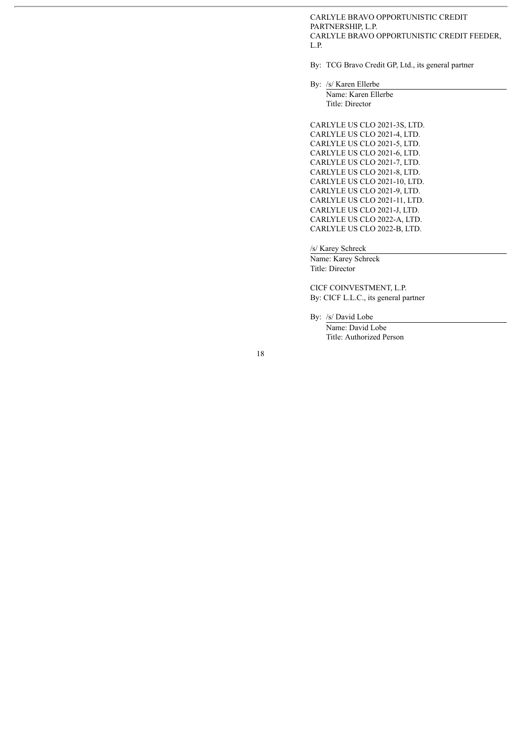CARLYLE BRAVO OPPORTUNISTIC CREDIT PARTNERSHIP, L.P.
CARLYLE BRAVO OPPORTUNISTIC CREDIT FEEDER, L.P.

By: TCG Bravo Credit GP, Ltd., its general partner

By: /s/ Karen Ellerbe
Name: Karen Ellerbe
Title: Director

CARLYLE US CLO 2021-3S, LTD.
CARLYLE US CLO 2021-4, LTD.
CARLYLE US CLO 2021-5, LTD.
CARLYLE US CLO 2021-6, LTD.
CARLYLE US CLO 2021-7, LTD.
CARLYLE US CLO 2021-8, LTD.
CARLYLE US CLO 2021-10, LTD.
CARLYLE US CLO 2021-9, LTD.
CARLYLE US CLO 2021-11, LTD.
CARLYLE US CLO 2021-J, LTD.
CARLYLE US CLO 2022-A, LTD.
CARLYLE US CLO 2022-B, LTD.

/s/ Karey Schreck
Name: Karey Schreck
Title: Director

CICF COINVESTMENT, L.P.
By: CICF L.L.C., its general partner

By: /s/ David Lobe
Name: David Lobe
Title: Authorized Person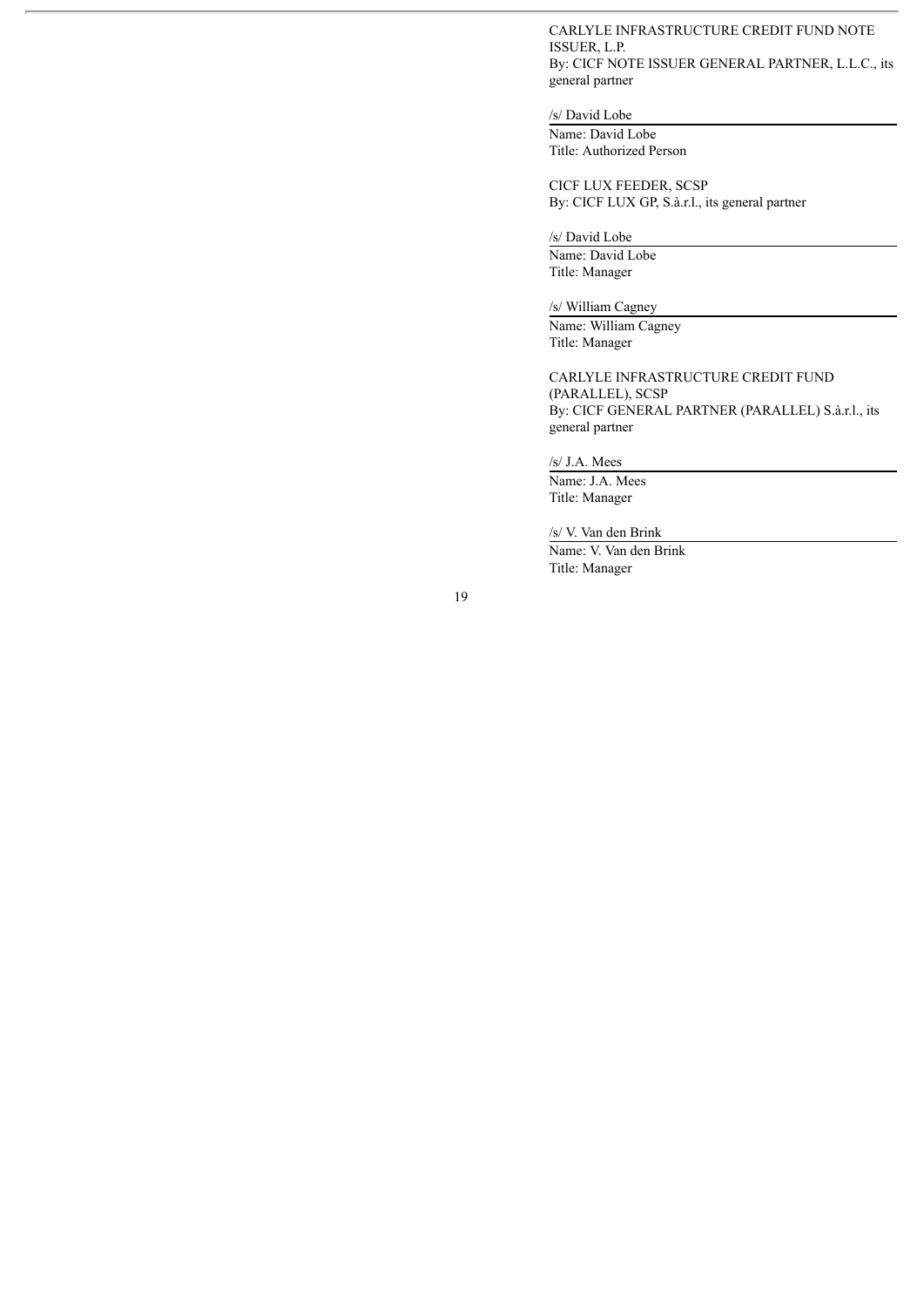CARLYLE INFRASTRUCTURE CREDIT FUND NOTE ISSUER, L.P.
By: CICF NOTE ISSUER GENERAL PARTNER, L.L.C., its general partner

/s/ David Lobe
Name: David Lobe
Title: Authorized Person

CICF LUX FEEDER, SCSP
By: CICF LUX GP, S.à.r.l., its general partner

/s/ David Lobe
Name: David Lobe
Title: Manager

/s/ William Cagney
Name: William Cagney
Title: Manager

CARLYLE INFRASTRUCTURE CREDIT FUND (PARALLEL), SCSP
By: CICF GENERAL PARTNER (PARALLEL) S.à.r.l., its general partner

/s/ J.A. Mees
Name: J.A. Mees
Title: Manager

/s/ V. Van den Brink
Name: V. Van den Brink
Title: Manager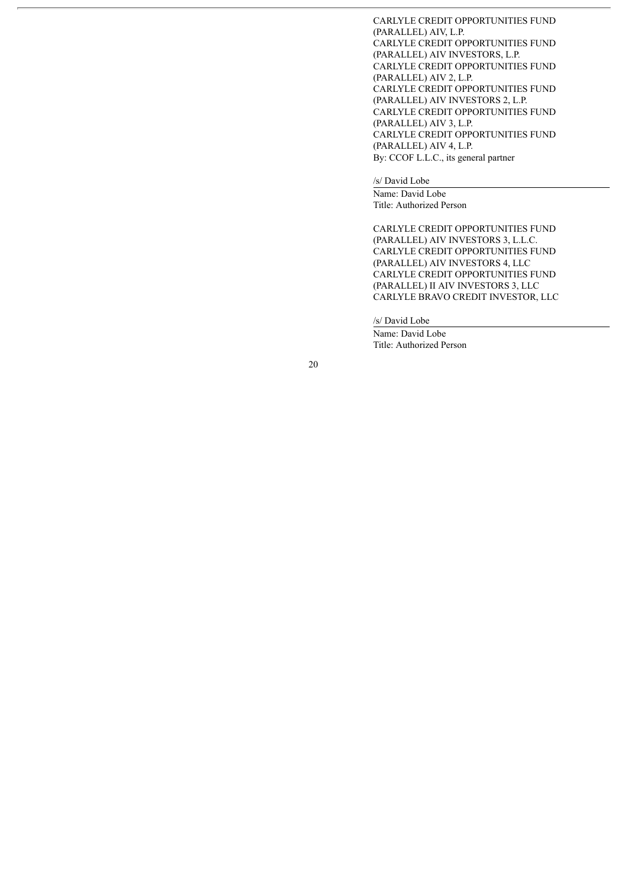CARLYLE CREDIT OPPORTUNITIES FUND (PARALLEL) AIV, L.P.
CARLYLE CREDIT OPPORTUNITIES FUND (PARALLEL) AIV INVESTORS, L.P.
CARLYLE CREDIT OPPORTUNITIES FUND (PARALLEL) AIV 2, L.P.
CARLYLE CREDIT OPPORTUNITIES FUND (PARALLEL) AIV INVESTORS 2, L.P.
CARLYLE CREDIT OPPORTUNITIES FUND (PARALLEL) AIV 3, L.P.
CARLYLE CREDIT OPPORTUNITIES FUND (PARALLEL) AIV 4, L.P.
By: CCOF L.L.C., its general partner

/s/ David Lobe
Name: David Lobe
Title: Authorized Person

CARLYLE CREDIT OPPORTUNITIES FUND (PARALLEL) AIV INVESTORS 3, L.L.C.
CARLYLE CREDIT OPPORTUNITIES FUND (PARALLEL) AIV INVESTORS 4, LLC
CARLYLE CREDIT OPPORTUNITIES FUND (PARALLEL) II AIV INVESTORS 3, LLC
CARLYLE BRAVO CREDIT INVESTOR, LLC

/s/ David Lobe
Name: David Lobe
Title: Authorized Person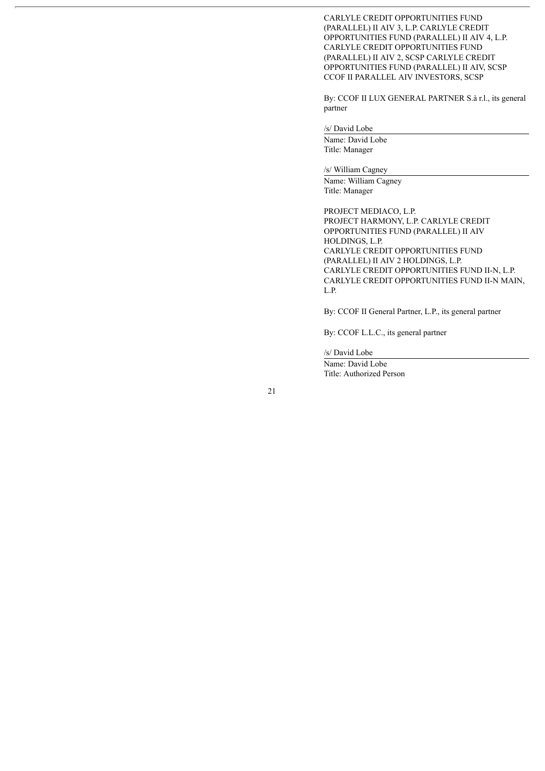CARLYLE CREDIT OPPORTUNITIES FUND (PARALLEL) II AIV 3, L.P. CARLYLE CREDIT OPPORTUNITIES FUND (PARALLEL) II AIV 4, L.P. CARLYLE CREDIT OPPORTUNITIES FUND (PARALLEL) II AIV 2, SCSP CARLYLE CREDIT OPPORTUNITIES FUND (PARALLEL) II AIV, SCSP CCOF II PARALLEL AIV INVESTORS, SCSP

By: CCOF II LUX GENERAL PARTNER S.à r.l., its general partner

/s/ David Lobe

Name: David Lobe
Title: Manager

/s/ William Cagney

Name: William Cagney
Title: Manager

PROJECT MEDIACO, L.P.
PROJECT HARMONY, L.P. CARLYLE CREDIT OPPORTUNITIES FUND (PARALLEL) II AIV HOLDINGS, L.P.
CARLYLE CREDIT OPPORTUNITIES FUND (PARALLEL) II AIV 2 HOLDINGS, L.P.
CARLYLE CREDIT OPPORTUNITIES FUND II-N, L.P.
CARLYLE CREDIT OPPORTUNITIES FUND II-N MAIN, L.P.

By: CCOF II General Partner, L.P., its general partner

By: CCOF L.L.C., its general partner

/s/ David Lobe

Name: David Lobe
Title: Authorized Person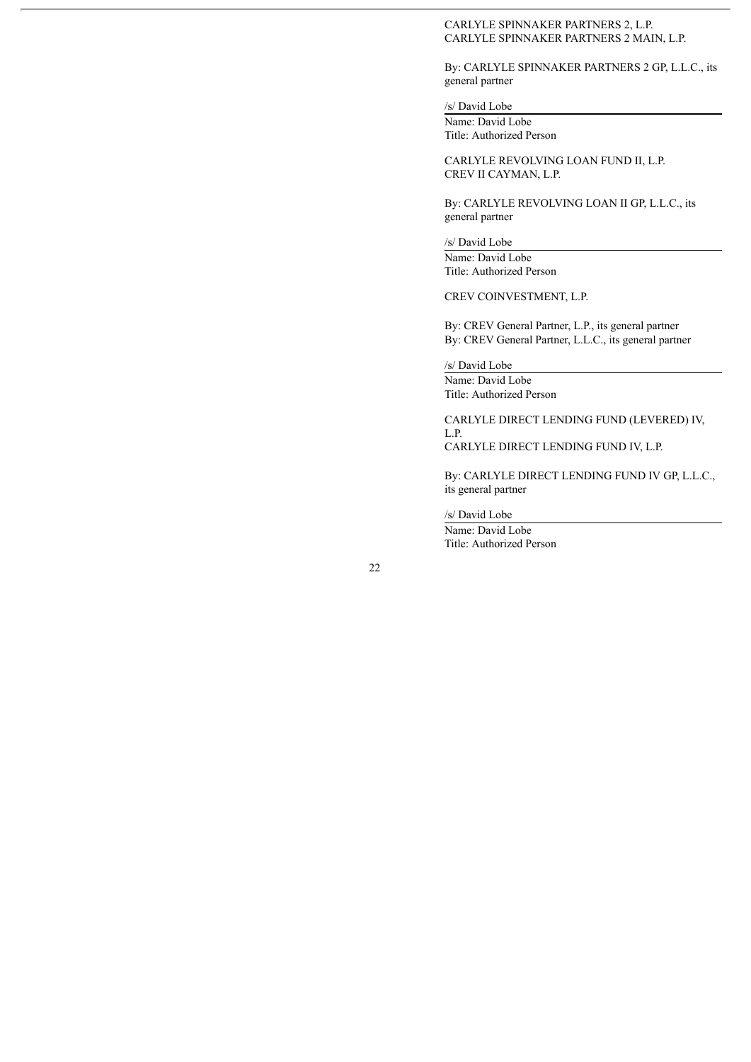CARLYLE SPINNAKER PARTNERS 2, L.P.
CARLYLE SPINNAKER PARTNERS 2 MAIN, L.P.

By: CARLYLE SPINNAKER PARTNERS 2 GP, L.L.C., its general partner

/s/ David Lobe

Name: David Lobe
Title: Authorized Person

CARLYLE REVOLVING LOAN FUND II, L.P.
CREV II CAYMAN, L.P.

By: CARLYLE REVOLVING LOAN II GP, L.L.C., its general partner

/s/ David Lobe

Name: David Lobe
Title: Authorized Person

CREV COINVESTMENT, L.P.

By: CREV General Partner, L.P., its general partner
By: CREV General Partner, L.L.C., its general partner

/s/ David Lobe

Name: David Lobe
Title: Authorized Person

CARLYLE DIRECT LENDING FUND (LEVERED) IV, L.P.
CARLYLE DIRECT LENDING FUND IV, L.P.

By: CARLYLE DIRECT LENDING FUND IV GP, L.L.C., its general partner

/s/ David Lobe

Name: David Lobe
Title: Authorized Person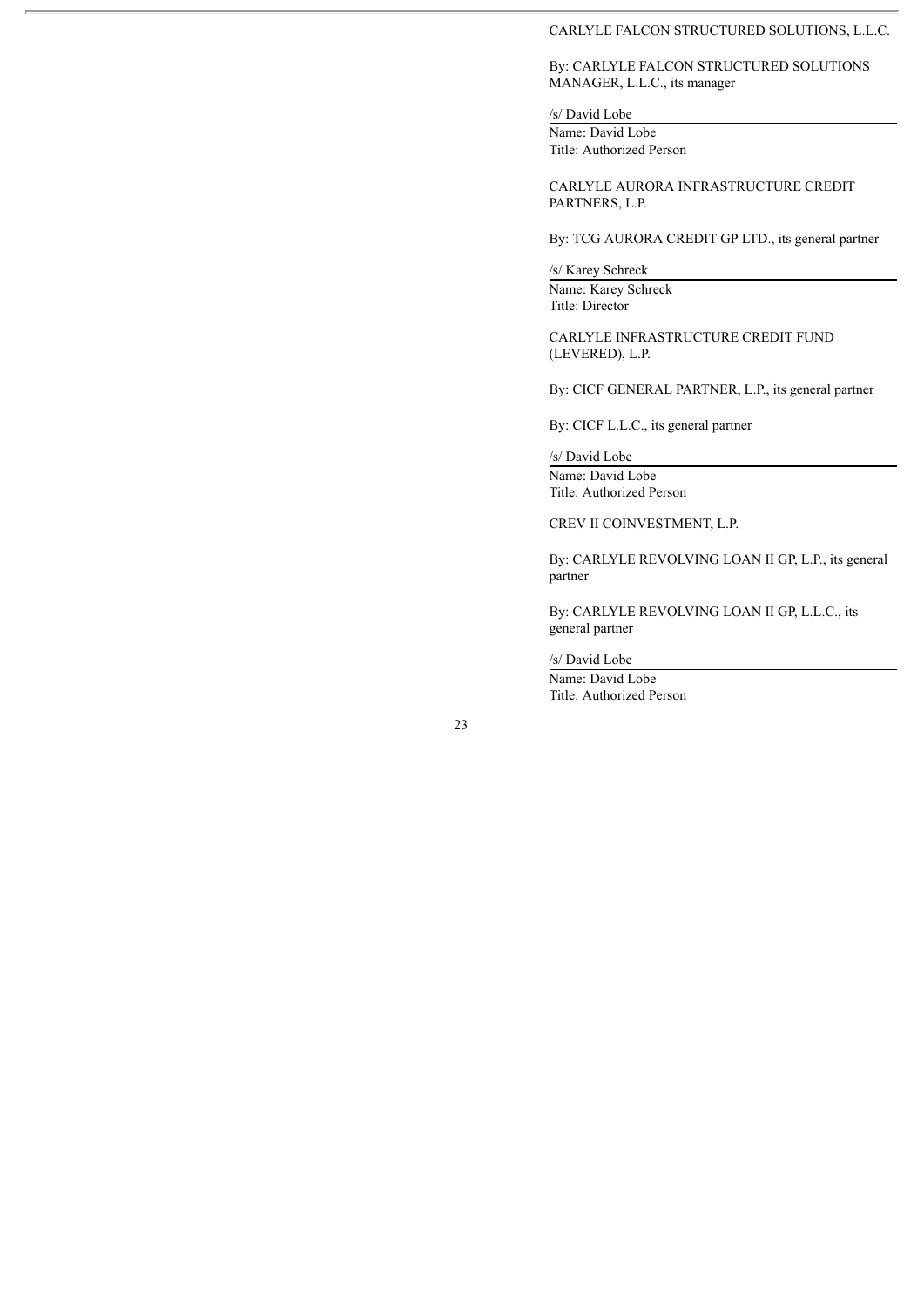CARLYLE FALCON STRUCTURED SOLUTIONS, L.L.C.

By: CARLYLE FALCON STRUCTURED SOLUTIONS MANAGER, L.L.C., its manager

/s/ David Lobe
Name: David Lobe
Title: Authorized Person

CARLYLE AURORA INFRASTRUCTURE CREDIT PARTNERS, L.P.

By: TCG AURORA CREDIT GP LTD., its general partner

/s/ Karey Schreck
Name: Karey Schreck
Title: Director

CARLYLE INFRASTRUCTURE CREDIT FUND (LEVERED), L.P.

By: CICF GENERAL PARTNER, L.P., its general partner

By: CICF L.L.C., its general partner

/s/ David Lobe
Name: David Lobe
Title: Authorized Person

CREV II COINVESTMENT, L.P.

By: CARLYLE REVOLVING LOAN II GP, L.P., its general partner

By: CARLYLE REVOLVING LOAN II GP, L.L.C., its general partner

/s/ David Lobe
Name: David Lobe
Title: Authorized Person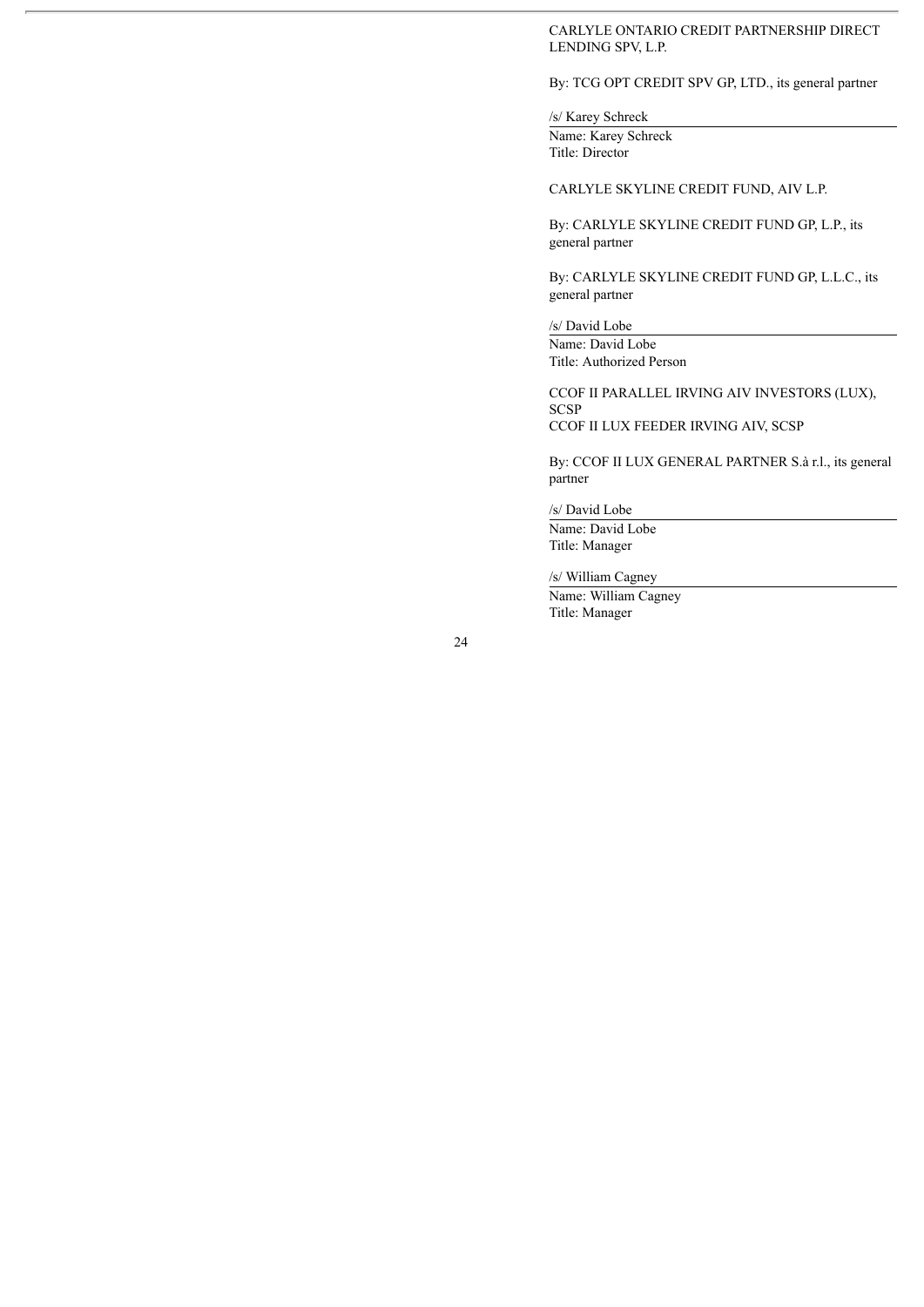CARLYLE ONTARIO CREDIT PARTNERSHIP DIRECT LENDING SPV, L.P.

By: TCG OPT CREDIT SPV GP, LTD., its general partner

/s/ Karey Schreck

Name: Karey Schreck

Title: Director

CARLYLE SKYLINE CREDIT FUND, AIV L.P.

By: CARLYLE SKYLINE CREDIT FUND GP, L.P., its general partner

By: CARLYLE SKYLINE CREDIT FUND GP, L.L.C., its general partner

/s/ David Lobe

Name: David Lobe

Title: Authorized Person

CCOF II PARALLEL IRVING AIV INVESTORS (LUX), SCSP

CCOF II LUX FEEDER IRVING AIV, SCSP

By: CCOF II LUX GENERAL PARTNER S.à r.l., its general partner

/s/ David Lobe

Name: David Lobe

Title: Manager

/s/ William Cagney

Name: William Cagney

Title: Manager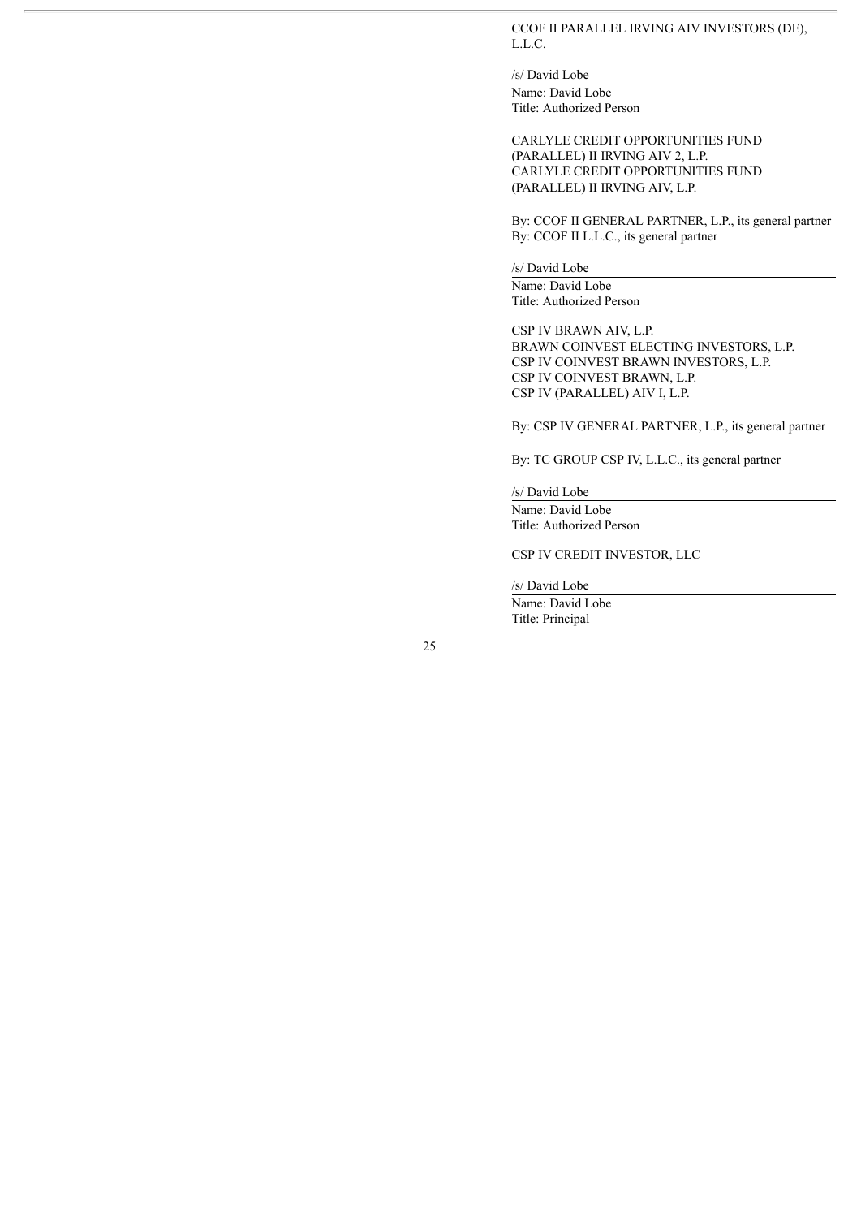CCOF II PARALLEL IRVING AIV INVESTORS (DE), L.L.C.

/s/ David Lobe

Name: David Lobe
Title: Authorized Person

CARLYLE CREDIT OPPORTUNITIES FUND (PARALLEL) II IRVING AIV 2, L.P.
CARLYLE CREDIT OPPORTUNITIES FUND (PARALLEL) II IRVING AIV, L.P.

By: CCOF II GENERAL PARTNER, L.P., its general partner
By: CCOF II L.L.C., its general partner

/s/ David Lobe

Name: David Lobe
Title: Authorized Person

CSP IV BRAWN AIV, L.P.
BRAWN COINVEST ELECTING INVESTORS, L.P.
CSP IV COINVEST BRAWN INVESTORS, L.P.
CSP IV COINVEST BRAWN, L.P.
CSP IV (PARALLEL) AIV I, L.P.

By: CSP IV GENERAL PARTNER, L.P., its general partner

By: TC GROUP CSP IV, L.L.C., its general partner

/s/ David Lobe

Name: David Lobe
Title: Authorized Person

CSP IV CREDIT INVESTOR, LLC

/s/ David Lobe

Name: David Lobe
Title: Principal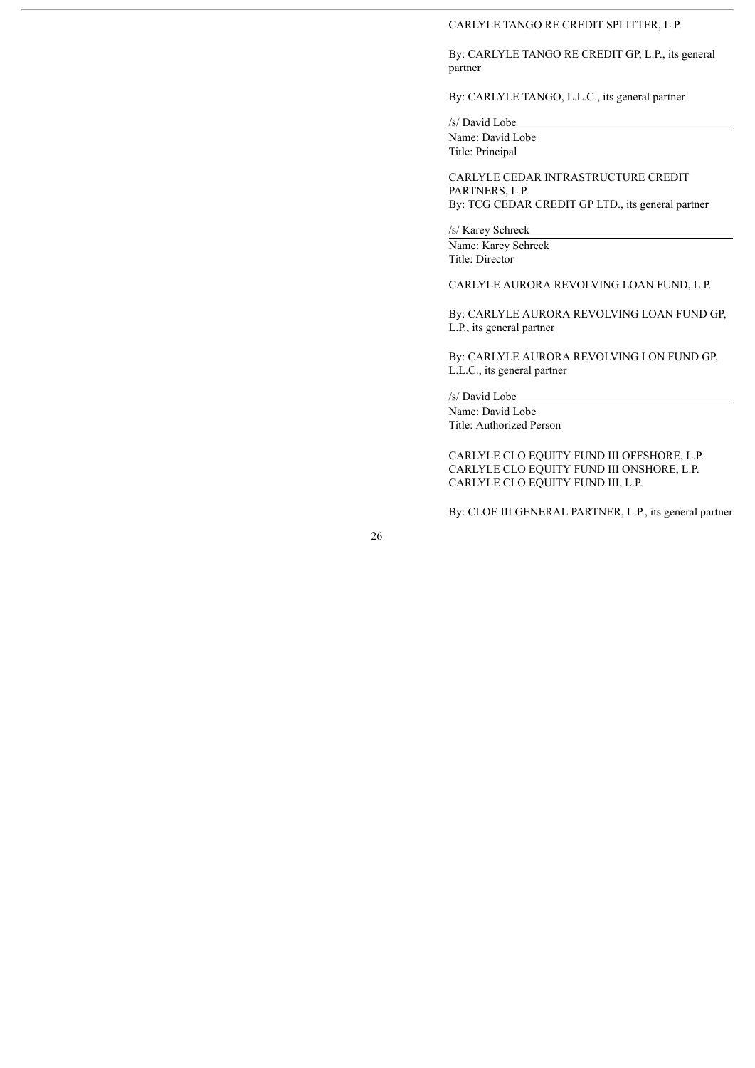CARLYLE TANGO RE CREDIT SPLITTER, L.P.

By: CARLYLE TANGO RE CREDIT GP, L.P., its general partner

By: CARLYLE TANGO, L.L.C., its general partner

/s/ David Lobe

Name: David Lobe
Title: Principal

CARLYLE CEDAR INFRASTRUCTURE CREDIT PARTNERS, L.P.
By: TCG CEDAR CREDIT GP LTD., its general partner

/s/ Karey Schreck

Name: Karey Schreck
Title: Director

CARLYLE AURORA REVOLVING LOAN FUND, L.P.

By: CARLYLE AURORA REVOLVING LOAN FUND GP, L.P., its general partner

By: CARLYLE AURORA REVOLVING LON FUND GP, L.L.C., its general partner

/s/ David Lobe

Name: David Lobe
Title: Authorized Person

CARLYLE CLO EQUITY FUND III OFFSHORE, L.P.
CARLYLE CLO EQUITY FUND III ONSHORE, L.P.
CARLYLE CLO EQUITY FUND III, L.P.

By: CLOE III GENERAL PARTNER, L.P., its general partner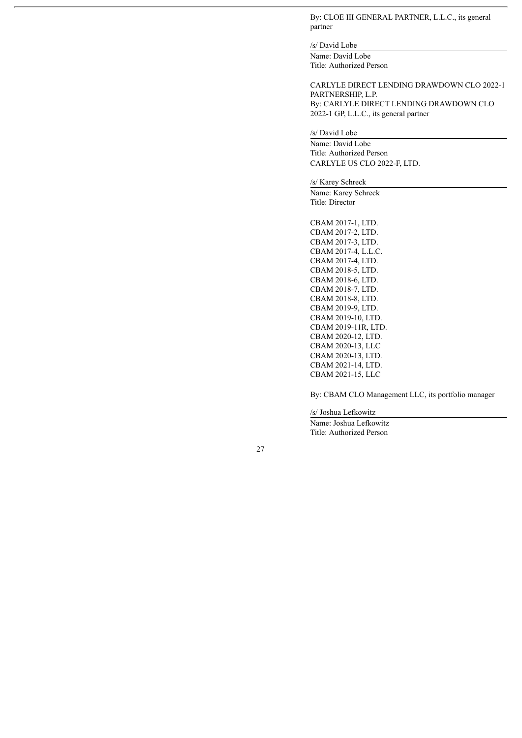By: CLOE III GENERAL PARTNER, L.L.C., its general partner

/s/ David Lobe

Name: David Lobe
Title: Authorized Person

CARLYLE DIRECT LENDING DRAWDOWN CLO 2022-1 PARTNERSHIP, L.P.
By: CARLYLE DIRECT LENDING DRAWDOWN CLO 2022-1 GP, L.L.C., its general partner

/s/ David Lobe

Name: David Lobe
Title: Authorized Person
CARLYLE US CLO 2022-F, LTD.

/s/ Karey Schreck

Name: Karey Schreck
Title: Director

CBAM 2017-1, LTD.
CBAM 2017-2, LTD.
CBAM 2017-3, LTD.
CBAM 2017-4, L.L.C.
CBAM 2017-4, LTD.
CBAM 2018-5, LTD.
CBAM 2018-6, LTD.
CBAM 2018-7, LTD.
CBAM 2018-8, LTD.
CBAM 2019-9, LTD.
CBAM 2019-10, LTD.
CBAM 2019-11R, LTD.
CBAM 2020-12, LTD.
CBAM 2020-13, LLC
CBAM 2020-13, LTD.
CBAM 2021-14, LTD.
CBAM 2021-15, LLC

By: CBAM CLO Management LLC, its portfolio manager

/s/ Joshua Lefkowitz

Name: Joshua Lefkowitz
Title: Authorized Person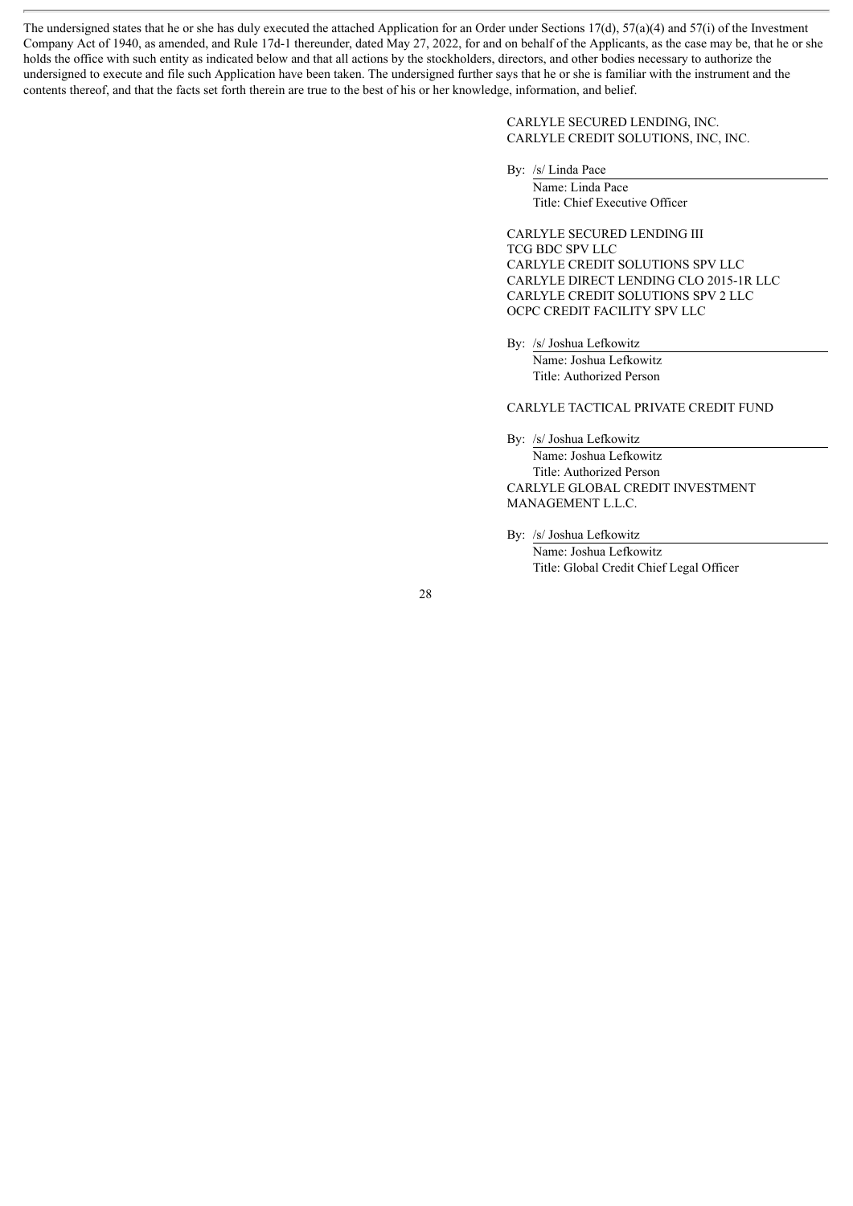The undersigned states that he or she has duly executed the attached Application for an Order under Sections 17(d), 57(a)(4) and 57(i) of the Investment Company Act of 1940, as amended, and Rule 17d-1 thereunder, dated May 27, 2022, for and on behalf of the Applicants, as the case may be, that he or she holds the office with such entity as indicated below and that all actions by the stockholders, directors, and other bodies necessary to authorize the undersigned to execute and file such Application have been taken. The undersigned further says that he or she is familiar with the instrument and the contents thereof, and that the facts set forth therein are true to the best of his or her knowledge, information, and belief.

CARLYLE SECURED LENDING, INC.
CARLYLE CREDIT SOLUTIONS, INC, INC.

By: /s/ Linda Pace
Name: Linda Pace
Title: Chief Executive Officer

CARLYLE SECURED LENDING III
TCG BDC SPV LLC
CARLYLE CREDIT SOLUTIONS SPV LLC
CARLYLE DIRECT LENDING CLO 2015-1R LLC
CARLYLE CREDIT SOLUTIONS SPV 2 LLC
OCPC CREDIT FACILITY SPV LLC

By: /s/ Joshua Lefkowitz
Name: Joshua Lefkowitz
Title: Authorized Person

CARLYLE TACTICAL PRIVATE CREDIT FUND

By: /s/ Joshua Lefkowitz
Name: Joshua Lefkowitz
Title: Authorized Person

CARLYLE GLOBAL CREDIT INVESTMENT MANAGEMENT L.L.C.

By: /s/ Joshua Lefkowitz
Name: Joshua Lefkowitz
Title: Global Credit Chief Legal Officer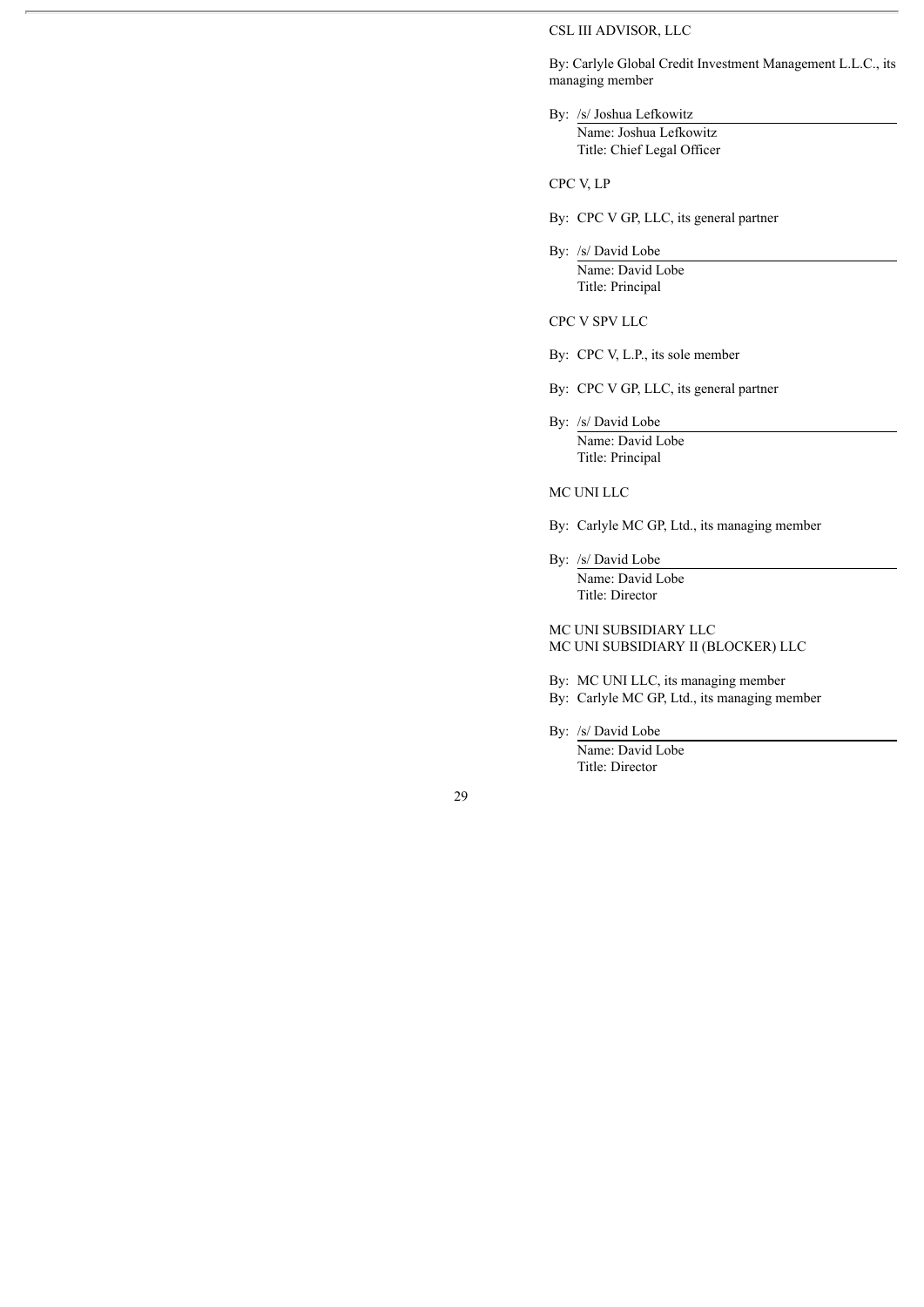CSL III ADVISOR, LLC

By: Carlyle Global Credit Investment Management L.L.C., its managing member

By: /s/ Joshua Lefkowitz
Name: Joshua Lefkowitz
Title: Chief Legal Officer

CPC V, LP

By: CPC V GP, LLC, its general partner

By: /s/ David Lobe
Name: David Lobe
Title: Principal

CPC V SPV LLC

By: CPC V, L.P., its sole member

By: CPC V GP, LLC, its general partner

By: /s/ David Lobe
Name: David Lobe
Title: Principal

MC UNI LLC

By: Carlyle MC GP, Ltd., its managing member

By: /s/ David Lobe
Name: David Lobe
Title: Director

MC UNI SUBSIDIARY LLC
MC UNI SUBSIDIARY II (BLOCKER) LLC

By: MC UNI LLC, its managing member
By: Carlyle MC GP, Ltd., its managing member

By: /s/ David Lobe
Name: David Lobe
Title: Director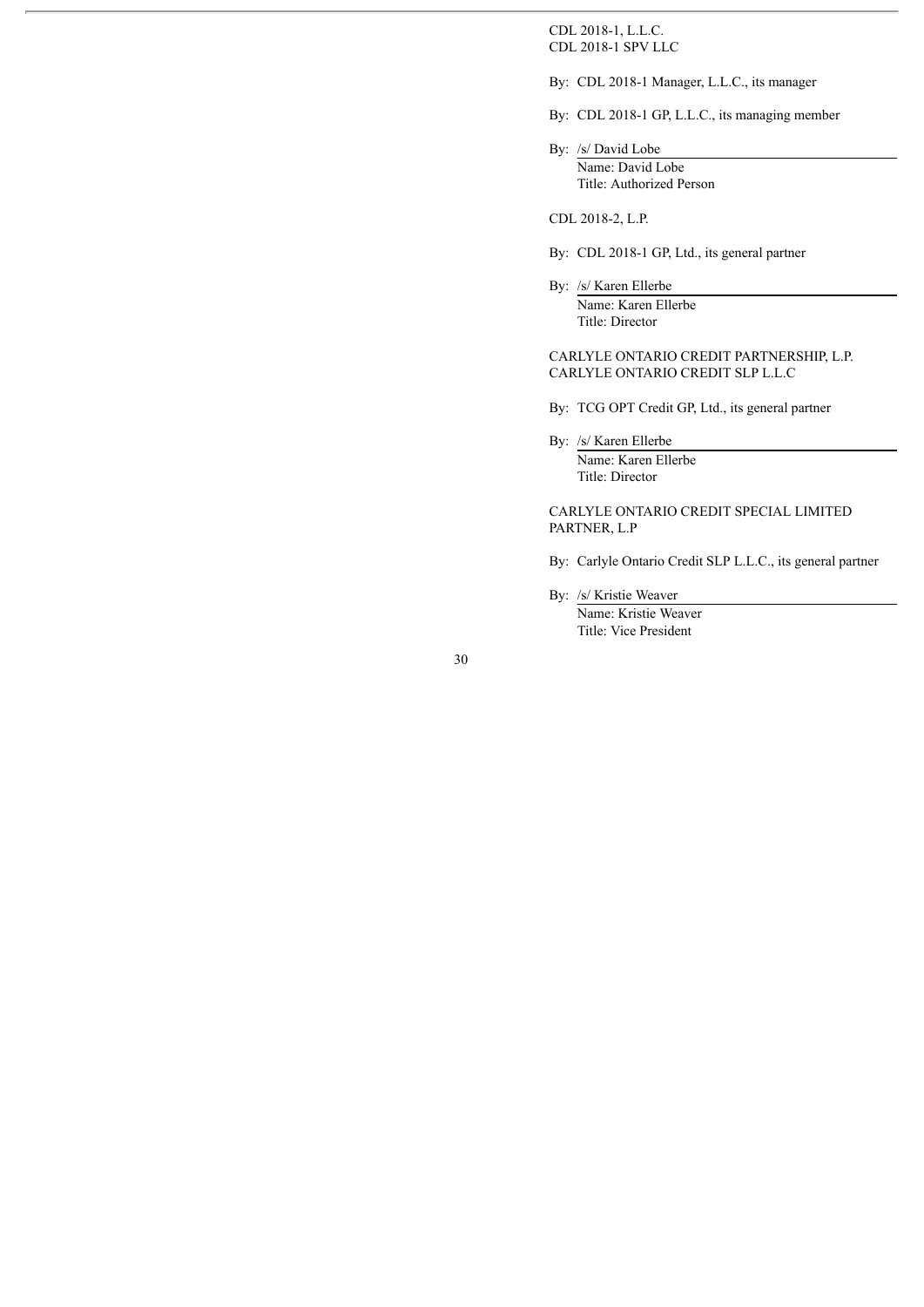CDL 2018-1, L.L.C.
CDL 2018-1 SPV LLC

By: CDL 2018-1 Manager, L.L.C., its manager

By: CDL 2018-1 GP, L.L.C., its managing member

By: /s/ David Lobe
Name: David Lobe
Title: Authorized Person

CDL 2018-2, L.P.

By: CDL 2018-1 GP, Ltd., its general partner

By: /s/ Karen Ellerbe
Name: Karen Ellerbe
Title: Director

CARLYLE ONTARIO CREDIT PARTNERSHIP, L.P.
CARLYLE ONTARIO CREDIT SLP L.L.C

By: TCG OPT Credit GP, Ltd., its general partner

By: /s/ Karen Ellerbe
Name: Karen Ellerbe
Title: Director

CARLYLE ONTARIO CREDIT SPECIAL LIMITED PARTNER, L.P

By: Carlyle Ontario Credit SLP L.L.C., its general partner

By: /s/ Kristie Weaver
Name: Kristie Weaver
Title: Vice President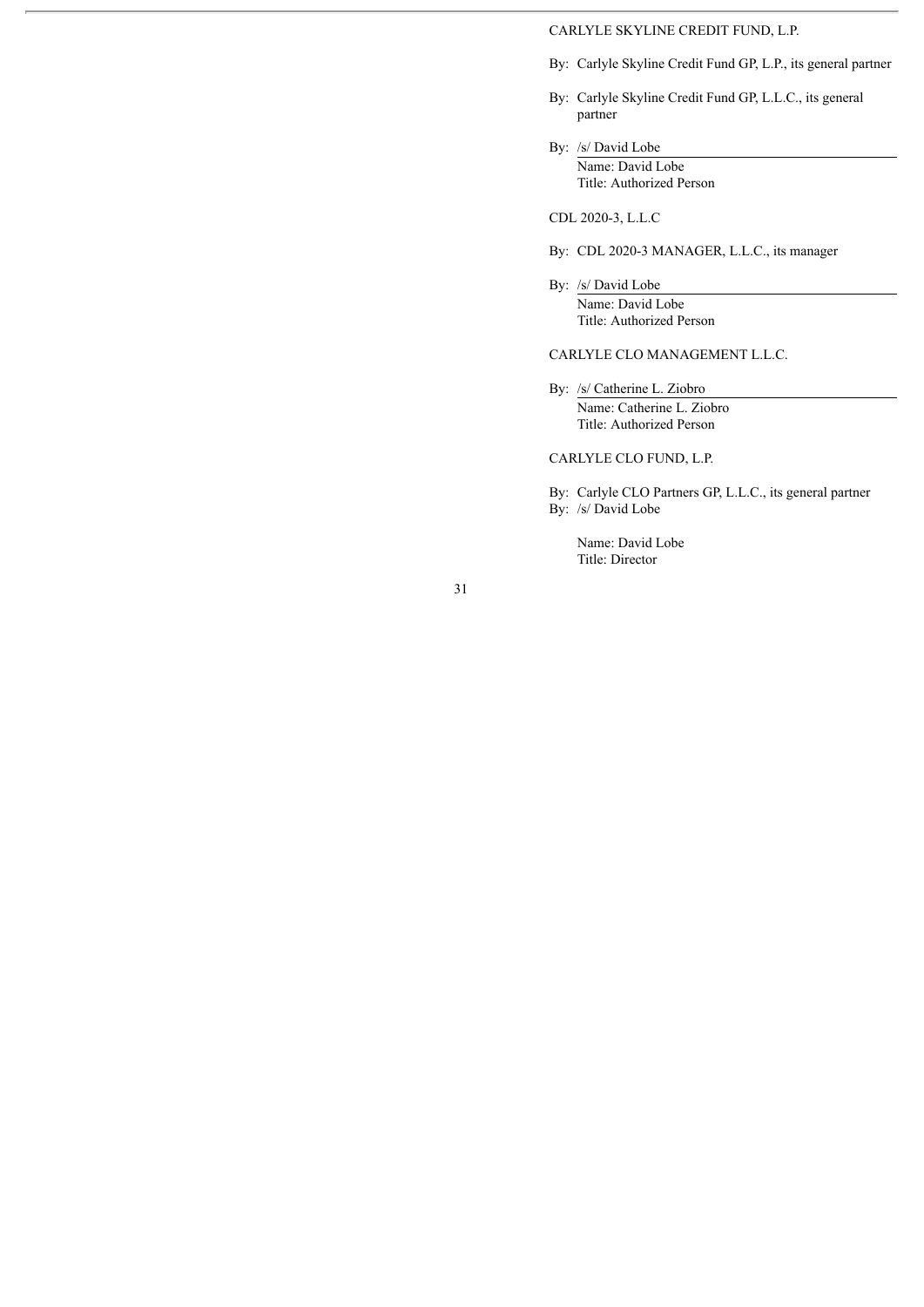CARLYLE SKYLINE CREDIT FUND, L.P.

By: Carlyle Skyline Credit Fund GP, L.P., its general partner

By: Carlyle Skyline Credit Fund GP, L.L.C., its general partner

By: /s/ David Lobe

Name: David Lobe

Title: Authorized Person

CDL 2020-3, L.L.C

By: CDL 2020-3 MANAGER, L.L.C., its manager

By: /s/ David Lobe

Name: David Lobe

Title: Authorized Person

CARLYLE CLO MANAGEMENT L.L.C.

By: /s/ Catherine L. Ziobro

Name: Catherine L. Ziobro

Title: Authorized Person

CARLYLE CLO FUND, L.P.

By: Carlyle CLO Partners GP, L.L.C., its general partner

By: /s/ David Lobe

Name: David Lobe

Title: Director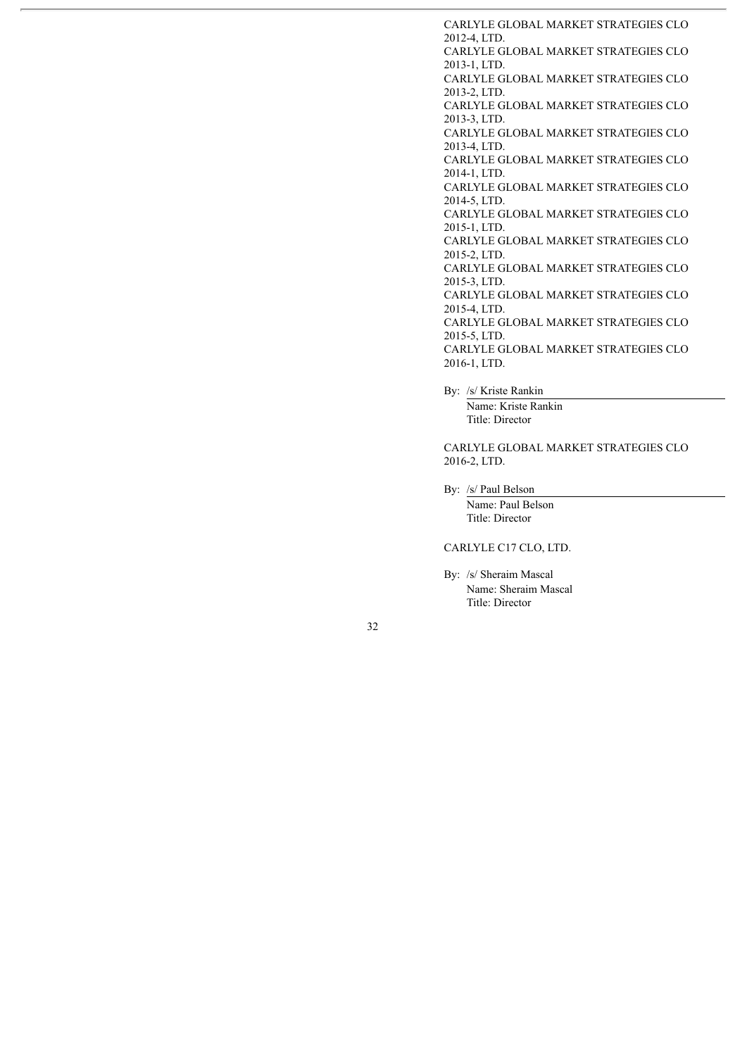CARLYLE GLOBAL MARKET STRATEGIES CLO 2012-4, LTD.
CARLYLE GLOBAL MARKET STRATEGIES CLO 2013-1, LTD.
CARLYLE GLOBAL MARKET STRATEGIES CLO 2013-2, LTD.
CARLYLE GLOBAL MARKET STRATEGIES CLO 2013-3, LTD.
CARLYLE GLOBAL MARKET STRATEGIES CLO 2013-4, LTD.
CARLYLE GLOBAL MARKET STRATEGIES CLO 2014-1, LTD.
CARLYLE GLOBAL MARKET STRATEGIES CLO 2014-5, LTD.
CARLYLE GLOBAL MARKET STRATEGIES CLO 2015-1, LTD.
CARLYLE GLOBAL MARKET STRATEGIES CLO 2015-2, LTD.
CARLYLE GLOBAL MARKET STRATEGIES CLO 2015-3, LTD.
CARLYLE GLOBAL MARKET STRATEGIES CLO 2015-4, LTD.
CARLYLE GLOBAL MARKET STRATEGIES CLO 2015-5, LTD.
CARLYLE GLOBAL MARKET STRATEGIES CLO 2016-1, LTD.

By: /s/ Kriste Rankin
Name: Kriste Rankin
Title: Director

CARLYLE GLOBAL MARKET STRATEGIES CLO 2016-2, LTD.

By: /s/ Paul Belson
Name: Paul Belson
Title: Director

CARLYLE C17 CLO, LTD.

By: /s/ Sheraim Mascal
Name: Sheraim Mascal
Title: Director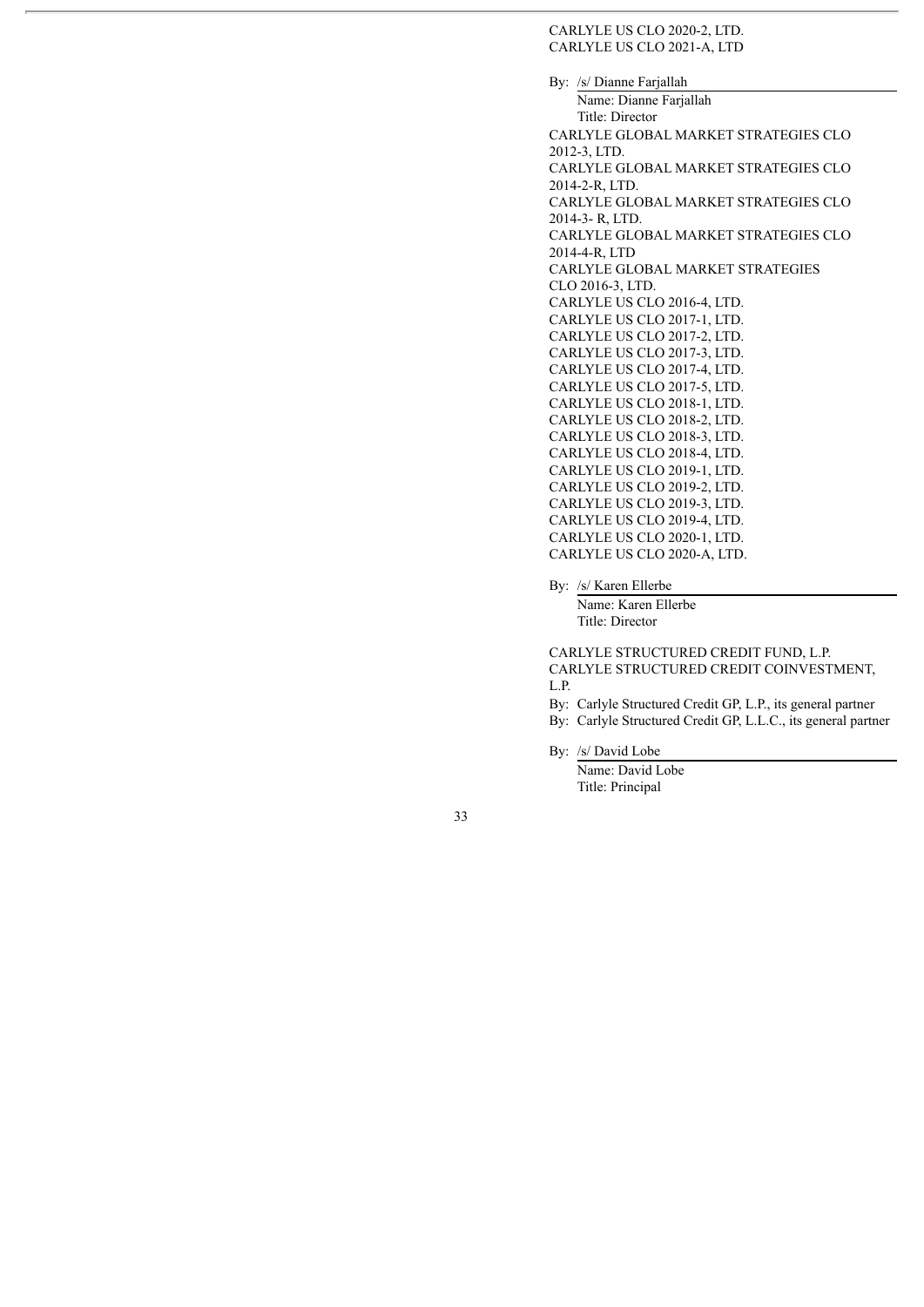CARLYLE US CLO 2020-2, LTD.
CARLYLE US CLO 2021-A, LTD

By: /s/ Dianne Farjallah
Name: Dianne Farjallah
Title: Director

CARLYLE GLOBAL MARKET STRATEGIES CLO 2012-3, LTD.
CARLYLE GLOBAL MARKET STRATEGIES CLO 2014-2-R, LTD.
CARLYLE GLOBAL MARKET STRATEGIES CLO 2014-3- R, LTD.
CARLYLE GLOBAL MARKET STRATEGIES CLO 2014-4-R, LTD
CARLYLE GLOBAL MARKET STRATEGIES CLO 2016-3, LTD.
CARLYLE US CLO 2016-4, LTD.
CARLYLE US CLO 2017-1, LTD.
CARLYLE US CLO 2017-2, LTD.
CARLYLE US CLO 2017-3, LTD.
CARLYLE US CLO 2017-4, LTD.
CARLYLE US CLO 2017-5, LTD.
CARLYLE US CLO 2018-1, LTD.
CARLYLE US CLO 2018-2, LTD.
CARLYLE US CLO 2018-3, LTD.
CARLYLE US CLO 2018-4, LTD.
CARLYLE US CLO 2019-1, LTD.
CARLYLE US CLO 2019-2, LTD.
CARLYLE US CLO 2019-3, LTD.
CARLYLE US CLO 2019-4, LTD.
CARLYLE US CLO 2020-1, LTD.
CARLYLE US CLO 2020-A, LTD.

By: /s/ Karen Ellerbe
Name: Karen Ellerbe
Title: Director

CARLYLE STRUCTURED CREDIT FUND, L.P.
CARLYLE STRUCTURED CREDIT COINVESTMENT, L.P.

By: Carlyle Structured Credit GP, L.P., its general partner
By: Carlyle Structured Credit GP, L.L.C., its general partner

By: /s/ David Lobe
Name: David Lobe
Title: Principal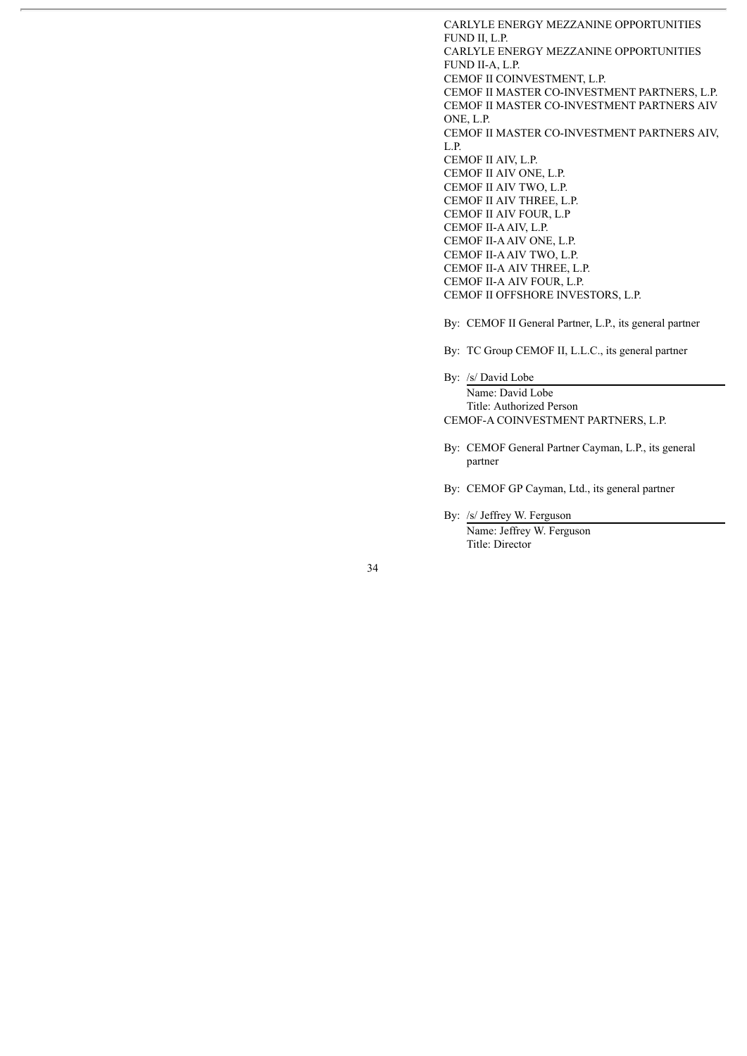CARLYLE ENERGY MEZZANINE OPPORTUNITIES FUND II, L.P.
CARLYLE ENERGY MEZZANINE OPPORTUNITIES FUND II-A, L.P.
CEMOF II COINVESTMENT, L.P.
CEMOF II MASTER CO-INVESTMENT PARTNERS, L.P.
CEMOF II MASTER CO-INVESTMENT PARTNERS AIV ONE, L.P.
CEMOF II MASTER CO-INVESTMENT PARTNERS AIV, L.P.
CEMOF II AIV, L.P.
CEMOF II AIV ONE, L.P.
CEMOF II AIV TWO, L.P.
CEMOF II AIV THREE, L.P.
CEMOF II AIV FOUR, L.P
CEMOF II-A AIV, L.P.
CEMOF II-A AIV ONE, L.P.
CEMOF II-A AIV TWO, L.P.
CEMOF II-A AIV THREE, L.P.
CEMOF II-A AIV FOUR, L.P.
CEMOF II OFFSHORE INVESTORS, L.P.

By: CEMOF II General Partner, L.P., its general partner

By: TC Group CEMOF II, L.L.C., its general partner

By: /s/ David Lobe
Name: David Lobe
Title: Authorized Person

CEMOF-A COINVESTMENT PARTNERS, L.P.

By: CEMOF General Partner Cayman, L.P., its general partner

By: CEMOF GP Cayman, Ltd., its general partner

By: /s/ Jeffrey W. Ferguson
Name: Jeffrey W. Ferguson
Title: Director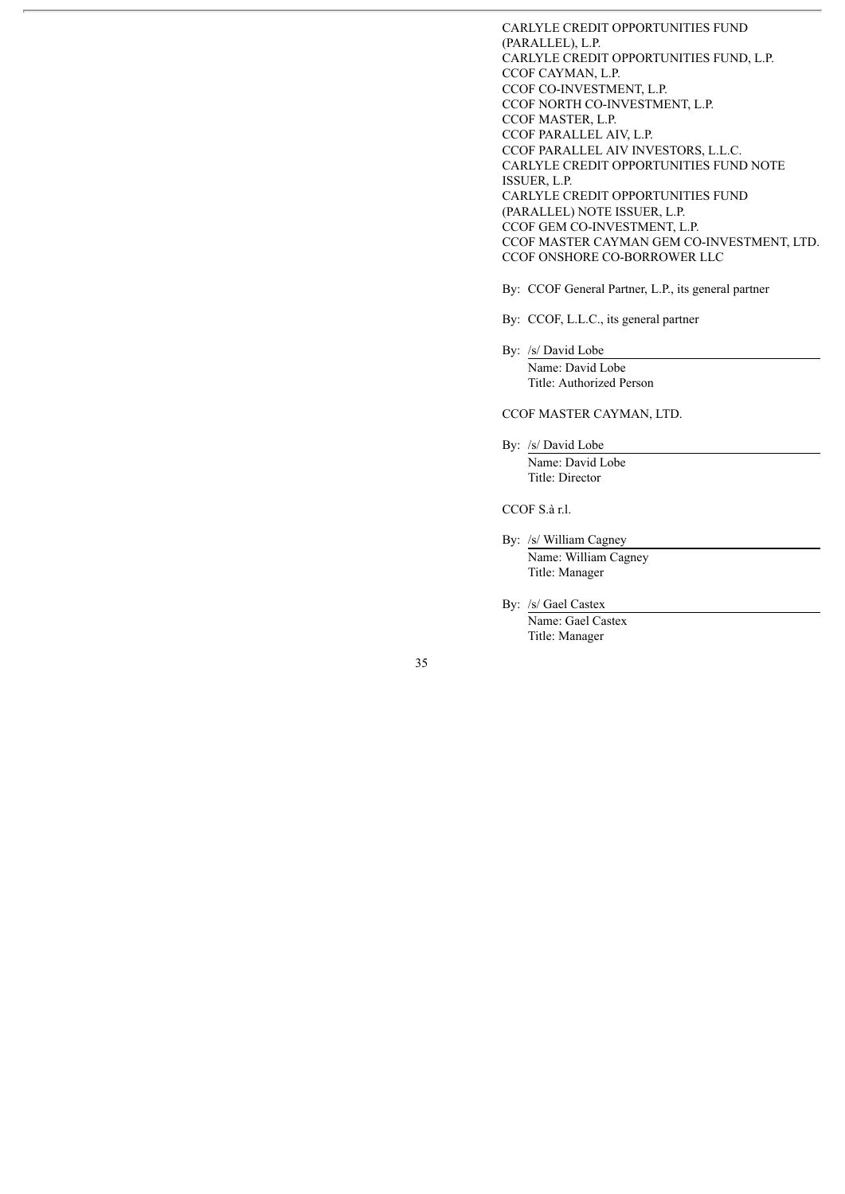CARLYLE CREDIT OPPORTUNITIES FUND (PARALLEL), L.P.
CARLYLE CREDIT OPPORTUNITIES FUND, L.P.
CCOF CAYMAN, L.P.
CCOF CO-INVESTMENT, L.P.
CCOF NORTH CO-INVESTMENT, L.P.
CCOF MASTER, L.P.
CCOF PARALLEL AIV, L.P.
CCOF PARALLEL AIV INVESTORS, L.L.C.
CARLYLE CREDIT OPPORTUNITIES FUND NOTE ISSUER, L.P.
CARLYLE CREDIT OPPORTUNITIES FUND (PARALLEL) NOTE ISSUER, L.P.
CCOF GEM CO-INVESTMENT, L.P.
CCOF MASTER CAYMAN GEM CO-INVESTMENT, LTD.
CCOF ONSHORE CO-BORROWER LLC

By: CCOF General Partner, L.P., its general partner

By: CCOF, L.L.C., its general partner

By: /s/ David Lobe
Name: David Lobe
Title: Authorized Person

CCOF MASTER CAYMAN, LTD.

By: /s/ David Lobe
Name: David Lobe
Title: Director

CCOF S.à r.l.

By: /s/ William Cagney
Name: William Cagney
Title: Manager

By: /s/ Gael Castex
Name: Gael Castex
Title: Manager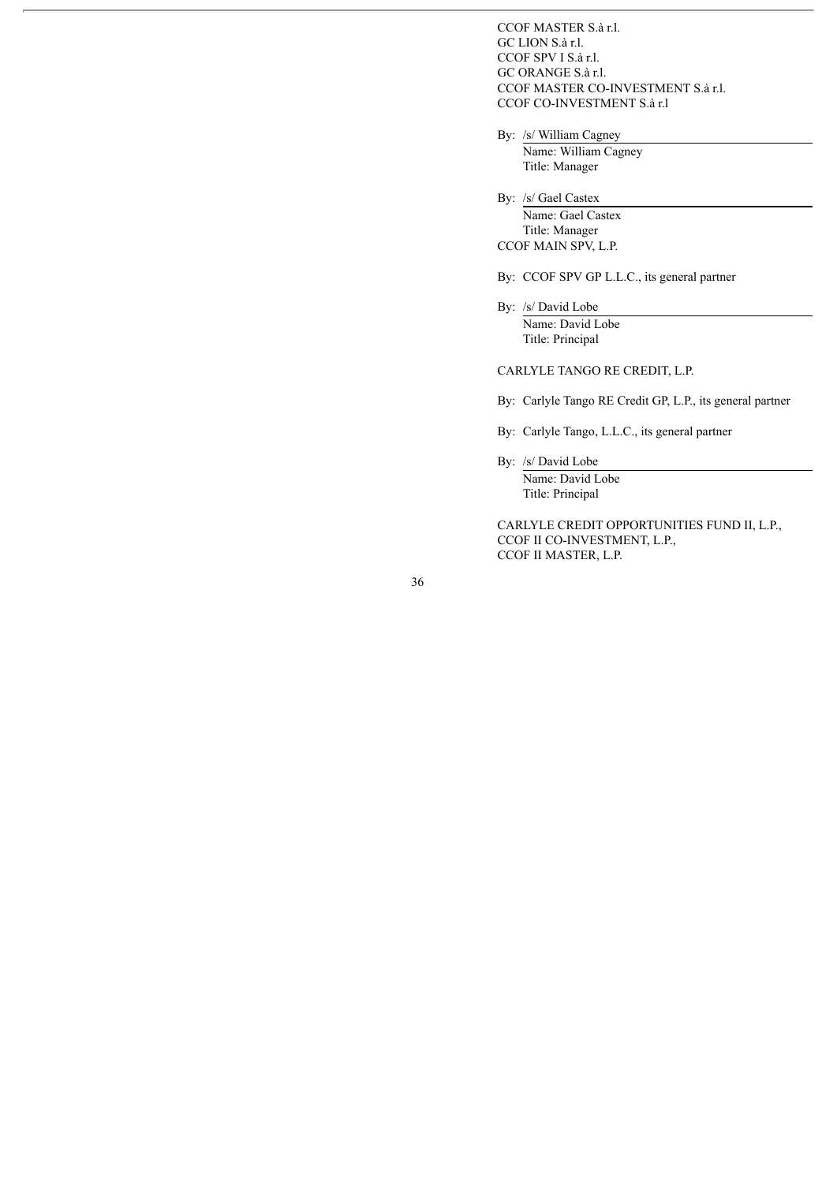CCOF MASTER S.à r.l.
GC LION S.à r.l.
CCOF SPV I S.à r.l.
GC ORANGE S.à r.l.
CCOF MASTER CO-INVESTMENT S.à r.l.
CCOF CO-INVESTMENT S.à r.l

By: /s/ William Cagney
Name: William Cagney
Title: Manager

By: /s/ Gael Castex
Name: Gael Castex
Title: Manager

CCOF MAIN SPV, L.P.

By: CCOF SPV GP L.L.C., its general partner

By: /s/ David Lobe
Name: David Lobe
Title: Principal

CARLYLE TANGO RE CREDIT, L.P.

By: Carlyle Tango RE Credit GP, L.P., its general partner

By: Carlyle Tango, L.L.C., its general partner

By: /s/ David Lobe
Name: David Lobe
Title: Principal

CARLYLE CREDIT OPPORTUNITIES FUND II, L.P.,
CCOF II CO-INVESTMENT, L.P.,
CCOF II MASTER, L.P.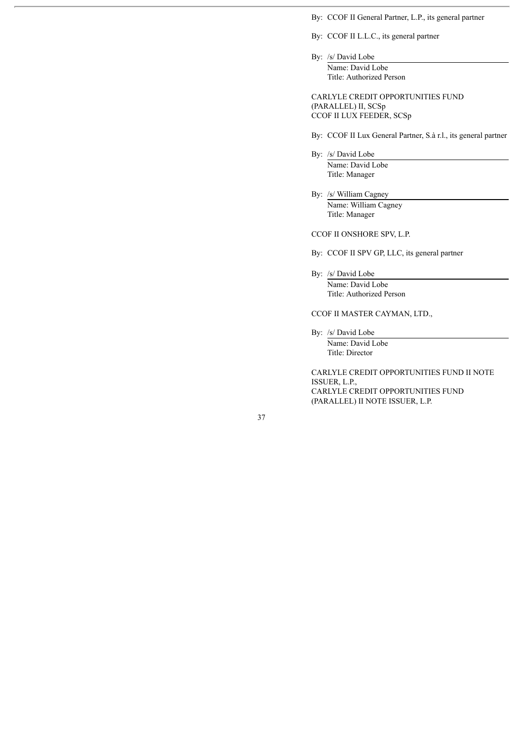By: CCOF II General Partner, L.P., its general partner

By: CCOF II L.L.C., its general partner

By: /s/ David Lobe
Name: David Lobe
Title: Authorized Person

CARLYLE CREDIT OPPORTUNITIES FUND (PARALLEL) II, SCSp
CCOF II LUX FEEDER, SCSp

By: CCOF II Lux General Partner, S.à r.l., its general partner

By: /s/ David Lobe
Name: David Lobe
Title: Manager

By: /s/ William Cagney
Name: William Cagney
Title: Manager

CCOF II ONSHORE SPV, L.P.

By: CCOF II SPV GP, LLC, its general partner

By: /s/ David Lobe
Name: David Lobe
Title: Authorized Person

CCOF II MASTER CAYMAN, LTD.,

By: /s/ David Lobe
Name: David Lobe
Title: Director

CARLYLE CREDIT OPPORTUNITIES FUND II NOTE ISSUER, L.P.,
CARLYLE CREDIT OPPORTUNITIES FUND (PARALLEL) II NOTE ISSUER, L.P.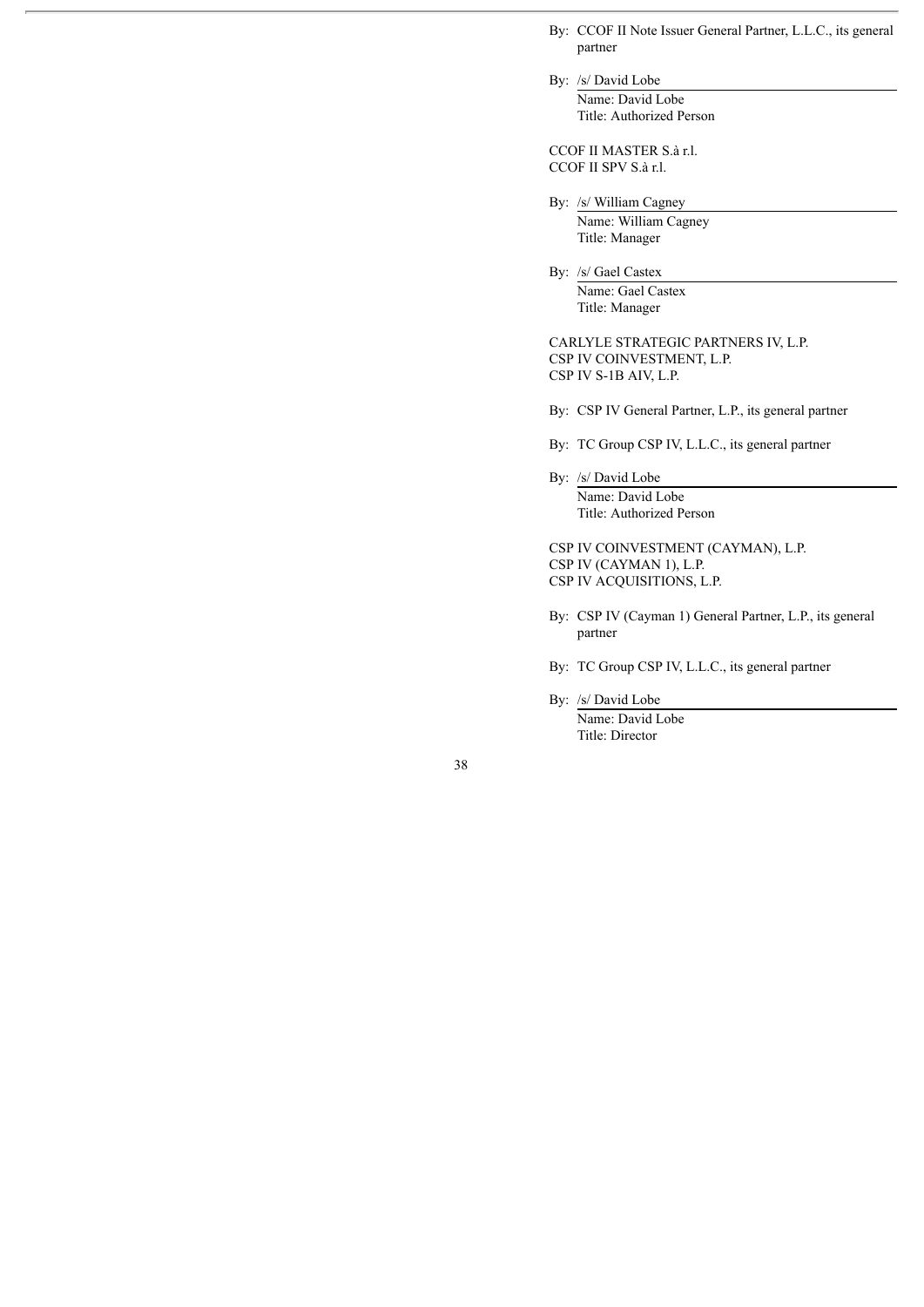By: CCOF II Note Issuer General Partner, L.L.C., its general partner

By: /s/ David Lobe
Name: David Lobe
Title: Authorized Person

CCOF II MASTER S.à r.l.
CCOF II SPV S.à r.l.

By: /s/ William Cagney
Name: William Cagney
Title: Manager

By: /s/ Gael Castex
Name: Gael Castex
Title: Manager

CARLYLE STRATEGIC PARTNERS IV, L.P.
CSP IV COINVESTMENT, L.P.
CSP IV S-1B AIV, L.P.

By: CSP IV General Partner, L.P., its general partner

By: TC Group CSP IV, L.L.C., its general partner

By: /s/ David Lobe
Name: David Lobe
Title: Authorized Person

CSP IV COINVESTMENT (CAYMAN), L.P.
CSP IV (CAYMAN 1), L.P.
CSP IV ACQUISITIONS, L.P.

By: CSP IV (Cayman 1) General Partner, L.P., its general partner

By: TC Group CSP IV, L.L.C., its general partner

By: /s/ David Lobe
Name: David Lobe
Title: Director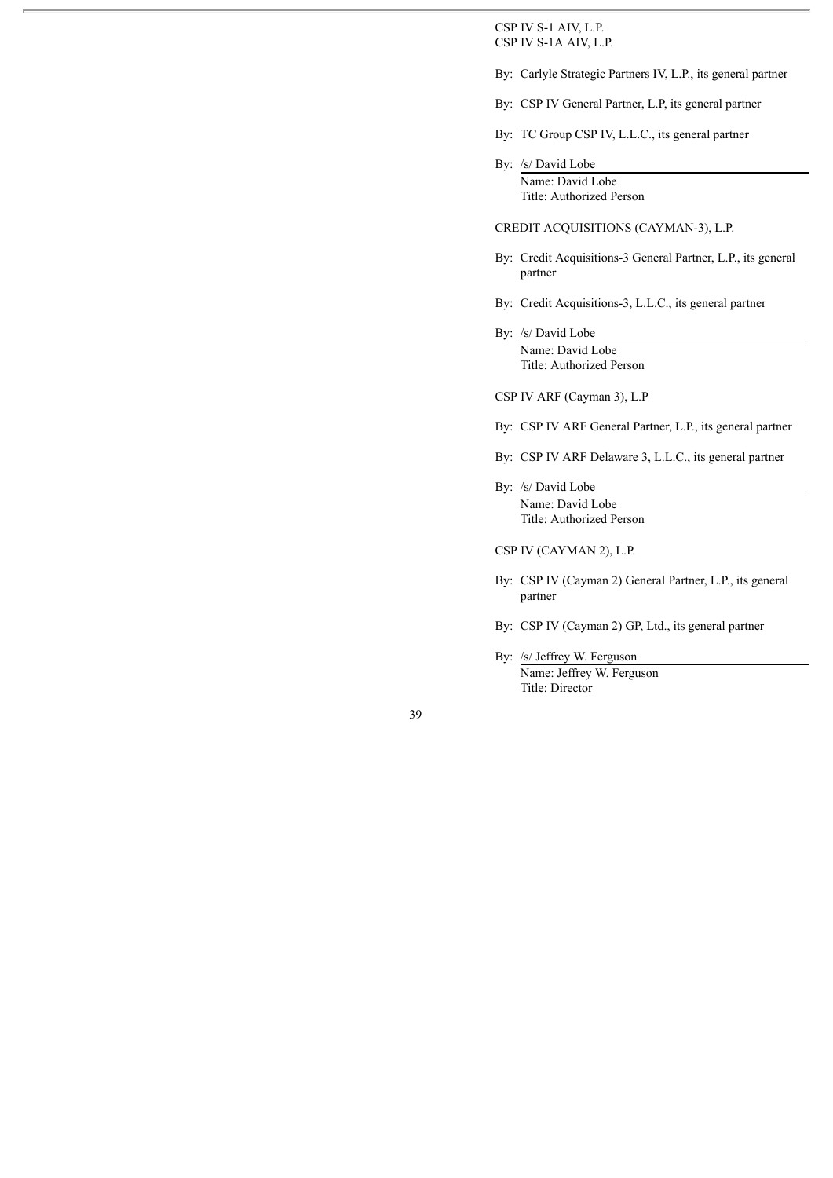CSP IV S-1 AIV, L.P.
CSP IV S-1A AIV, L.P.

By: Carlyle Strategic Partners IV, L.P., its general partner

By: CSP IV General Partner, L.P, its general partner

By: TC Group CSP IV, L.L.C., its general partner

By: /s/ David Lobe
Name: David Lobe
Title: Authorized Person

CREDIT ACQUISITIONS (CAYMAN-3), L.P.

By: Credit Acquisitions-3 General Partner, L.P., its general partner

By: Credit Acquisitions-3, L.L.C., its general partner

By: /s/ David Lobe
Name: David Lobe
Title: Authorized Person

CSP IV ARF (Cayman 3), L.P

By: CSP IV ARF General Partner, L.P., its general partner

By: CSP IV ARF Delaware 3, L.L.C., its general partner

By: /s/ David Lobe
Name: David Lobe
Title: Authorized Person

CSP IV (CAYMAN 2), L.P.

By: CSP IV (Cayman 2) General Partner, L.P., its general partner

By: CSP IV (Cayman 2) GP, Ltd., its general partner

By: /s/ Jeffrey W. Ferguson
Name: Jeffrey W. Ferguson
Title: Director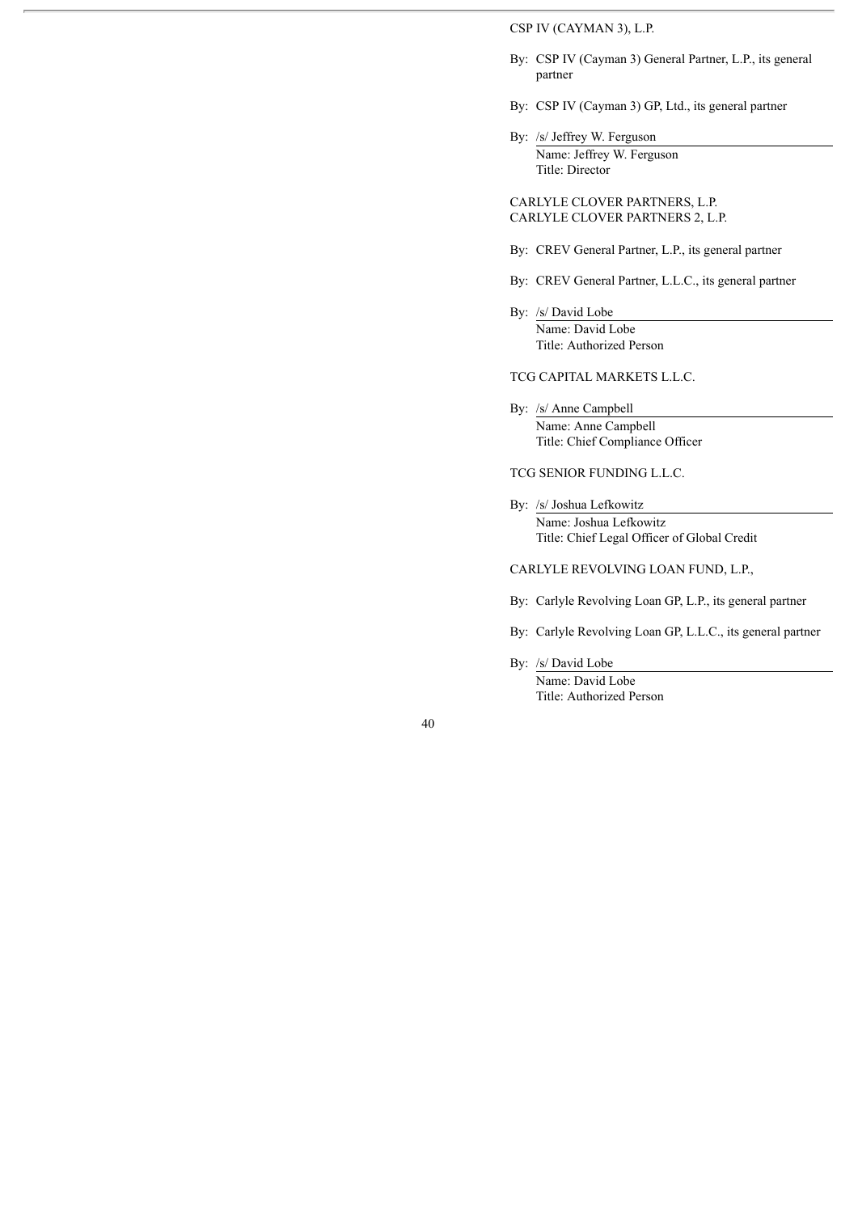CSP IV (CAYMAN 3), L.P.

By: CSP IV (Cayman 3) General Partner, L.P., its general partner

By: CSP IV (Cayman 3) GP, Ltd., its general partner

By: /s/ Jeffrey W. Ferguson
Name: Jeffrey W. Ferguson
Title: Director

CARLYLE CLOVER PARTNERS, L.P.
CARLYLE CLOVER PARTNERS 2, L.P.

By: CREV General Partner, L.P., its general partner

By: CREV General Partner, L.L.C., its general partner

By: /s/ David Lobe
Name: David Lobe
Title: Authorized Person

TCG CAPITAL MARKETS L.L.C.

By: /s/ Anne Campbell
Name: Anne Campbell
Title: Chief Compliance Officer

TCG SENIOR FUNDING L.L.C.

By: /s/ Joshua Lefkowitz
Name: Joshua Lefkowitz
Title: Chief Legal Officer of Global Credit

CARLYLE REVOLVING LOAN FUND, L.P.,

By: Carlyle Revolving Loan GP, L.P., its general partner

By: Carlyle Revolving Loan GP, L.L.C., its general partner

By: /s/ David Lobe
Name: David Lobe
Title: Authorized Person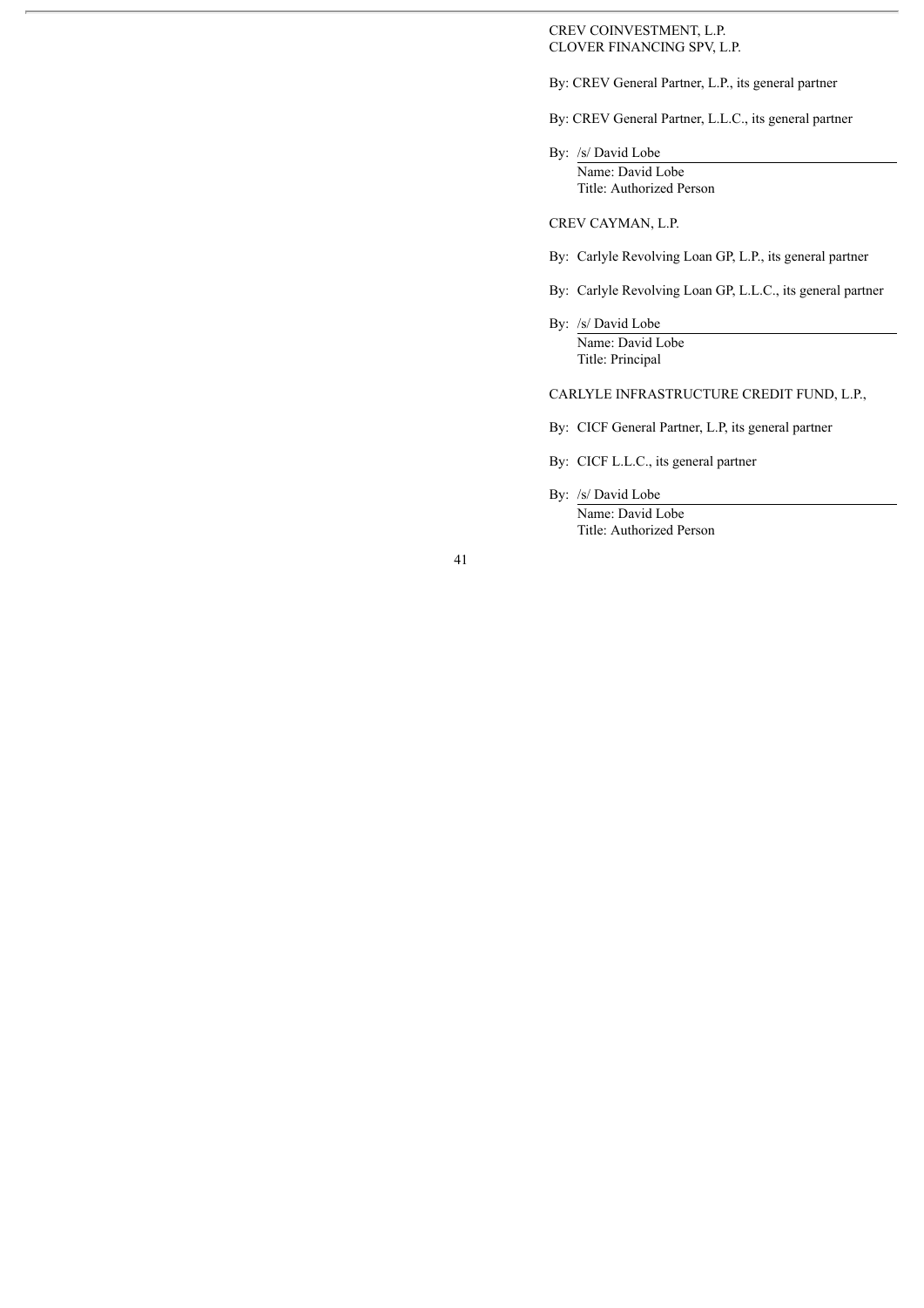CREV COINVESTMENT, L.P.
CLOVER FINANCING SPV, L.P.

By: CREV General Partner, L.P., its general partner

By: CREV General Partner, L.L.C., its general partner

By: /s/ David Lobe
Name: David Lobe
Title: Authorized Person

CREV CAYMAN, L.P.

By: Carlyle Revolving Loan GP, L.P., its general partner

By: Carlyle Revolving Loan GP, L.L.C., its general partner

By: /s/ David Lobe
Name: David Lobe
Title: Principal

CARLYLE INFRASTRUCTURE CREDIT FUND, L.P.,

By: CICF General Partner, L.P, its general partner

By: CICF L.L.C., its general partner

By: /s/ David Lobe
Name: David Lobe
Title: Authorized Person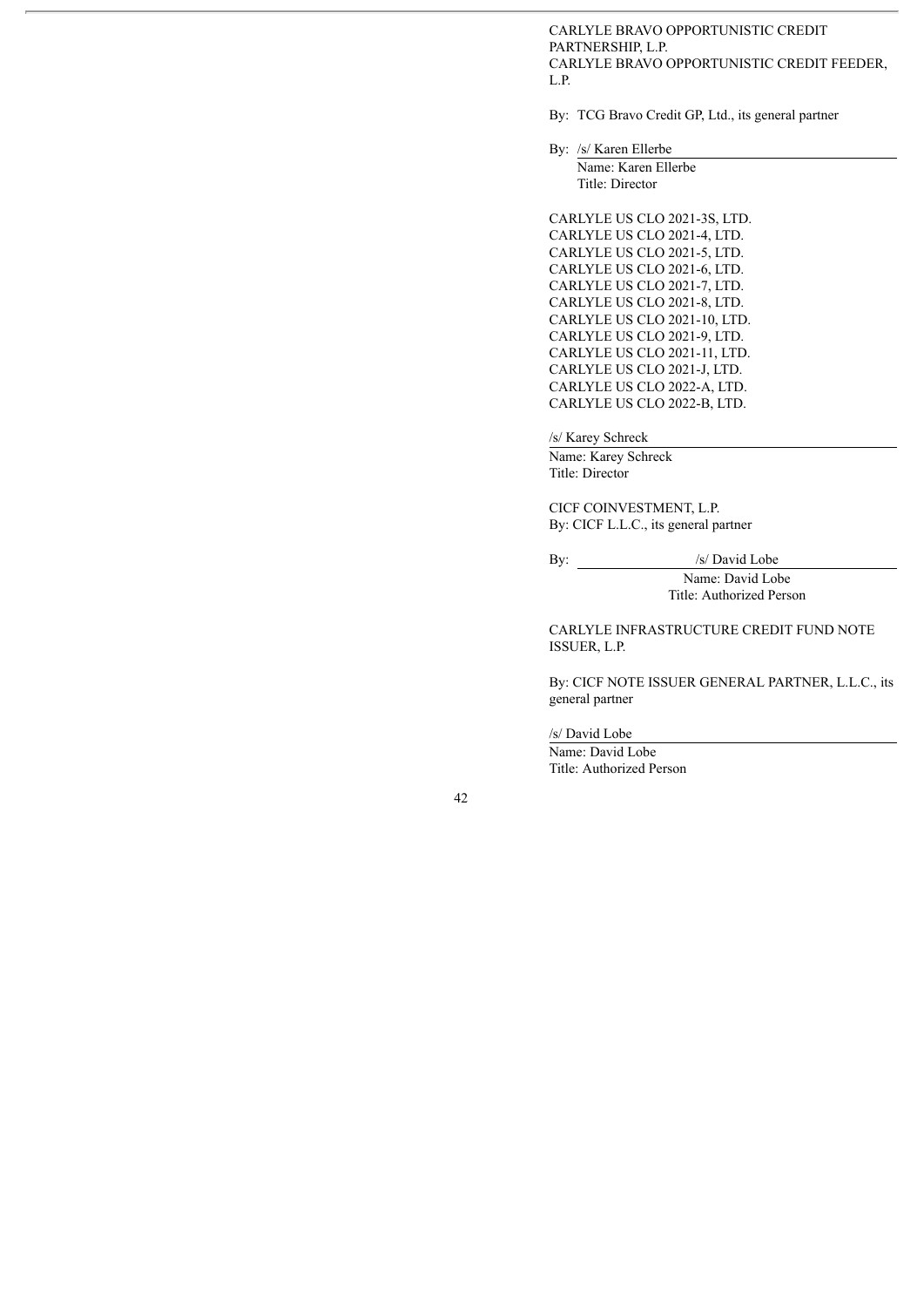CARLYLE BRAVO OPPORTUNISTIC CREDIT PARTNERSHIP, L.P.
CARLYLE BRAVO OPPORTUNISTIC CREDIT FEEDER, L.P.

By: TCG Bravo Credit GP, Ltd., its general partner

By: /s/ Karen Ellerbe
Name: Karen Ellerbe
Title: Director

CARLYLE US CLO 2021-3S, LTD.
CARLYLE US CLO 2021-4, LTD.
CARLYLE US CLO 2021-5, LTD.
CARLYLE US CLO 2021-6, LTD.
CARLYLE US CLO 2021-7, LTD.
CARLYLE US CLO 2021-8, LTD.
CARLYLE US CLO 2021-10, LTD.
CARLYLE US CLO 2021-9, LTD.
CARLYLE US CLO 2021-11, LTD.
CARLYLE US CLO 2021-J, LTD.
CARLYLE US CLO 2022-A, LTD.
CARLYLE US CLO 2022-B, LTD.

/s/ Karey Schreck
Name: Karey Schreck
Title: Director

CICF COINVESTMENT, L.P.
By: CICF L.L.C., its general partner

By: /s/ David Lobe
Name: David Lobe
Title: Authorized Person

CARLYLE INFRASTRUCTURE CREDIT FUND NOTE ISSUER, L.P.

By: CICF NOTE ISSUER GENERAL PARTNER, L.L.C., its general partner

/s/ David Lobe
Name: David Lobe
Title: Authorized Person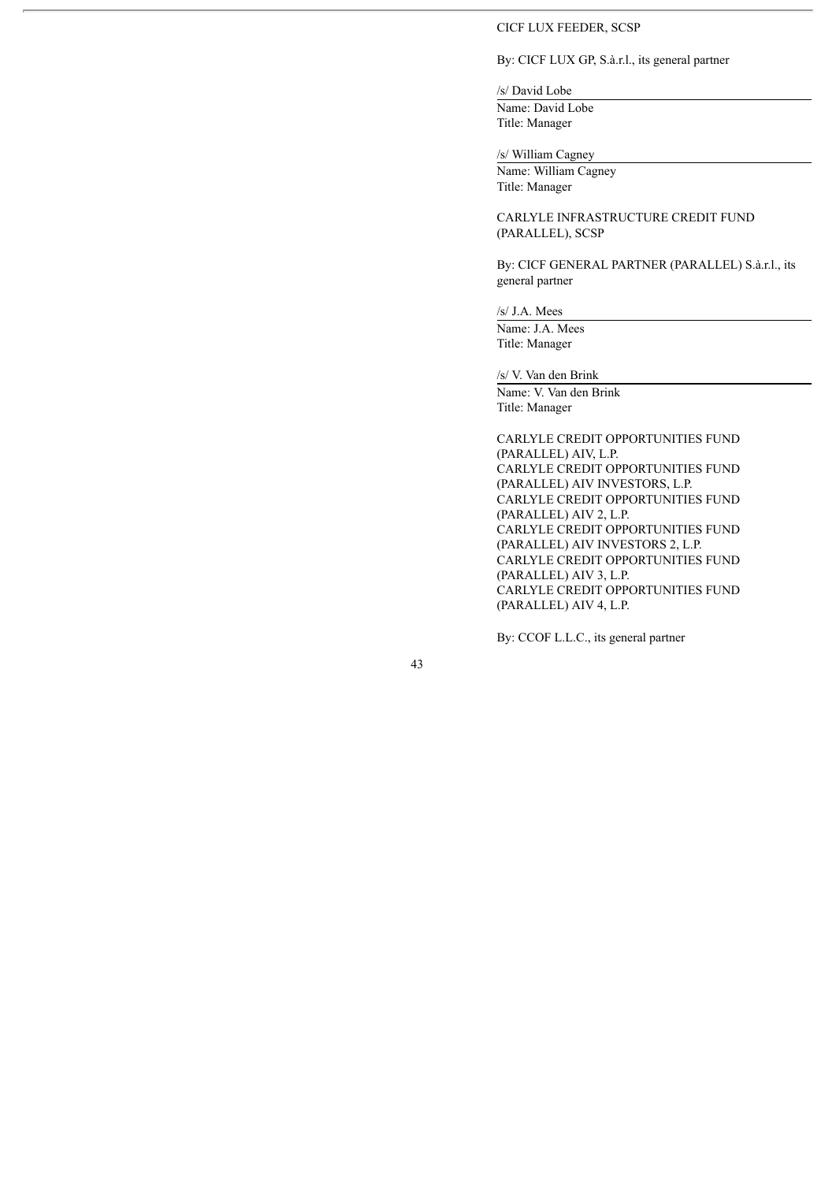CICF LUX FEEDER, SCSP

By: CICF LUX GP, S.à.r.l., its general partner

/s/ David Lobe

Name: David Lobe
Title: Manager

/s/ William Cagney

Name: William Cagney
Title: Manager

CARLYLE INFRASTRUCTURE CREDIT FUND (PARALLEL), SCSP

By: CICF GENERAL PARTNER (PARALLEL) S.à.r.l., its general partner

/s/ J.A. Mees

Name: J.A. Mees
Title: Manager

/s/ V. Van den Brink

Name: V. Van den Brink
Title: Manager

CARLYLE CREDIT OPPORTUNITIES FUND (PARALLEL) AIV, L.P.
CARLYLE CREDIT OPPORTUNITIES FUND (PARALLEL) AIV INVESTORS, L.P.
CARLYLE CREDIT OPPORTUNITIES FUND (PARALLEL) AIV 2, L.P.
CARLYLE CREDIT OPPORTUNITIES FUND (PARALLEL) AIV INVESTORS 2, L.P.
CARLYLE CREDIT OPPORTUNITIES FUND (PARALLEL) AIV 3, L.P.
CARLYLE CREDIT OPPORTUNITIES FUND (PARALLEL) AIV 4, L.P.

By: CCOF L.L.C., its general partner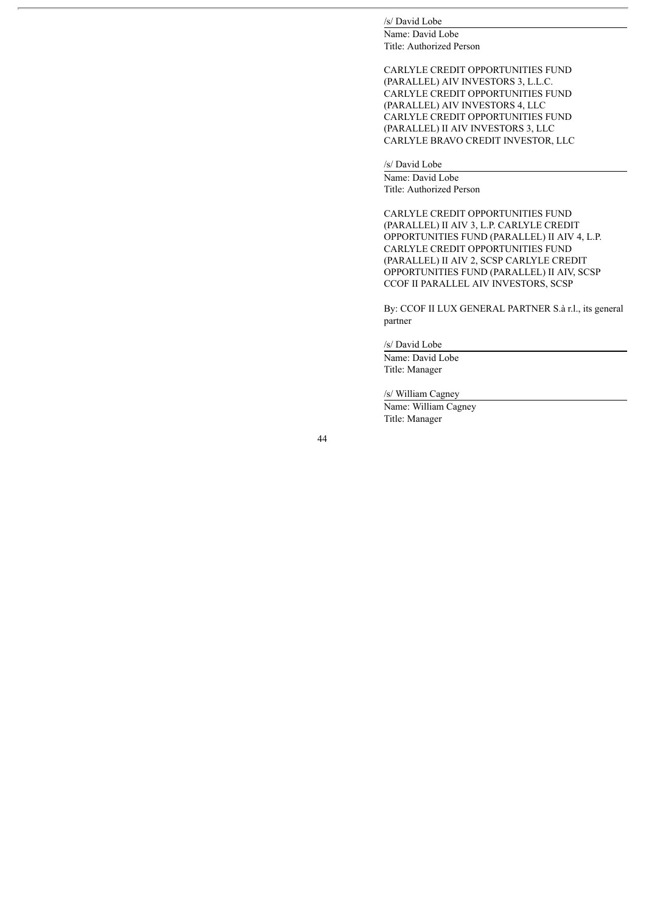/s/ David Lobe

Name: David Lobe
Title: Authorized Person

CARLYLE CREDIT OPPORTUNITIES FUND (PARALLEL) AIV INVESTORS 3, L.L.C.
CARLYLE CREDIT OPPORTUNITIES FUND (PARALLEL) AIV INVESTORS 4, LLC
CARLYLE CREDIT OPPORTUNITIES FUND (PARALLEL) II AIV INVESTORS 3, LLC
CARLYLE BRAVO CREDIT INVESTOR, LLC

/s/ David Lobe

Name: David Lobe
Title: Authorized Person

CARLYLE CREDIT OPPORTUNITIES FUND (PARALLEL) II AIV 3, L.P. CARLYLE CREDIT OPPORTUNITIES FUND (PARALLEL) II AIV 4, L.P. CARLYLE CREDIT OPPORTUNITIES FUND (PARALLEL) II AIV 2, SCSP CARLYLE CREDIT OPPORTUNITIES FUND (PARALLEL) II AIV, SCSP CCOF II PARALLEL AIV INVESTORS, SCSP

By: CCOF II LUX GENERAL PARTNER S.à r.l., its general partner

/s/ David Lobe

Name: David Lobe
Title: Manager

/s/ William Cagney

Name: William Cagney
Title: Manager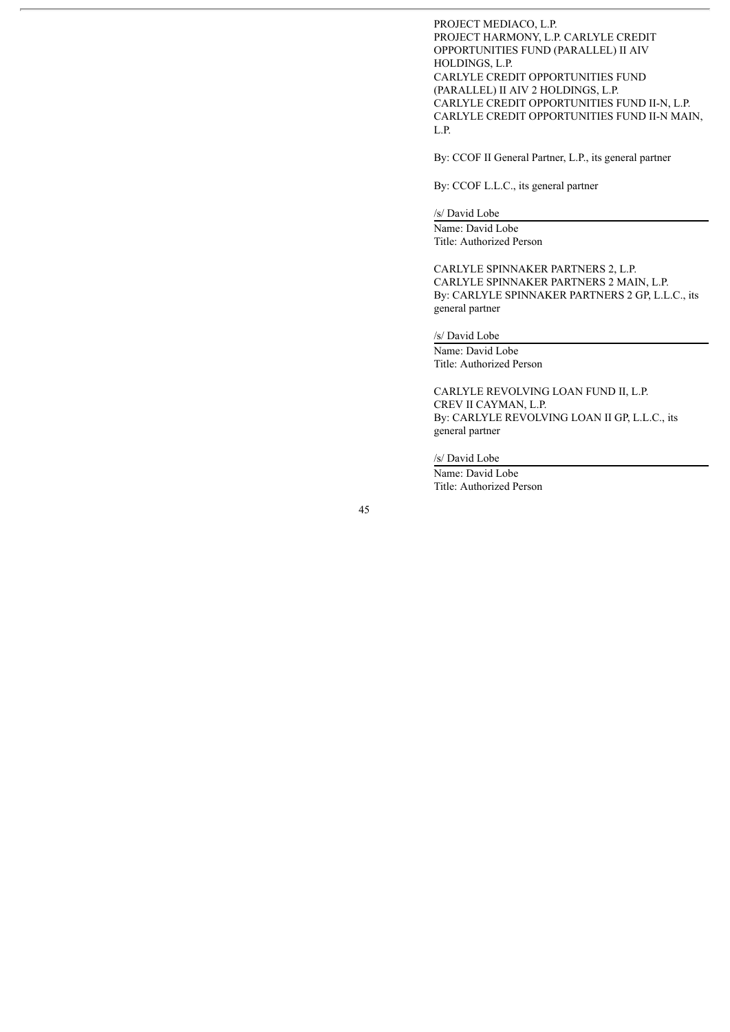PROJECT MEDIACO, L.P.
PROJECT HARMONY, L.P. CARLYLE CREDIT OPPORTUNITIES FUND (PARALLEL) II AIV HOLDINGS, L.P.
CARLYLE CREDIT OPPORTUNITIES FUND (PARALLEL) II AIV 2 HOLDINGS, L.P.
CARLYLE CREDIT OPPORTUNITIES FUND II-N, L.P.
CARLYLE CREDIT OPPORTUNITIES FUND II-N MAIN, L.P.

By: CCOF II General Partner, L.P., its general partner

By: CCOF L.L.C., its general partner

/s/ David Lobe
Name: David Lobe
Title: Authorized Person

CARLYLE SPINNAKER PARTNERS 2, L.P.
CARLYLE SPINNAKER PARTNERS 2 MAIN, L.P.
By: CARLYLE SPINNAKER PARTNERS 2 GP, L.L.C., its general partner

/s/ David Lobe
Name: David Lobe
Title: Authorized Person

CARLYLE REVOLVING LOAN FUND II, L.P.
CREV II CAYMAN, L.P.
By: CARLYLE REVOLVING LOAN II GP, L.L.C., its general partner

/s/ David Lobe
Name: David Lobe
Title: Authorized Person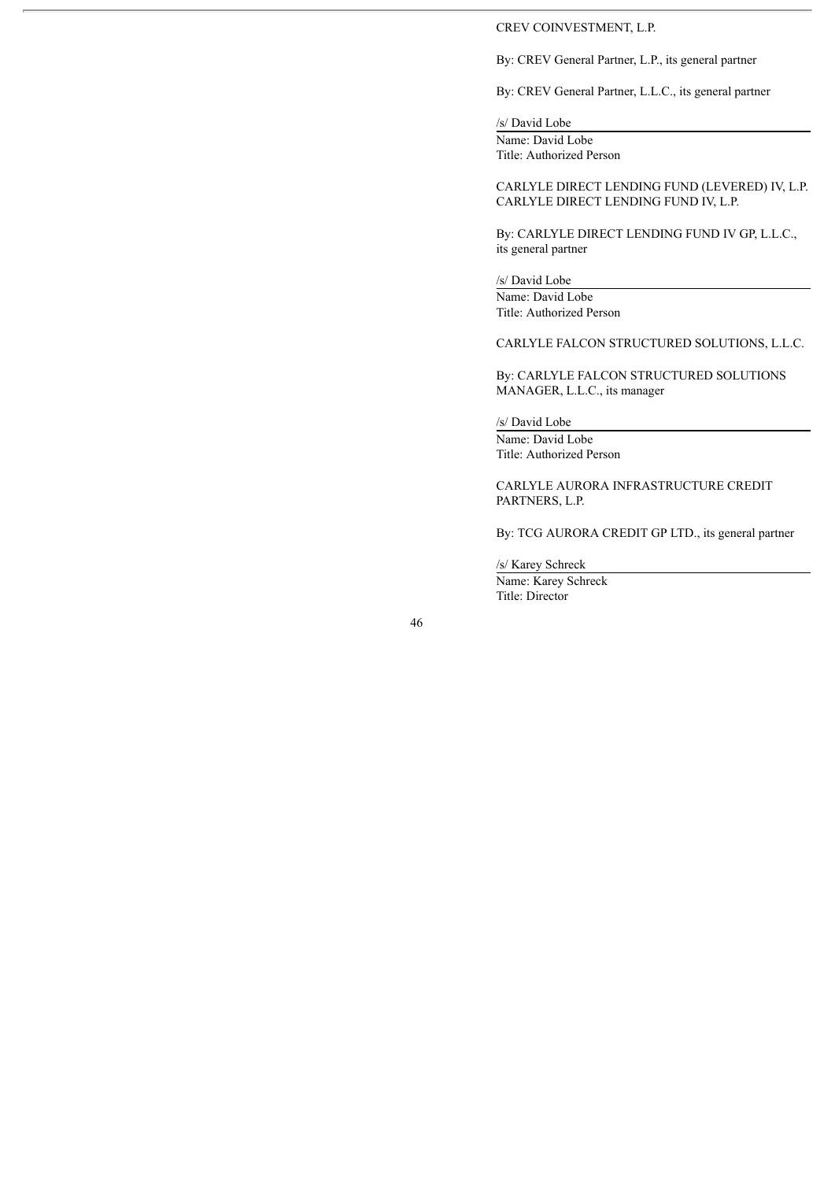CREV COINVESTMENT, L.P.

By: CREV General Partner, L.P., its general partner

By: CREV General Partner, L.L.C., its general partner

/s/ David Lobe  
Name: David Lobe  
Title: Authorized Person

CARLYLE DIRECT LENDING FUND (LEVERED) IV, L.P.  
CARLYLE DIRECT LENDING FUND IV, L.P.

By: CARLYLE DIRECT LENDING FUND IV GP, L.L.C., its general partner

/s/ David Lobe  
Name: David Lobe  
Title: Authorized Person

CARLYLE FALCON STRUCTURED SOLUTIONS, L.L.C.

By: CARLYLE FALCON STRUCTURED SOLUTIONS MANAGER, L.L.C., its manager

/s/ David Lobe  
Name: David Lobe  
Title: Authorized Person

CARLYLE AURORA INFRASTRUCTURE CREDIT PARTNERS, L.P.

By: TCG AURORA CREDIT GP LTD., its general partner

/s/ Karey Schreck  
Name: Karey Schreck  
Title: Director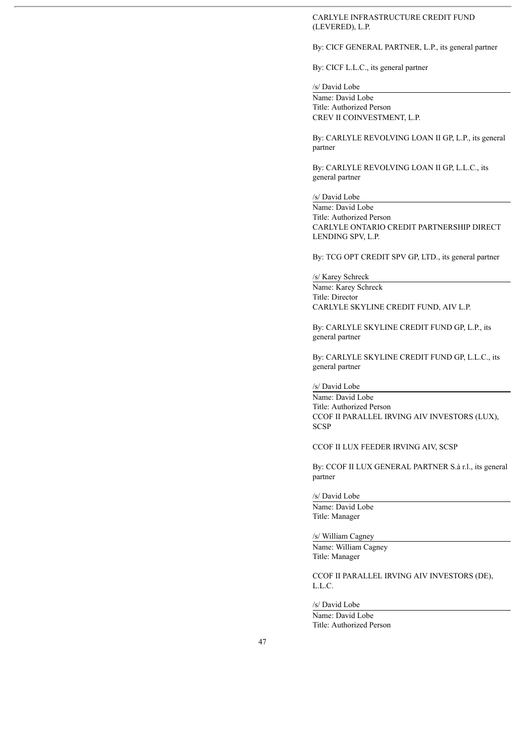CARLYLE INFRASTRUCTURE CREDIT FUND (LEVERED), L.P.

By: CICF GENERAL PARTNER, L.P., its general partner

By: CICF L.L.C., its general partner

/s/ David Lobe
Name: David Lobe
Title: Authorized Person

CREV II COINVESTMENT, L.P.

By: CARLYLE REVOLVING LOAN II GP, L.P., its general partner

By: CARLYLE REVOLVING LOAN II GP, L.L.C., its general partner

/s/ David Lobe
Name: David Lobe
Title: Authorized Person

CARLYLE ONTARIO CREDIT PARTNERSHIP DIRECT LENDING SPV, L.P.

By: TCG OPT CREDIT SPV GP, LTD., its general partner

/s/ Karey Schreck
Name: Karey Schreck
Title: Director

CARLYLE SKYLINE CREDIT FUND, AIV L.P.

By: CARLYLE SKYLINE CREDIT FUND GP, L.P., its general partner

By: CARLYLE SKYLINE CREDIT FUND GP, L.L.C., its general partner

/s/ David Lobe
Name: David Lobe
Title: Authorized Person

CCOF II PARALLEL IRVING AIV INVESTORS (LUX), SCSP

CCOF II LUX FEEDER IRVING AIV, SCSP

By: CCOF II LUX GENERAL PARTNER S.à r.l., its general partner

/s/ David Lobe
Name: David Lobe
Title: Manager

/s/ William Cagney
Name: William Cagney
Title: Manager

CCOF II PARALLEL IRVING AIV INVESTORS (DE), L.L.C.

/s/ David Lobe
Name: David Lobe
Title: Authorized Person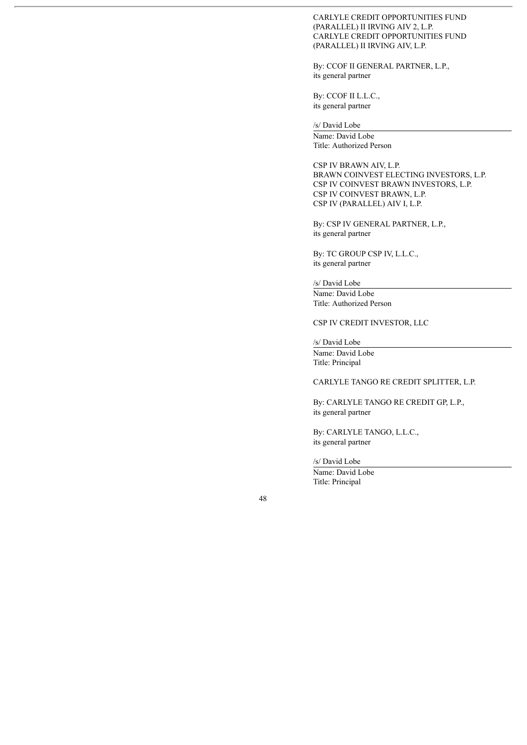CARLYLE CREDIT OPPORTUNITIES FUND (PARALLEL) II IRVING AIV 2, L.P.
CARLYLE CREDIT OPPORTUNITIES FUND (PARALLEL) II IRVING AIV, L.P.

By: CCOF II GENERAL PARTNER, L.P.,
its general partner

By: CCOF II L.L.C.,
its general partner

/s/ David Lobe
Name: David Lobe
Title: Authorized Person

CSP IV BRAWN AIV, L.P.
BRAWN COINVEST ELECTING INVESTORS, L.P.
CSP IV COINVEST BRAWN INVESTORS, L.P.
CSP IV COINVEST BRAWN, L.P.
CSP IV (PARALLEL) AIV I, L.P.

By: CSP IV GENERAL PARTNER, L.P.,
its general partner

By: TC GROUP CSP IV, L.L.C.,
its general partner

/s/ David Lobe
Name: David Lobe
Title: Authorized Person

CSP IV CREDIT INVESTOR, LLC

/s/ David Lobe
Name: David Lobe
Title: Principal

CARLYLE TANGO RE CREDIT SPLITTER, L.P.

By: CARLYLE TANGO RE CREDIT GP, L.P.,
its general partner

By: CARLYLE TANGO, L.L.C.,
its general partner

/s/ David Lobe
Name: David Lobe
Title: Principal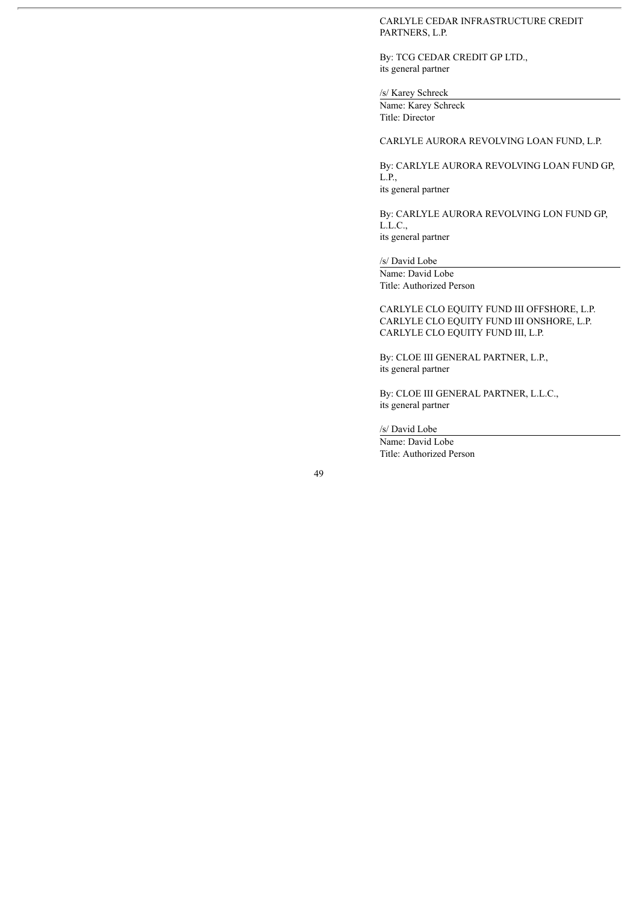CARLYLE CEDAR INFRASTRUCTURE CREDIT PARTNERS, L.P.

By: TCG CEDAR CREDIT GP LTD.,
its general partner

/s/ Karey Schreck
Name: Karey Schreck
Title: Director

CARLYLE AURORA REVOLVING LOAN FUND, L.P.

By: CARLYLE AURORA REVOLVING LOAN FUND GP, L.P.,
its general partner

By: CARLYLE AURORA REVOLVING LON FUND GP, L.L.C.,
its general partner

/s/ David Lobe
Name: David Lobe
Title: Authorized Person

CARLYLE CLO EQUITY FUND III OFFSHORE, L.P.
CARLYLE CLO EQUITY FUND III ONSHORE, L.P.
CARLYLE CLO EQUITY FUND III, L.P.

By: CLOE III GENERAL PARTNER, L.P.,
its general partner

By: CLOE III GENERAL PARTNER, L.L.C.,
its general partner

/s/ David Lobe
Name: David Lobe
Title: Authorized Person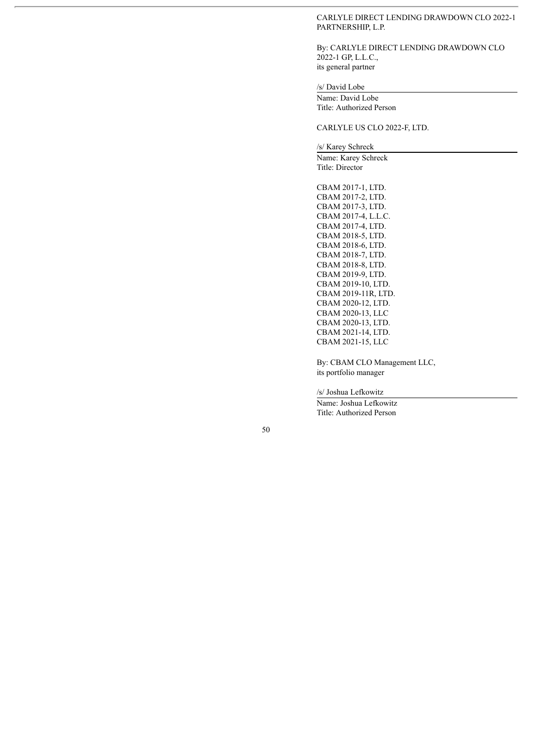CARLYLE DIRECT LENDING DRAWDOWN CLO 2022-1 PARTNERSHIP, L.P.

By: CARLYLE DIRECT LENDING DRAWDOWN CLO 2022-1 GP, L.L.C.,
its general partner

/s/ David Lobe

Name: David Lobe
Title: Authorized Person

CARLYLE US CLO 2022-F, LTD.

/s/ Karey Schreck

Name: Karey Schreck
Title: Director

CBAM 2017-1, LTD.
CBAM 2017-2, LTD.
CBAM 2017-3, LTD.
CBAM 2017-4, L.L.C.
CBAM 2017-4, LTD.
CBAM 2018-5, LTD.
CBAM 2018-6, LTD.
CBAM 2018-7, LTD.
CBAM 2018-8, LTD.
CBAM 2019-9, LTD.
CBAM 2019-10, LTD.
CBAM 2019-11R, LTD.
CBAM 2020-12, LTD.
CBAM 2020-13, LLC
CBAM 2020-13, LTD.
CBAM 2021-14, LTD.
CBAM 2021-15, LLC

By: CBAM CLO Management LLC,
its portfolio manager

/s/ Joshua Lefkowitz

Name: Joshua Lefkowitz
Title: Authorized Person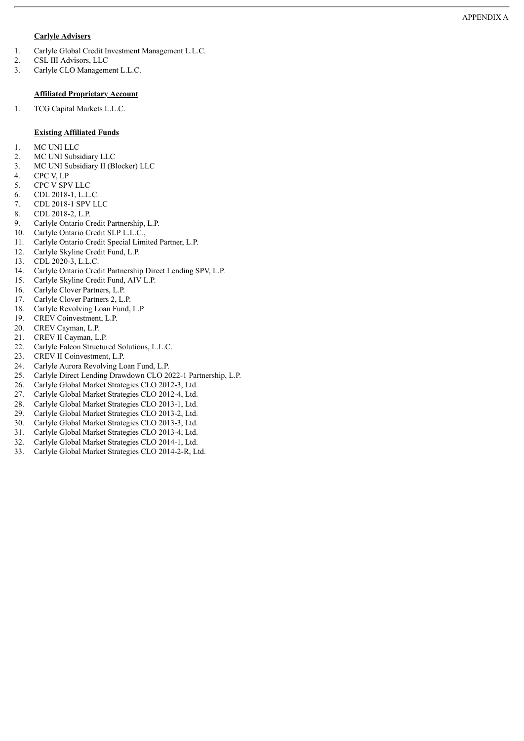APPENDIX A

**Carlyle Advisers**

1. Carlyle Global Credit Investment Management L.L.C.
2. CSL III Advisors, LLC
3. Carlyle CLO Management L.L.C.

**Affiliated Proprietary Account**

1. TCG Capital Markets L.L.C.

**Existing Affiliated Funds**

1. MC UNI LLC
2. MC UNI Subsidiary LLC
3. MC UNI Subsidiary II (Blocker) LLC
4. CPC V, LP
5. CPC V SPV LLC
6. CDL 2018-1, L.L.C.
7. CDL 2018-1 SPV LLC
8. CDL 2018-2, L.P.
9. Carlyle Ontario Credit Partnership, L.P.
10. Carlyle Ontario Credit SLP L.L.C.,
11. Carlyle Ontario Credit Special Limited Partner, L.P.
12. Carlyle Skyline Credit Fund, L.P.
13. CDL 2020-3, L.L.C.
14. Carlyle Ontario Credit Partnership Direct Lending SPV, L.P.
15. Carlyle Skyline Credit Fund, AIV L.P.
16. Carlyle Clover Partners, L.P.
17. Carlyle Clover Partners 2, L.P.
18. Carlyle Revolving Loan Fund, L.P.
19. CREV Coinvestment, L.P.
20. CREV Cayman, L.P.
21. CREV II Cayman, L.P.
22. Carlyle Falcon Structured Solutions, L.L.C.
23. CREV II Coinvestment, L.P.
24. Carlyle Aurora Revolving Loan Fund, L.P.
25. Carlyle Direct Lending Drawdown CLO 2022-1 Partnership, L.P.
26. Carlyle Global Market Strategies CLO 2012-3, Ltd.
27. Carlyle Global Market Strategies CLO 2012-4, Ltd.
28. Carlyle Global Market Strategies CLO 2013-1, Ltd.
29. Carlyle Global Market Strategies CLO 2013-2, Ltd.
30. Carlyle Global Market Strategies CLO 2013-3, Ltd.
31. Carlyle Global Market Strategies CLO 2013-4, Ltd.
32. Carlyle Global Market Strategies CLO 2014-1, Ltd.
33. Carlyle Global Market Strategies CLO 2014-2-R, Ltd.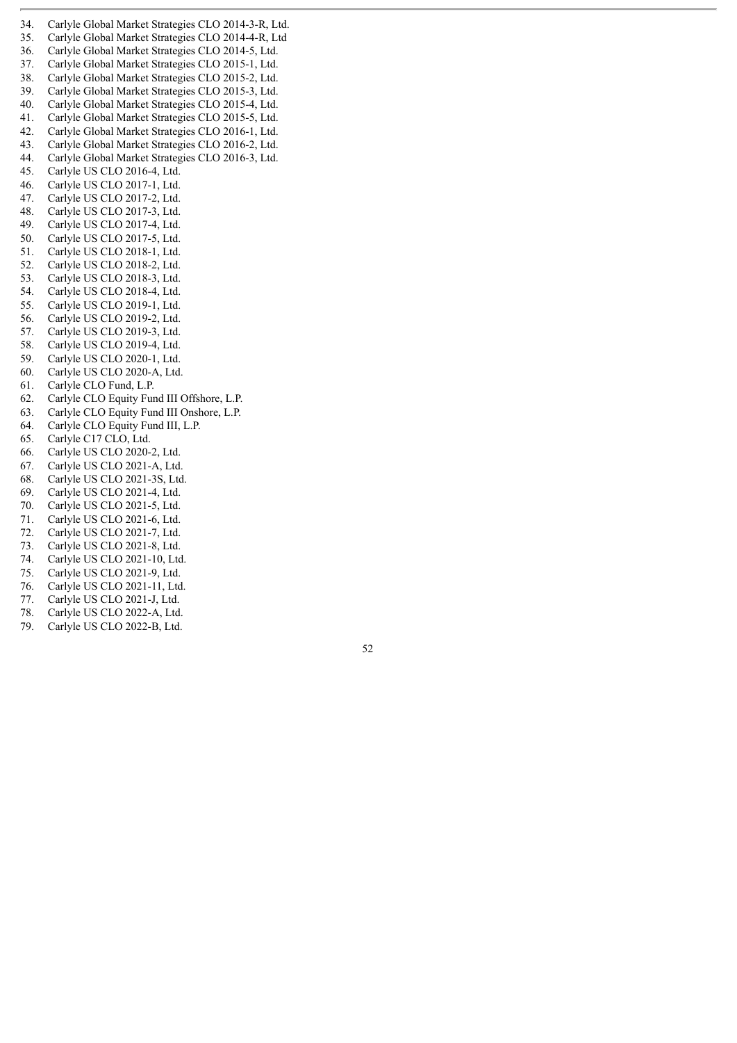34. Carlyle Global Market Strategies CLO 2014-3-R, Ltd.
35. Carlyle Global Market Strategies CLO 2014-4-R, Ltd
36. Carlyle Global Market Strategies CLO 2014-5, Ltd.
37. Carlyle Global Market Strategies CLO 2015-1, Ltd.
38. Carlyle Global Market Strategies CLO 2015-2, Ltd.
39. Carlyle Global Market Strategies CLO 2015-3, Ltd.
40. Carlyle Global Market Strategies CLO 2015-4, Ltd.
41. Carlyle Global Market Strategies CLO 2015-5, Ltd.
42. Carlyle Global Market Strategies CLO 2016-1, Ltd.
43. Carlyle Global Market Strategies CLO 2016-2, Ltd.
44. Carlyle Global Market Strategies CLO 2016-3, Ltd.
45. Carlyle US CLO 2016-4, Ltd.
46. Carlyle US CLO 2017-1, Ltd.
47. Carlyle US CLO 2017-2, Ltd.
48. Carlyle US CLO 2017-3, Ltd.
49. Carlyle US CLO 2017-4, Ltd.
50. Carlyle US CLO 2017-5, Ltd.
51. Carlyle US CLO 2018-1, Ltd.
52. Carlyle US CLO 2018-2, Ltd.
53. Carlyle US CLO 2018-3, Ltd.
54. Carlyle US CLO 2018-4, Ltd.
55. Carlyle US CLO 2019-1, Ltd.
56. Carlyle US CLO 2019-2, Ltd.
57. Carlyle US CLO 2019-3, Ltd.
58. Carlyle US CLO 2019-4, Ltd.
59. Carlyle US CLO 2020-1, Ltd.
60. Carlyle US CLO 2020-A, Ltd.
61. Carlyle CLO Fund, L.P.
62. Carlyle CLO Equity Fund III Offshore, L.P.
63. Carlyle CLO Equity Fund III Onshore, L.P.
64. Carlyle CLO Equity Fund III, L.P.
65. Carlyle C17 CLO, Ltd.
66. Carlyle US CLO 2020-2, Ltd.
67. Carlyle US CLO 2021-A, Ltd.
68. Carlyle US CLO 2021-3S, Ltd.
69. Carlyle US CLO 2021-4, Ltd.
70. Carlyle US CLO 2021-5, Ltd.
71. Carlyle US CLO 2021-6, Ltd.
72. Carlyle US CLO 2021-7, Ltd.
73. Carlyle US CLO 2021-8, Ltd.
74. Carlyle US CLO 2021-10, Ltd.
75. Carlyle US CLO 2021-9, Ltd.
76. Carlyle US CLO 2021-11, Ltd.
77. Carlyle US CLO 2021-J, Ltd.
78. Carlyle US CLO 2022-A, Ltd.
79. Carlyle US CLO 2022-B, Ltd.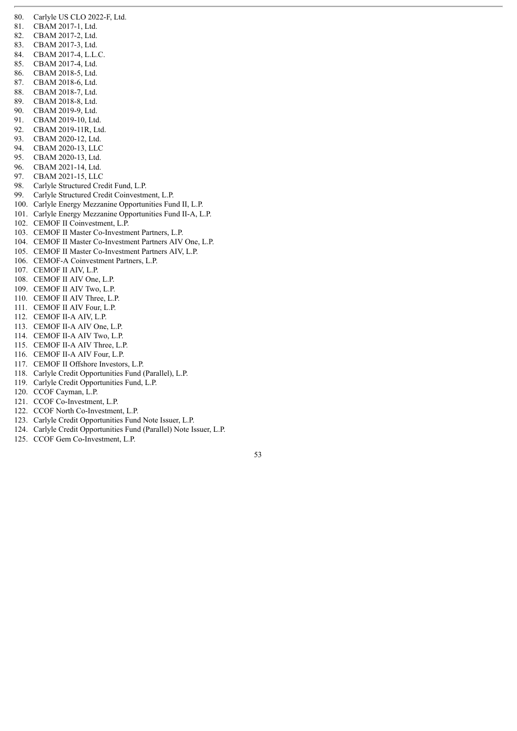80. Carlyle US CLO 2022-F, Ltd.
81. CBAM 2017-1, Ltd.
82. CBAM 2017-2, Ltd.
83. CBAM 2017-3, Ltd.
84. CBAM 2017-4, L.L.C.
85. CBAM 2017-4, Ltd.
86. CBAM 2018-5, Ltd.
87. CBAM 2018-6, Ltd.
88. CBAM 2018-7, Ltd.
89. CBAM 2018-8, Ltd.
90. CBAM 2019-9, Ltd.
91. CBAM 2019-10, Ltd.
92. CBAM 2019-11R, Ltd.
93. CBAM 2020-12, Ltd.
94. CBAM 2020-13, LLC
95. CBAM 2020-13, Ltd.
96. CBAM 2021-14, Ltd.
97. CBAM 2021-15, LLC
98. Carlyle Structured Credit Fund, L.P.
99. Carlyle Structured Credit Coinvestment, L.P.
100. Carlyle Energy Mezzanine Opportunities Fund II, L.P.
101. Carlyle Energy Mezzanine Opportunities Fund II-A, L.P.
102. CEMOF II Coinvestment, L.P.
103. CEMOF II Master Co-Investment Partners, L.P.
104. CEMOF II Master Co-Investment Partners AIV One, L.P.
105. CEMOF II Master Co-Investment Partners AIV, L.P.
106. CEMOF-A Coinvestment Partners, L.P.
107. CEMOF II AIV, L.P.
108. CEMOF II AIV One, L.P.
109. CEMOF II AIV Two, L.P.
110. CEMOF II AIV Three, L.P.
111. CEMOF II AIV Four, L.P.
112. CEMOF II-A AIV, L.P.
113. CEMOF II-A AIV One, L.P.
114. CEMOF II-A AIV Two, L.P.
115. CEMOF II-A AIV Three, L.P.
116. CEMOF II-A AIV Four, L.P.
117. CEMOF II Offshore Investors, L.P.
118. Carlyle Credit Opportunities Fund (Parallel), L.P.
119. Carlyle Credit Opportunities Fund, L.P.
120. CCOF Cayman, L.P.
121. CCOF Co-Investment, L.P.
122. CCOF North Co-Investment, L.P.
123. Carlyle Credit Opportunities Fund Note Issuer, L.P.
124. Carlyle Credit Opportunities Fund (Parallel) Note Issuer, L.P.
125. CCOF Gem Co-Investment, L.P.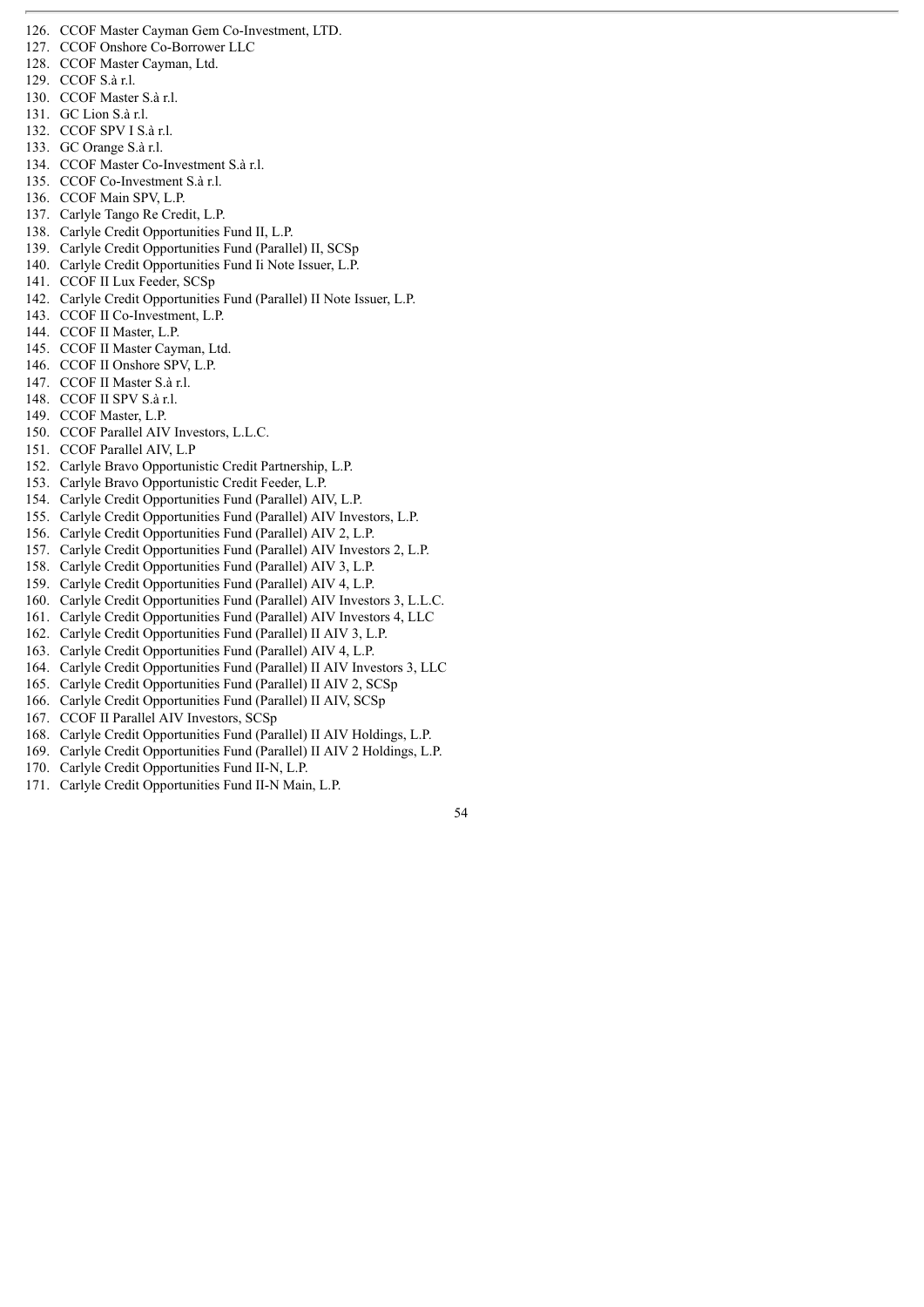126. CCOF Master Cayman Gem Co-Investment, LTD.
127. CCOF Onshore Co-Borrower LLC
128. CCOF Master Cayman, Ltd.
129. CCOF S.à r.l.
130. CCOF Master S.à r.l.
131. GC Lion S.à r.l.
132. CCOF SPV I S.à r.l.
133. GC Orange S.à r.l.
134. CCOF Master Co-Investment S.à r.l.
135. CCOF Co-Investment S.à r.l.
136. CCOF Main SPV, L.P.
137. Carlyle Tango Re Credit, L.P.
138. Carlyle Credit Opportunities Fund II, L.P.
139. Carlyle Credit Opportunities Fund (Parallel) II, SCSp
140. Carlyle Credit Opportunities Fund Ii Note Issuer, L.P.
141. CCOF II Lux Feeder, SCSp
142. Carlyle Credit Opportunities Fund (Parallel) II Note Issuer, L.P.
143. CCOF II Co-Investment, L.P.
144. CCOF II Master, L.P.
145. CCOF II Master Cayman, Ltd.
146. CCOF II Onshore SPV, L.P.
147. CCOF II Master S.à r.l.
148. CCOF II SPV S.à r.l.
149. CCOF Master, L.P.
150. CCOF Parallel AIV Investors, L.L.C.
151. CCOF Parallel AIV, L.P
152. Carlyle Bravo Opportunistic Credit Partnership, L.P.
153. Carlyle Bravo Opportunistic Credit Feeder, L.P.
154. Carlyle Credit Opportunities Fund (Parallel) AIV, L.P.
155. Carlyle Credit Opportunities Fund (Parallel) AIV Investors, L.P.
156. Carlyle Credit Opportunities Fund (Parallel) AIV 2, L.P.
157. Carlyle Credit Opportunities Fund (Parallel) AIV Investors 2, L.P.
158. Carlyle Credit Opportunities Fund (Parallel) AIV 3, L.P.
159. Carlyle Credit Opportunities Fund (Parallel) AIV 4, L.P.
160. Carlyle Credit Opportunities Fund (Parallel) AIV Investors 3, L.L.C.
161. Carlyle Credit Opportunities Fund (Parallel) AIV Investors 4, LLC
162. Carlyle Credit Opportunities Fund (Parallel) II AIV 3, L.P.
163. Carlyle Credit Opportunities Fund (Parallel) AIV 4, L.P.
164. Carlyle Credit Opportunities Fund (Parallel) II AIV Investors 3, LLC
165. Carlyle Credit Opportunities Fund (Parallel) II AIV 2, SCSp
166. Carlyle Credit Opportunities Fund (Parallel) II AIV, SCSp
167. CCOF II Parallel AIV Investors, SCSp
168. Carlyle Credit Opportunities Fund (Parallel) II AIV Holdings, L.P.
169. Carlyle Credit Opportunities Fund (Parallel) II AIV 2 Holdings, L.P.
170. Carlyle Credit Opportunities Fund II-N, L.P.
171. Carlyle Credit Opportunities Fund II-N Main, L.P.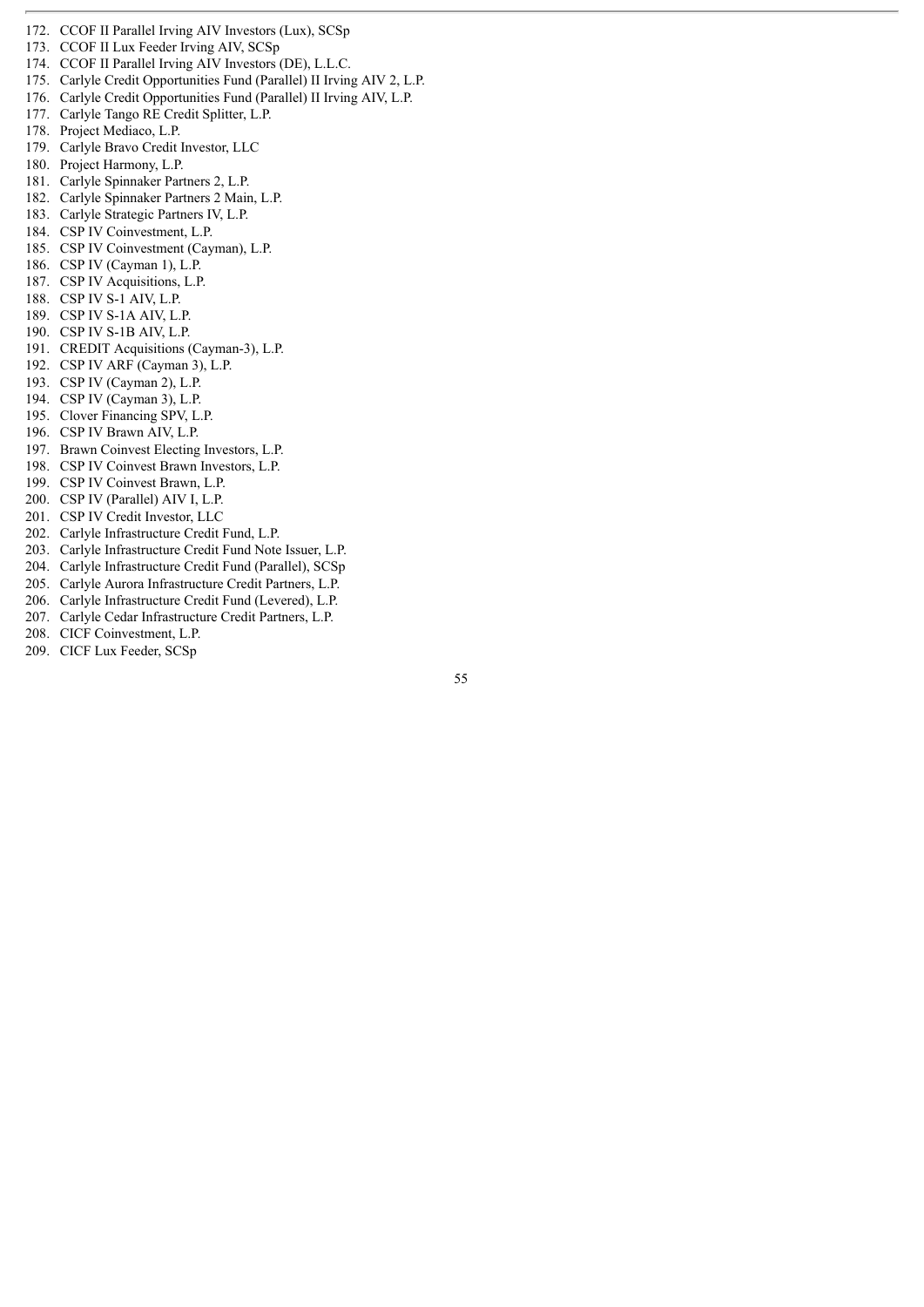172. CCOF II Parallel Irving AIV Investors (Lux), SCSp
173. CCOF II Lux Feeder Irving AIV, SCSp
174. CCOF II Parallel Irving AIV Investors (DE), L.L.C.
175. Carlyle Credit Opportunities Fund (Parallel) II Irving AIV 2, L.P.
176. Carlyle Credit Opportunities Fund (Parallel) II Irving AIV, L.P.
177. Carlyle Tango RE Credit Splitter, L.P.
178. Project Mediaco, L.P.
179. Carlyle Bravo Credit Investor, LLC
180. Project Harmony, L.P.
181. Carlyle Spinnaker Partners 2, L.P.
182. Carlyle Spinnaker Partners 2 Main, L.P.
183. Carlyle Strategic Partners IV, L.P.
184. CSP IV Coinvestment, L.P.
185. CSP IV Coinvestment (Cayman), L.P.
186. CSP IV (Cayman 1), L.P.
187. CSP IV Acquisitions, L.P.
188. CSP IV S-1 AIV, L.P.
189. CSP IV S-1A AIV, L.P.
190. CSP IV S-1B AIV, L.P.
191. CREDIT Acquisitions (Cayman-3), L.P.
192. CSP IV ARF (Cayman 3), L.P.
193. CSP IV (Cayman 2), L.P.
194. CSP IV (Cayman 3), L.P.
195. Clover Financing SPV, L.P.
196. CSP IV Brawn AIV, L.P.
197. Brawn Coinvest Electing Investors, L.P.
198. CSP IV Coinvest Brawn Investors, L.P.
199. CSP IV Coinvest Brawn, L.P.
200. CSP IV (Parallel) AIV I, L.P.
201. CSP IV Credit Investor, LLC
202. Carlyle Infrastructure Credit Fund, L.P.
203. Carlyle Infrastructure Credit Fund Note Issuer, L.P.
204. Carlyle Infrastructure Credit Fund (Parallel), SCSp
205. Carlyle Aurora Infrastructure Credit Partners, L.P.
206. Carlyle Infrastructure Credit Fund (Levered), L.P.
207. Carlyle Cedar Infrastructure Credit Partners, L.P.
208. CICF Coinvestment, L.P.
209. CICF Lux Feeder, SCSp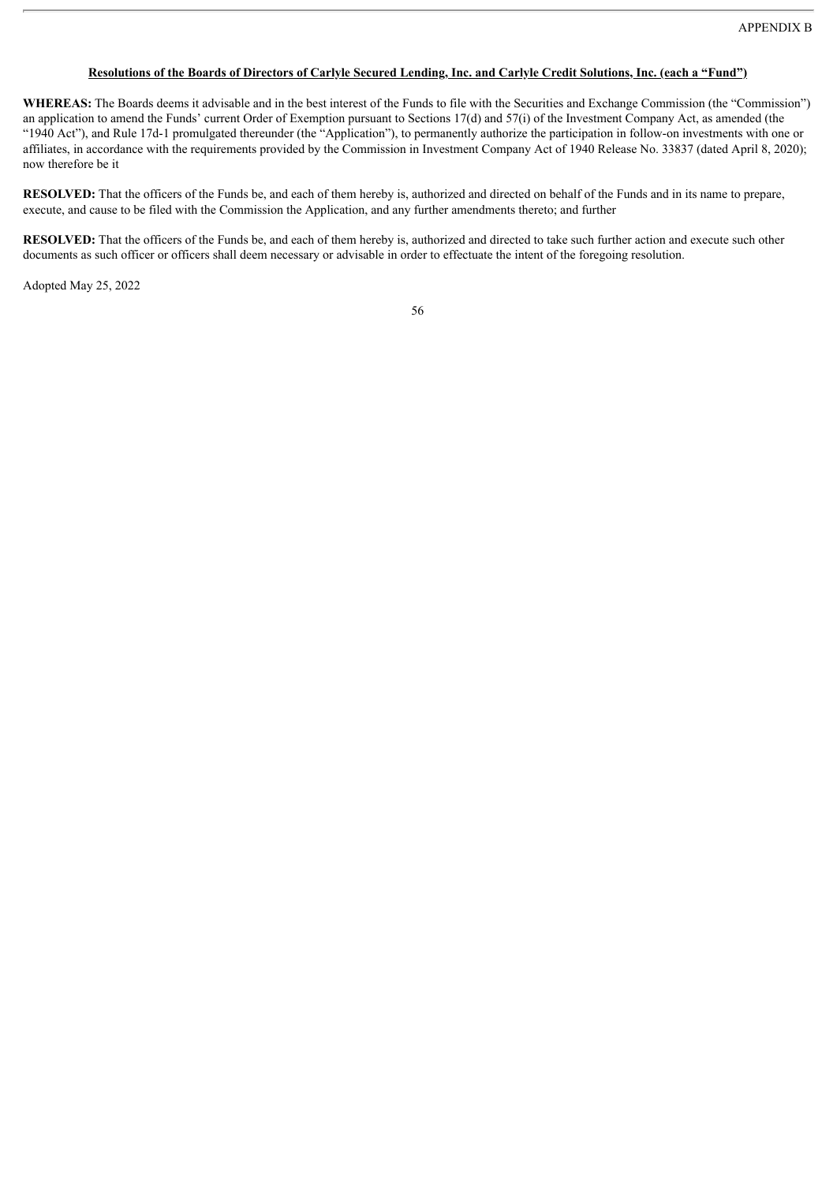APPENDIX B

**Resolutions of the Boards of Directors of Carlyle Secured Lending, Inc. and Carlyle Credit Solutions, Inc. (each a "Fund")**

**WHEREAS:** The Boards deems it advisable and in the best interest of the Funds to file with the Securities and Exchange Commission (the "Commission") an application to amend the Funds' current Order of Exemption pursuant to Sections 17(d) and 57(i) of the Investment Company Act, as amended (the "1940 Act"), and Rule 17d-1 promulgated thereunder (the "Application"), to permanently authorize the participation in follow-on investments with one or affiliates, in accordance with the requirements provided by the Commission in Investment Company Act of 1940 Release No. 33837 (dated April 8, 2020); now therefore be it

**RESOLVED:** That the officers of the Funds be, and each of them hereby is, authorized and directed on behalf of the Funds and in its name to prepare, execute, and cause to be filed with the Commission the Application, and any further amendments thereto; and further

**RESOLVED:** That the officers of the Funds be, and each of them hereby is, authorized and directed to take such further action and execute such other documents as such officer or officers shall deem necessary or advisable in order to effectuate the intent of the foregoing resolution.

Adopted May 25, 2022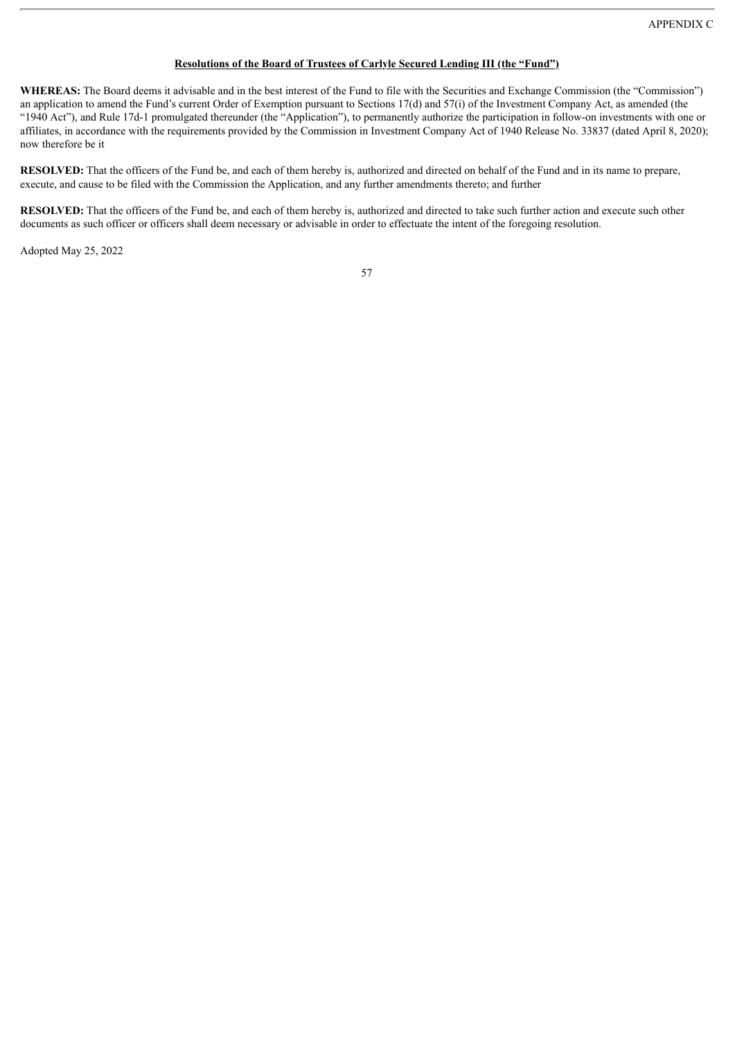APPENDIX C

**Resolutions of the Board of Trustees of Carlyle Secured Lending III (the "Fund")**

**WHEREAS:** The Board deems it advisable and in the best interest of the Fund to file with the Securities and Exchange Commission (the "Commission") an application to amend the Fund's current Order of Exemption pursuant to Sections 17(d) and 57(i) of the Investment Company Act, as amended (the "1940 Act"), and Rule 17d-1 promulgated thereunder (the "Application"), to permanently authorize the participation in follow-on investments with one or affiliates, in accordance with the requirements provided by the Commission in Investment Company Act of 1940 Release No. 33837 (dated April 8, 2020); now therefore be it

**RESOLVED:** That the officers of the Fund be, and each of them hereby is, authorized and directed on behalf of the Fund and in its name to prepare, execute, and cause to be filed with the Commission the Application, and any further amendments thereto; and further

**RESOLVED:** That the officers of the Fund be, and each of them hereby is, authorized and directed to take such further action and execute such other documents as such officer or officers shall deem necessary or advisable in order to effectuate the intent of the foregoing resolution.

Adopted May 25, 2022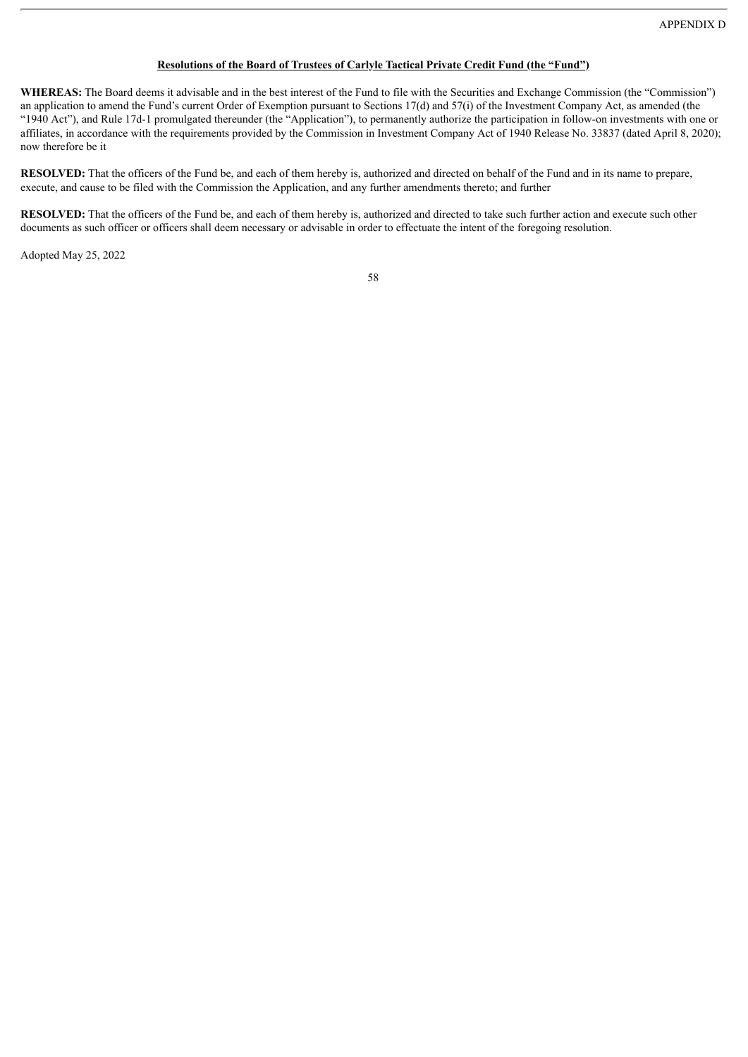APPENDIX D

**Resolutions of the Board of Trustees of Carlyle Tactical Private Credit Fund (the "Fund")**

**WHEREAS:** The Board deems it advisable and in the best interest of the Fund to file with the Securities and Exchange Commission (the "Commission") an application to amend the Fund's current Order of Exemption pursuant to Sections 17(d) and 57(i) of the Investment Company Act, as amended (the "1940 Act"), and Rule 17d-1 promulgated thereunder (the "Application"), to permanently authorize the participation in follow-on investments with one or affiliates, in accordance with the requirements provided by the Commission in Investment Company Act of 1940 Release No. 33837 (dated April 8, 2020); now therefore be it

**RESOLVED:** That the officers of the Fund be, and each of them hereby is, authorized and directed on behalf of the Fund and in its name to prepare, execute, and cause to be filed with the Commission the Application, and any further amendments thereto; and further

**RESOLVED:** That the officers of the Fund be, and each of them hereby is, authorized and directed to take such further action and execute such other documents as such officer or officers shall deem necessary or advisable in order to effectuate the intent of the foregoing resolution.

Adopted May 25, 2022